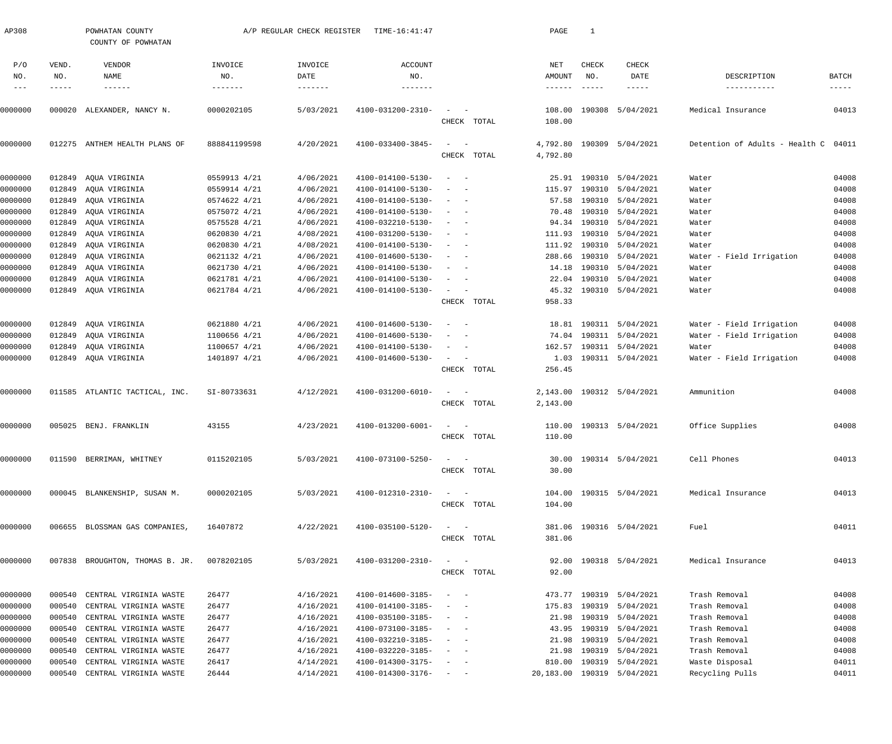AP308 POWHATAN COUNTY A/P REGULAR CHECK REGISTER TIME-16:41:47 PAGE 1

COUNTY OF POWHATAN

| P/O NO. | VEND. NO. | VENDOR NAME | INVOICE NO. | INVOICE DATE | ACCOUNT NO. | | NET AMOUNT | CHECK NO. | CHECK DATE | DESCRIPTION | BATCH |
|---|---|---|---|---|---|---|---|---|---|---|---|
| 0000000 | 000020 | ALEXANDER, NANCY N. | 0000202105 | 5/03/2021 | 4100-031200-2310- | - - | 108.00 | 190308 | 5/04/2021 | Medical Insurance | 04013 |
| | | | | | | CHECK TOTAL | 108.00 | | | | |
| 0000000 | 012275 | ANTHEM HEALTH PLANS OF | 888841199598 | 4/20/2021 | 4100-033400-3845- | - - | 4,792.80 | 190309 | 5/04/2021 | Detention of Adults - Health C | 04011 |
| | | | | | | CHECK TOTAL | 4,792.80 | | | | |
| 0000000 | 012849 | AQUA VIRGINIA | 0559913 4/21 | 4/06/2021 | 4100-014100-5130- | - - | 25.91 | 190310 | 5/04/2021 | Water | 04008 |
| 0000000 | 012849 | AQUA VIRGINIA | 0559914 4/21 | 4/06/2021 | 4100-014100-5130- | - - | 115.97 | 190310 | 5/04/2021 | Water | 04008 |
| 0000000 | 012849 | AQUA VIRGINIA | 0574622 4/21 | 4/06/2021 | 4100-014100-5130- | - - | 57.58 | 190310 | 5/04/2021 | Water | 04008 |
| 0000000 | 012849 | AQUA VIRGINIA | 0575072 4/21 | 4/06/2021 | 4100-014100-5130- | - - | 70.48 | 190310 | 5/04/2021 | Water | 04008 |
| 0000000 | 012849 | AQUA VIRGINIA | 0575528 4/21 | 4/06/2021 | 4100-032210-5130- | - - | 94.34 | 190310 | 5/04/2021 | Water | 04008 |
| 0000000 | 012849 | AQUA VIRGINIA | 0620830 4/21 | 4/08/2021 | 4100-031200-5130- | - - | 111.93 | 190310 | 5/04/2021 | Water | 04008 |
| 0000000 | 012849 | AQUA VIRGINIA | 0620830 4/21 | 4/08/2021 | 4100-014100-5130- | - - | 111.92 | 190310 | 5/04/2021 | Water | 04008 |
| 0000000 | 012849 | AQUA VIRGINIA | 0621132 4/21 | 4/06/2021 | 4100-014600-5130- | - - | 288.66 | 190310 | 5/04/2021 | Water - Field Irrigation | 04008 |
| 0000000 | 012849 | AQUA VIRGINIA | 0621730 4/21 | 4/06/2021 | 4100-014100-5130- | - - | 14.18 | 190310 | 5/04/2021 | Water | 04008 |
| 0000000 | 012849 | AQUA VIRGINIA | 0621781 4/21 | 4/06/2021 | 4100-014100-5130- | - - | 22.04 | 190310 | 5/04/2021 | Water | 04008 |
| 0000000 | 012849 | AQUA VIRGINIA | 0621784 4/21 | 4/06/2021 | 4100-014100-5130- | - - | 45.32 | 190310 | 5/04/2021 | Water | 04008 |
| | | | | | | CHECK TOTAL | 958.33 | | | | |
| 0000000 | 012849 | AQUA VIRGINIA | 0621880 4/21 | 4/06/2021 | 4100-014600-5130- | - - | 18.81 | 190311 | 5/04/2021 | Water - Field Irrigation | 04008 |
| 0000000 | 012849 | AQUA VIRGINIA | 1100656 4/21 | 4/06/2021 | 4100-014600-5130- | - - | 74.04 | 190311 | 5/04/2021 | Water - Field Irrigation | 04008 |
| 0000000 | 012849 | AQUA VIRGINIA | 1100657 4/21 | 4/06/2021 | 4100-014100-5130- | - - | 162.57 | 190311 | 5/04/2021 | Water | 04008 |
| 0000000 | 012849 | AQUA VIRGINIA | 1401897 4/21 | 4/06/2021 | 4100-014600-5130- | - - | 1.03 | 190311 | 5/04/2021 | Water - Field Irrigation | 04008 |
| | | | | | | CHECK TOTAL | 256.45 | | | | |
| 0000000 | 011585 | ATLANTIC TACTICAL, INC. | SI-80733631 | 4/12/2021 | 4100-031200-6010- | - - | 2,143.00 | 190312 | 5/04/2021 | Ammunition | 04008 |
| | | | | | | CHECK TOTAL | 2,143.00 | | | | |
| 0000000 | 005025 | BENJ. FRANKLIN | 43155 | 4/23/2021 | 4100-013200-6001- | - - | 110.00 | 190313 | 5/04/2021 | Office Supplies | 04008 |
| | | | | | | CHECK TOTAL | 110.00 | | | | |
| 0000000 | 011590 | BERRIMAN, WHITNEY | 0115202105 | 5/03/2021 | 4100-073100-5250- | - - | 30.00 | 190314 | 5/04/2021 | Cell Phones | 04013 |
| | | | | | | CHECK TOTAL | 30.00 | | | | |
| 0000000 | 000045 | BLANKENSHIP, SUSAN M. | 0000202105 | 5/03/2021 | 4100-012310-2310- | - - | 104.00 | 190315 | 5/04/2021 | Medical Insurance | 04013 |
| | | | | | | CHECK TOTAL | 104.00 | | | | |
| 0000000 | 006655 | BLOSSMAN GAS COMPANIES, | 16407872 | 4/22/2021 | 4100-035100-5120- | - - | 381.06 | 190316 | 5/04/2021 | Fuel | 04011 |
| | | | | | | CHECK TOTAL | 381.06 | | | | |
| 0000000 | 007838 | BROUGHTON, THOMAS B. JR. | 0078202105 | 5/03/2021 | 4100-031200-2310- | - - | 92.00 | 190318 | 5/04/2021 | Medical Insurance | 04013 |
| | | | | | | CHECK TOTAL | 92.00 | | | | |
| 0000000 | 000540 | CENTRAL VIRGINIA WASTE | 26477 | 4/16/2021 | 4100-014600-3185- | - - | 473.77 | 190319 | 5/04/2021 | Trash Removal | 04008 |
| 0000000 | 000540 | CENTRAL VIRGINIA WASTE | 26477 | 4/16/2021 | 4100-014100-3185- | - - | 175.83 | 190319 | 5/04/2021 | Trash Removal | 04008 |
| 0000000 | 000540 | CENTRAL VIRGINIA WASTE | 26477 | 4/16/2021 | 4100-035100-3185- | - - | 21.98 | 190319 | 5/04/2021 | Trash Removal | 04008 |
| 0000000 | 000540 | CENTRAL VIRGINIA WASTE | 26477 | 4/16/2021 | 4100-073100-3185- | - - | 43.95 | 190319 | 5/04/2021 | Trash Removal | 04008 |
| 0000000 | 000540 | CENTRAL VIRGINIA WASTE | 26477 | 4/16/2021 | 4100-032210-3185- | - - | 21.98 | 190319 | 5/04/2021 | Trash Removal | 04008 |
| 0000000 | 000540 | CENTRAL VIRGINIA WASTE | 26477 | 4/16/2021 | 4100-032220-3185- | - - | 21.98 | 190319 | 5/04/2021 | Trash Removal | 04008 |
| 0000000 | 000540 | CENTRAL VIRGINIA WASTE | 26417 | 4/14/2021 | 4100-014300-3175- | - - | 810.00 | 190319 | 5/04/2021 | Waste Disposal | 04011 |
| 0000000 | 000540 | CENTRAL VIRGINIA WASTE | 26444 | 4/14/2021 | 4100-014300-3176- | - - | 20,183.00 | 190319 | 5/04/2021 | Recycling Pulls | 04011 |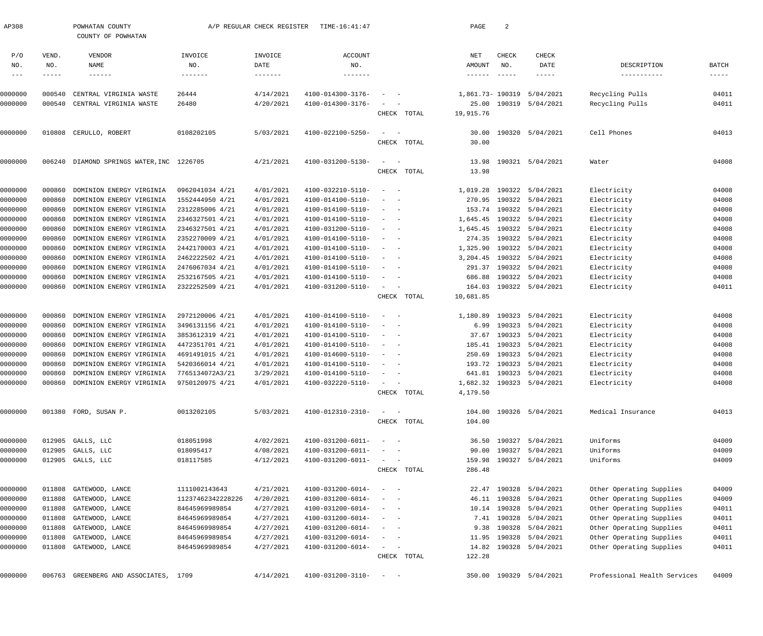AP308 POWHATAN COUNTY A/P REGULAR CHECK REGISTER TIME-16:41:47

COUNTY OF POWHATAN

| P/O NO. | VEND. NO. | VENDOR NAME | INVOICE NO. | INVOICE DATE | ACCOUNT NO. | | NET AMOUNT | CHECK NO. | CHECK DATE | DESCRIPTION | BATCH |
|---|---|---|---|---|---|---|---|---|---|---|---|
| 0000000 | 000540 | CENTRAL VIRGINIA WASTE | 26444 | 4/14/2021 | 4100-014300-3176- | - - | 1,861.73- | 190319 | 5/04/2021 | Recycling Pulls | 04011 |
| 0000000 | 000540 | CENTRAL VIRGINIA WASTE | 26480 | 4/20/2021 | 4100-014300-3176- | - - | 25.00 | 190319 | 5/04/2021 | Recycling Pulls | 04011 |
| | | | | | | CHECK TOTAL | 19,915.76 | | | | |
| 0000000 | 010808 | CERULLO, ROBERT | 0108202105 | 5/03/2021 | 4100-022100-5250- | - - | 30.00 | 190320 | 5/04/2021 | Cell Phones | 04013 |
| | | | | | | CHECK TOTAL | 30.00 | | | | |
| 0000000 | 006240 | DIAMOND SPRINGS WATER,INC | 1226705 | 4/21/2021 | 4100-031200-5130- | - - | 13.98 | 190321 | 5/04/2021 | Water | 04008 |
| | | | | | | CHECK TOTAL | 13.98 | | | | |
| 0000000 | 000860 | DOMINION ENERGY VIRGINIA | 0962041034 4/21 | 4/01/2021 | 4100-032210-5110- | - - | 1,019.28 | 190322 | 5/04/2021 | Electricity | 04008 |
| 0000000 | 000860 | DOMINION ENERGY VIRGINIA | 1552444950 4/21 | 4/01/2021 | 4100-014100-5110- | - - | 270.95 | 190322 | 5/04/2021 | Electricity | 04008 |
| 0000000 | 000860 | DOMINION ENERGY VIRGINIA | 2312285006 4/21 | 4/01/2021 | 4100-014100-5110- | - - | 153.74 | 190322 | 5/04/2021 | Electricity | 04008 |
| 0000000 | 000860 | DOMINION ENERGY VIRGINIA | 2346327501 4/21 | 4/01/2021 | 4100-014100-5110- | - - | 1,645.45 | 190322 | 5/04/2021 | Electricity | 04008 |
| 0000000 | 000860 | DOMINION ENERGY VIRGINIA | 2346327501 4/21 | 4/01/2021 | 4100-031200-5110- | - - | 1,645.45 | 190322 | 5/04/2021 | Electricity | 04008 |
| 0000000 | 000860 | DOMINION ENERGY VIRGINIA | 2352270009 4/21 | 4/01/2021 | 4100-014100-5110- | - - | 274.35 | 190322 | 5/04/2021 | Electricity | 04008 |
| 0000000 | 000860 | DOMINION ENERGY VIRGINIA | 2442170003 4/21 | 4/01/2021 | 4100-014100-5110- | - - | 1,325.90 | 190322 | 5/04/2021 | Electricity | 04008 |
| 0000000 | 000860 | DOMINION ENERGY VIRGINIA | 2462222502 4/21 | 4/01/2021 | 4100-014100-5110- | - - | 3,204.45 | 190322 | 5/04/2021 | Electricity | 04008 |
| 0000000 | 000860 | DOMINION ENERGY VIRGINIA | 2476067034 4/21 | 4/01/2021 | 4100-014100-5110- | - - | 291.37 | 190322 | 5/04/2021 | Electricity | 04008 |
| 0000000 | 000860 | DOMINION ENERGY VIRGINIA | 2532167505 4/21 | 4/01/2021 | 4100-014100-5110- | - - | 686.88 | 190322 | 5/04/2021 | Electricity | 04008 |
| 0000000 | 000860 | DOMINION ENERGY VIRGINIA | 2322252509 4/21 | 4/01/2021 | 4100-031200-5110- | - - | 164.03 | 190322 | 5/04/2021 | Electricity | 04011 |
| | | | | | | CHECK TOTAL | 10,681.85 | | | | |
| 0000000 | 000860 | DOMINION ENERGY VIRGINIA | 2972120006 4/21 | 4/01/2021 | 4100-014100-5110- | - - | 1,180.89 | 190323 | 5/04/2021 | Electricity | 04008 |
| 0000000 | 000860 | DOMINION ENERGY VIRGINIA | 3496131156 4/21 | 4/01/2021 | 4100-014100-5110- | - - | 6.99 | 190323 | 5/04/2021 | Electricity | 04008 |
| 0000000 | 000860 | DOMINION ENERGY VIRGINIA | 3853612319 4/21 | 4/01/2021 | 4100-014100-5110- | - - | 37.67 | 190323 | 5/04/2021 | Electricity | 04008 |
| 0000000 | 000860 | DOMINION ENERGY VIRGINIA | 4472351701 4/21 | 4/01/2021 | 4100-014100-5110- | - - | 185.41 | 190323 | 5/04/2021 | Electricity | 04008 |
| 0000000 | 000860 | DOMINION ENERGY VIRGINIA | 4691491015 4/21 | 4/01/2021 | 4100-014600-5110- | - - | 250.69 | 190323 | 5/04/2021 | Electricity | 04008 |
| 0000000 | 000860 | DOMINION ENERGY VIRGINIA | 5420366014 4/21 | 4/01/2021 | 4100-014100-5110- | - - | 193.72 | 190323 | 5/04/2021 | Electricity | 04008 |
| 0000000 | 000860 | DOMINION ENERGY VIRGINIA | 7765134072A3/21 | 3/29/2021 | 4100-014100-5110- | - - | 641.81 | 190323 | 5/04/2021 | Electricity | 04008 |
| 0000000 | 000860 | DOMINION ENERGY VIRGINIA | 9750120975 4/21 | 4/01/2021 | 4100-032220-5110- | - - | 1,682.32 | 190323 | 5/04/2021 | Electricity | 04008 |
| | | | | | | CHECK TOTAL | 4,179.50 | | | | |
| 0000000 | 001380 | FORD, SUSAN P. | 0013202105 | 5/03/2021 | 4100-012310-2310- | - - | 104.00 | 190326 | 5/04/2021 | Medical Insurance | 04013 |
| | | | | | | CHECK TOTAL | 104.00 | | | | |
| 0000000 | 012905 | GALLS, LLC | 018051998 | 4/02/2021 | 4100-031200-6011- | - - | 36.50 | 190327 | 5/04/2021 | Uniforms | 04009 |
| 0000000 | 012905 | GALLS, LLC | 018095417 | 4/08/2021 | 4100-031200-6011- | - - | 90.00 | 190327 | 5/04/2021 | Uniforms | 04009 |
| 0000000 | 012905 | GALLS, LLC | 018117585 | 4/12/2021 | 4100-031200-6011- | - - | 159.98 | 190327 | 5/04/2021 | Uniforms | 04009 |
| | | | | | | CHECK TOTAL | 286.48 | | | | |
| 0000000 | 011808 | GATEWOOD, LANCE | 1111002143643 | 4/21/2021 | 4100-031200-6014- | - - | 22.47 | 190328 | 5/04/2021 | Other Operating Supplies | 04009 |
| 0000000 | 011808 | GATEWOOD, LANCE | 11237462342228226 | 4/20/2021 | 4100-031200-6014- | - - | 46.11 | 190328 | 5/04/2021 | Other Operating Supplies | 04009 |
| 0000000 | 011808 | GATEWOOD, LANCE | 84645969989854 | 4/27/2021 | 4100-031200-6014- | - - | 10.14 | 190328 | 5/04/2021 | Other Operating Supplies | 04011 |
| 0000000 | 011808 | GATEWOOD, LANCE | 84645969989854 | 4/27/2021 | 4100-031200-6014- | - - | 7.41 | 190328 | 5/04/2021 | Other Operating Supplies | 04011 |
| 0000000 | 011808 | GATEWOOD, LANCE | 84645969989854 | 4/27/2021 | 4100-031200-6014- | - - | 9.38 | 190328 | 5/04/2021 | Other Operating Supplies | 04011 |
| 0000000 | 011808 | GATEWOOD, LANCE | 84645969989854 | 4/27/2021 | 4100-031200-6014- | - - | 11.95 | 190328 | 5/04/2021 | Other Operating Supplies | 04011 |
| 0000000 | 011808 | GATEWOOD, LANCE | 84645969989854 | 4/27/2021 | 4100-031200-6014- | - - | 14.82 | 190328 | 5/04/2021 | Other Operating Supplies | 04011 |
| | | | | | | CHECK TOTAL | 122.28 | | | | |
| 0000000 | 006763 | GREENBERG AND ASSOCIATES, | 1709 | 4/14/2021 | 4100-031200-3110- | - - | 350.00 | 190329 | 5/04/2021 | Professional Health Services | 04009 |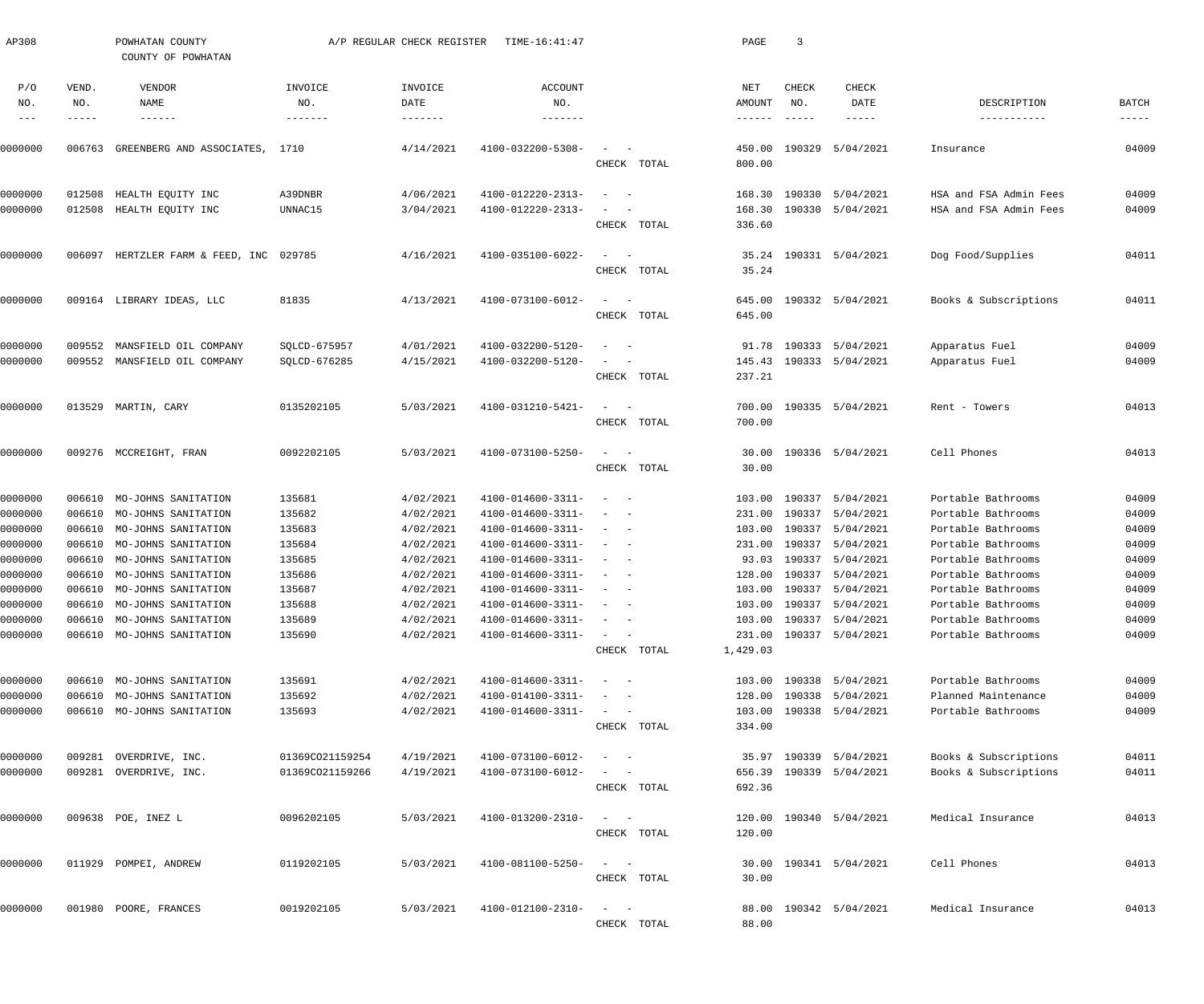AP308 POWHATAN COUNTY A/P REGULAR CHECK REGISTER TIME-16:41:47

COUNTY OF POWHATAN

| P/O NO. | VEND. NO. | VENDOR NAME | INVOICE NO. | INVOICE DATE | ACCOUNT NO. | | NET AMOUNT | CHECK NO. | CHECK DATE | DESCRIPTION | BATCH |
|---|---|---|---|---|---|---|---|---|---|---|---|
| 0000000 | 006763 | GREENBERG AND ASSOCIATES, | 1710 | 4/14/2021 | 4100-032200-5308- | - - | 450.00 | 190329 | 5/04/2021 | Insurance | 04009 |
| | | | | | | CHECK TOTAL | 800.00 | | | | |
| 0000000 | 012508 | HEALTH EQUITY INC | A39DNBR | 4/06/2021 | 4100-012220-2313- | - - | 168.30 | 190330 | 5/04/2021 | HSA and FSA Admin Fees | 04009 |
| 0000000 | 012508 | HEALTH EQUITY INC | UNNAC15 | 3/04/2021 | 4100-012220-2313- | - - | 168.30 | 190330 | 5/04/2021 | HSA and FSA Admin Fees | 04009 |
| | | | | | | CHECK TOTAL | 336.60 | | | | |
| 0000000 | 006097 | HERTZLER FARM & FEED, INC | 029785 | 4/16/2021 | 4100-035100-6022- | - - | 35.24 | 190331 | 5/04/2021 | Dog Food/Supplies | 04011 |
| | | | | | | CHECK TOTAL | 35.24 | | | | |
| 0000000 | 009164 | LIBRARY IDEAS, LLC | 81835 | 4/13/2021 | 4100-073100-6012- | - - | 645.00 | 190332 | 5/04/2021 | Books & Subscriptions | 04011 |
| | | | | | | CHECK TOTAL | 645.00 | | | | |
| 0000000 | 009552 | MANSFIELD OIL COMPANY | SQLCD-675957 | 4/01/2021 | 4100-032200-5120- | - - | 91.78 | 190333 | 5/04/2021 | Apparatus Fuel | 04009 |
| 0000000 | 009552 | MANSFIELD OIL COMPANY | SQLCD-676285 | 4/15/2021 | 4100-032200-5120- | - - | 145.43 | 190333 | 5/04/2021 | Apparatus Fuel | 04009 |
| | | | | | | CHECK TOTAL | 237.21 | | | | |
| 0000000 | 013529 | MARTIN, CARY | 0135202105 | 5/03/2021 | 4100-031210-5421- | - - | 700.00 | 190335 | 5/04/2021 | Rent - Towers | 04013 |
| | | | | | | CHECK TOTAL | 700.00 | | | | |
| 0000000 | 009276 | MCCREIGHT, FRAN | 0092202105 | 5/03/2021 | 4100-073100-5250- | - - | 30.00 | 190336 | 5/04/2021 | Cell Phones | 04013 |
| | | | | | | CHECK TOTAL | 30.00 | | | | |
| 0000000 | 006610 | MO-JOHNS SANITATION | 135681 | 4/02/2021 | 4100-014600-3311- | - - | 103.00 | 190337 | 5/04/2021 | Portable Bathrooms | 04009 |
| 0000000 | 006610 | MO-JOHNS SANITATION | 135682 | 4/02/2021 | 4100-014600-3311- | - - | 231.00 | 190337 | 5/04/2021 | Portable Bathrooms | 04009 |
| 0000000 | 006610 | MO-JOHNS SANITATION | 135683 | 4/02/2021 | 4100-014600-3311- | - - | 103.00 | 190337 | 5/04/2021 | Portable Bathrooms | 04009 |
| 0000000 | 006610 | MO-JOHNS SANITATION | 135684 | 4/02/2021 | 4100-014600-3311- | - - | 231.00 | 190337 | 5/04/2021 | Portable Bathrooms | 04009 |
| 0000000 | 006610 | MO-JOHNS SANITATION | 135685 | 4/02/2021 | 4100-014600-3311- | - - | 93.03 | 190337 | 5/04/2021 | Portable Bathrooms | 04009 |
| 0000000 | 006610 | MO-JOHNS SANITATION | 135686 | 4/02/2021 | 4100-014600-3311- | - - | 128.00 | 190337 | 5/04/2021 | Portable Bathrooms | 04009 |
| 0000000 | 006610 | MO-JOHNS SANITATION | 135687 | 4/02/2021 | 4100-014600-3311- | - - | 103.00 | 190337 | 5/04/2021 | Portable Bathrooms | 04009 |
| 0000000 | 006610 | MO-JOHNS SANITATION | 135688 | 4/02/2021 | 4100-014600-3311- | - - | 103.00 | 190337 | 5/04/2021 | Portable Bathrooms | 04009 |
| 0000000 | 006610 | MO-JOHNS SANITATION | 135689 | 4/02/2021 | 4100-014600-3311- | - - | 103.00 | 190337 | 5/04/2021 | Portable Bathrooms | 04009 |
| 0000000 | 006610 | MO-JOHNS SANITATION | 135690 | 4/02/2021 | 4100-014600-3311- | - - | 231.00 | 190337 | 5/04/2021 | Portable Bathrooms | 04009 |
| | | | | | | CHECK TOTAL | 1,429.03 | | | | |
| 0000000 | 006610 | MO-JOHNS SANITATION | 135691 | 4/02/2021 | 4100-014600-3311- | - - | 103.00 | 190338 | 5/04/2021 | Portable Bathrooms | 04009 |
| 0000000 | 006610 | MO-JOHNS SANITATION | 135692 | 4/02/2021 | 4100-014100-3311- | - - | 128.00 | 190338 | 5/04/2021 | Planned Maintenance | 04009 |
| 0000000 | 006610 | MO-JOHNS SANITATION | 135693 | 4/02/2021 | 4100-014600-3311- | - - | 103.00 | 190338 | 5/04/2021 | Portable Bathrooms | 04009 |
| | | | | | | CHECK TOTAL | 334.00 | | | | |
| 0000000 | 009281 | OVERDRIVE, INC. | 01369CO21159254 | 4/19/2021 | 4100-073100-6012- | - - | 35.97 | 190339 | 5/04/2021 | Books & Subscriptions | 04011 |
| 0000000 | 009281 | OVERDRIVE, INC. | 01369CO21159266 | 4/19/2021 | 4100-073100-6012- | - - | 656.39 | 190339 | 5/04/2021 | Books & Subscriptions | 04011 |
| | | | | | | CHECK TOTAL | 692.36 | | | | |
| 0000000 | 009638 | POE, INEZ L | 0096202105 | 5/03/2021 | 4100-013200-2310- | - - | 120.00 | 190340 | 5/04/2021 | Medical Insurance | 04013 |
| | | | | | | CHECK TOTAL | 120.00 | | | | |
| 0000000 | 011929 | POMPEI, ANDREW | 0119202105 | 5/03/2021 | 4100-081100-5250- | - - | 30.00 | 190341 | 5/04/2021 | Cell Phones | 04013 |
| | | | | | | CHECK TOTAL | 30.00 | | | | |
| 0000000 | 001980 | POORE, FRANCES | 0019202105 | 5/03/2021 | 4100-012100-2310- | - - | 88.00 | 190342 | 5/04/2021 | Medical Insurance | 04013 |
| | | | | | | CHECK TOTAL | 88.00 | | | | |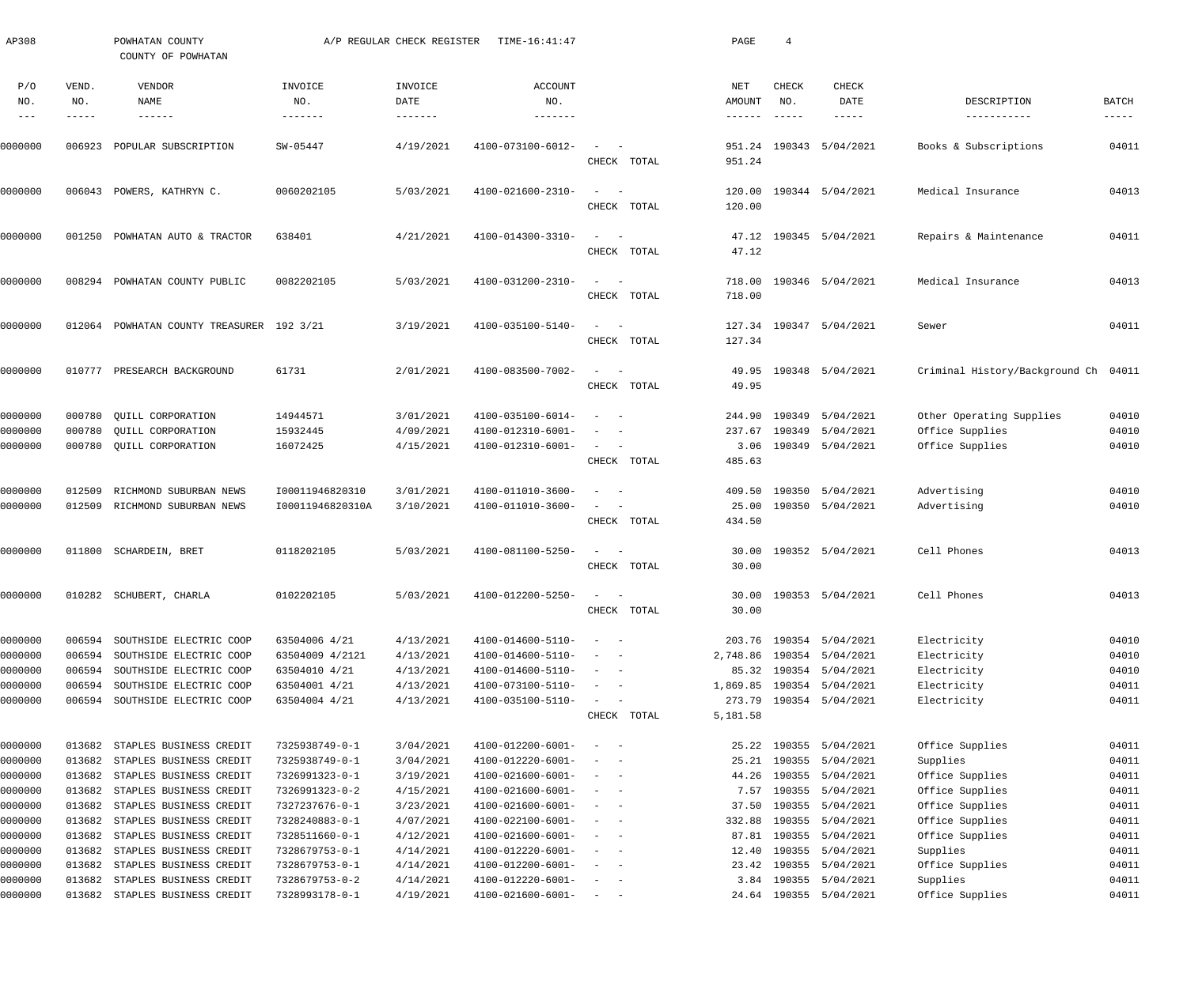AP308 POWHATAN COUNTY A/P REGULAR CHECK REGISTER TIME-16:41:47

COUNTY OF POWHATAN

| P/O NO. | VEND. NO. | VENDOR NAME | INVOICE NO. | INVOICE DATE | ACCOUNT NO. | | NET AMOUNT | CHECK NO. | CHECK DATE | DESCRIPTION | BATCH |
|---|---|---|---|---|---|---|---|---|---|---|---|
| 0000000 | 006923 | POPULAR SUBSCRIPTION | SW-05447 | 4/19/2021 | 4100-073100-6012- | - - | 951.24 | 190343 | 5/04/2021 | Books & Subscriptions | 04011 |
| | | | | | | CHECK TOTAL | 951.24 | | | | |
| 0000000 | 006043 | POWERS, KATHRYN C. | 0060202105 | 5/03/2021 | 4100-021600-2310- | - - | 120.00 | 190344 | 5/04/2021 | Medical Insurance | 04013 |
| | | | | | | CHECK TOTAL | 120.00 | | | | |
| 0000000 | 001250 | POWHATAN AUTO & TRACTOR | 638401 | 4/21/2021 | 4100-014300-3310- | - - | 47.12 | 190345 | 5/04/2021 | Repairs & Maintenance | 04011 |
| | | | | | | CHECK TOTAL | 47.12 | | | | |
| 0000000 | 008294 | POWHATAN COUNTY PUBLIC | 0082202105 | 5/03/2021 | 4100-031200-2310- | - - | 718.00 | 190346 | 5/04/2021 | Medical Insurance | 04013 |
| | | | | | | CHECK TOTAL | 718.00 | | | | |
| 0000000 | 012064 | POWHATAN COUNTY TREASURER | 192 3/21 | 3/19/2021 | 4100-035100-5140- | - - | 127.34 | 190347 | 5/04/2021 | Sewer | 04011 |
| | | | | | | CHECK TOTAL | 127.34 | | | | |
| 0000000 | 010777 | PRESEARCH BACKGROUND | 61731 | 2/01/2021 | 4100-083500-7002- | - - | 49.95 | 190348 | 5/04/2021 | Criminal History/Background Ch | 04011 |
| | | | | | | CHECK TOTAL | 49.95 | | | | |
| 0000000 | 000780 | QUILL CORPORATION | 14944571 | 3/01/2021 | 4100-035100-6014- | - - | 244.90 | 190349 | 5/04/2021 | Other Operating Supplies | 04010 |
| 0000000 | 000780 | QUILL CORPORATION | 15932445 | 4/09/2021 | 4100-012310-6001- | - - | 237.67 | 190349 | 5/04/2021 | Office Supplies | 04010 |
| 0000000 | 000780 | QUILL CORPORATION | 16072425 | 4/15/2021 | 4100-012310-6001- | - - | 3.06 | 190349 | 5/04/2021 | Office Supplies | 04010 |
| | | | | | | CHECK TOTAL | 485.63 | | | | |
| 0000000 | 012509 | RICHMOND SUBURBAN NEWS | I00011946820310 | 3/01/2021 | 4100-011010-3600- | - - | 409.50 | 190350 | 5/04/2021 | Advertising | 04010 |
| 0000000 | 012509 | RICHMOND SUBURBAN NEWS | I00011946820310A | 3/10/2021 | 4100-011010-3600- | - - | 25.00 | 190350 | 5/04/2021 | Advertising | 04010 |
| | | | | | | CHECK TOTAL | 434.50 | | | | |
| 0000000 | 011800 | SCHARDEIN, BRET | 0118202105 | 5/03/2021 | 4100-081100-5250- | - - | 30.00 | 190352 | 5/04/2021 | Cell Phones | 04013 |
| | | | | | | CHECK TOTAL | 30.00 | | | | |
| 0000000 | 010282 | SCHUBERT, CHARLA | 0102202105 | 5/03/2021 | 4100-012200-5250- | - - | 30.00 | 190353 | 5/04/2021 | Cell Phones | 04013 |
| | | | | | | CHECK TOTAL | 30.00 | | | | |
| 0000000 | 006594 | SOUTHSIDE ELECTRIC COOP | 63504006 4/21 | 4/13/2021 | 4100-014600-5110- | - - | 203.76 | 190354 | 5/04/2021 | Electricity | 04010 |
| 0000000 | 006594 | SOUTHSIDE ELECTRIC COOP | 63504009 4/2121 | 4/13/2021 | 4100-014600-5110- | - - | 2,748.86 | 190354 | 5/04/2021 | Electricity | 04010 |
| 0000000 | 006594 | SOUTHSIDE ELECTRIC COOP | 63504010 4/21 | 4/13/2021 | 4100-014600-5110- | - - | 85.32 | 190354 | 5/04/2021 | Electricity | 04010 |
| 0000000 | 006594 | SOUTHSIDE ELECTRIC COOP | 63504001 4/21 | 4/13/2021 | 4100-073100-5110- | - - | 1,869.85 | 190354 | 5/04/2021 | Electricity | 04011 |
| 0000000 | 006594 | SOUTHSIDE ELECTRIC COOP | 63504004 4/21 | 4/13/2021 | 4100-035100-5110- | - - | 273.79 | 190354 | 5/04/2021 | Electricity | 04011 |
| | | | | | | CHECK TOTAL | 5,181.58 | | | | |
| 0000000 | 013682 | STAPLES BUSINESS CREDIT | 7325938749-0-1 | 3/04/2021 | 4100-012200-6001- | - - | 25.22 | 190355 | 5/04/2021 | Office Supplies | 04011 |
| 0000000 | 013682 | STAPLES BUSINESS CREDIT | 7325938749-0-1 | 3/04/2021 | 4100-012220-6001- | - - | 25.21 | 190355 | 5/04/2021 | Supplies | 04011 |
| 0000000 | 013682 | STAPLES BUSINESS CREDIT | 7326991323-0-1 | 3/19/2021 | 4100-021600-6001- | - - | 44.26 | 190355 | 5/04/2021 | Office Supplies | 04011 |
| 0000000 | 013682 | STAPLES BUSINESS CREDIT | 7326991323-0-2 | 4/15/2021 | 4100-021600-6001- | - - | 7.57 | 190355 | 5/04/2021 | Office Supplies | 04011 |
| 0000000 | 013682 | STAPLES BUSINESS CREDIT | 7327237676-0-1 | 3/23/2021 | 4100-021600-6001- | - - | 37.50 | 190355 | 5/04/2021 | Office Supplies | 04011 |
| 0000000 | 013682 | STAPLES BUSINESS CREDIT | 7328240883-0-1 | 4/07/2021 | 4100-022100-6001- | - - | 332.88 | 190355 | 5/04/2021 | Office Supplies | 04011 |
| 0000000 | 013682 | STAPLES BUSINESS CREDIT | 7328511660-0-1 | 4/12/2021 | 4100-021600-6001- | - - | 87.81 | 190355 | 5/04/2021 | Office Supplies | 04011 |
| 0000000 | 013682 | STAPLES BUSINESS CREDIT | 7328679753-0-1 | 4/14/2021 | 4100-012220-6001- | - - | 12.40 | 190355 | 5/04/2021 | Supplies | 04011 |
| 0000000 | 013682 | STAPLES BUSINESS CREDIT | 7328679753-0-1 | 4/14/2021 | 4100-012200-6001- | - - | 23.42 | 190355 | 5/04/2021 | Office Supplies | 04011 |
| 0000000 | 013682 | STAPLES BUSINESS CREDIT | 7328679753-0-2 | 4/14/2021 | 4100-012220-6001- | - - | 3.84 | 190355 | 5/04/2021 | Supplies | 04011 |
| 0000000 | 013682 | STAPLES BUSINESS CREDIT | 7328993178-0-1 | 4/19/2021 | 4100-021600-6001- | - - | 24.64 | 190355 | 5/04/2021 | Office Supplies | 04011 |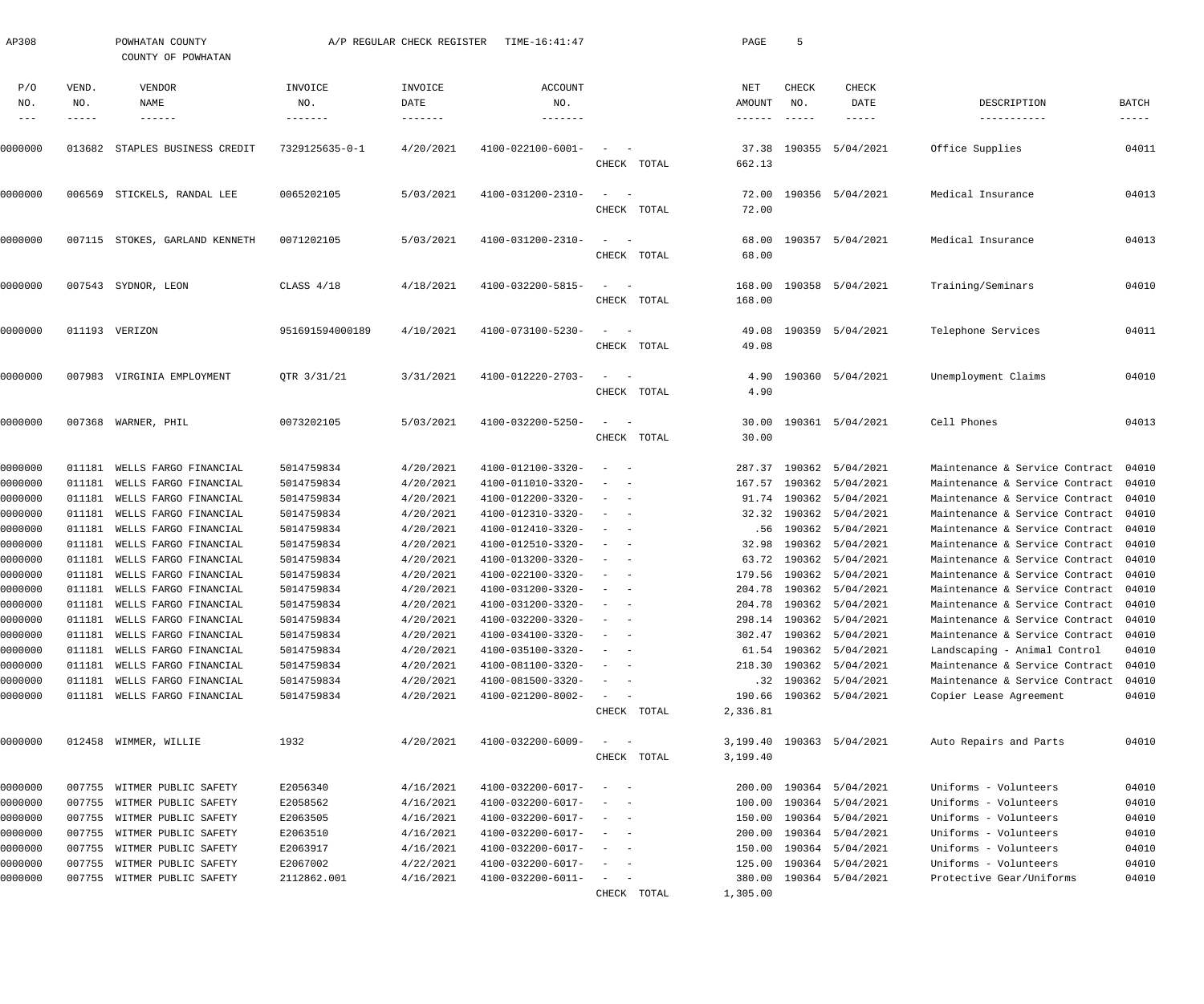AP308 POWHATAN COUNTY A/P REGULAR CHECK REGISTER TIME-16:41:47

COUNTY OF POWHATAN

| P/O NO. | VEND. NO. | VENDOR NAME | INVOICE NO. | INVOICE DATE | ACCOUNT NO. | | NET AMOUNT | CHECK NO. | CHECK DATE | DESCRIPTION | BATCH |
|---|---|---|---|---|---|---|---|---|---|---|---|
| 0000000 | 013682 | STAPLES BUSINESS CREDIT | 7329125635-0-1 | 4/20/2021 | 4100-022100-6001- | - - | 37.38 | 190355 | 5/04/2021 | Office Supplies | 04011 |
| | | | | | | CHECK TOTAL | 662.13 | | | | |
| 0000000 | 006569 | STICKELS, RANDAL LEE | 0065202105 | 5/03/2021 | 4100-031200-2310- | - - | 72.00 | 190356 | 5/04/2021 | Medical Insurance | 04013 |
| | | | | | | CHECK TOTAL | 72.00 | | | | |
| 0000000 | 007115 | STOKES, GARLAND KENNETH | 0071202105 | 5/03/2021 | 4100-031200-2310- | - - | 68.00 | 190357 | 5/04/2021 | Medical Insurance | 04013 |
| | | | | | | CHECK TOTAL | 68.00 | | | | |
| 0000000 | 007543 | SYDNOR, LEON | CLASS 4/18 | 4/18/2021 | 4100-032200-5815- | - - | 168.00 | 190358 | 5/04/2021 | Training/Seminars | 04010 |
| | | | | | | CHECK TOTAL | 168.00 | | | | |
| 0000000 | 011193 | VERIZON | 951691594000189 | 4/10/2021 | 4100-073100-5230- | - - | 49.08 | 190359 | 5/04/2021 | Telephone Services | 04011 |
| | | | | | | CHECK TOTAL | 49.08 | | | | |
| 0000000 | 007983 | VIRGINIA EMPLOYMENT | QTR 3/31/21 | 3/31/2021 | 4100-012220-2703- | - - | 4.90 | 190360 | 5/04/2021 | Unemployment Claims | 04010 |
| | | | | | | CHECK TOTAL | 4.90 | | | | |
| 0000000 | 007368 | WARNER, PHIL | 0073202105 | 5/03/2021 | 4100-032200-5250- | - - | 30.00 | 190361 | 5/04/2021 | Cell Phones | 04013 |
| | | | | | | CHECK TOTAL | 30.00 | | | | |
| 0000000 | 011181 | WELLS FARGO FINANCIAL | 5014759834 | 4/20/2021 | 4100-012100-3320- | - - | 287.37 | 190362 | 5/04/2021 | Maintenance & Service Contract | 04010 |
| 0000000 | 011181 | WELLS FARGO FINANCIAL | 5014759834 | 4/20/2021 | 4100-011010-3320- | - - | 167.57 | 190362 | 5/04/2021 | Maintenance & Service Contract | 04010 |
| 0000000 | 011181 | WELLS FARGO FINANCIAL | 5014759834 | 4/20/2021 | 4100-012200-3320- | - - | 91.74 | 190362 | 5/04/2021 | Maintenance & Service Contract | 04010 |
| 0000000 | 011181 | WELLS FARGO FINANCIAL | 5014759834 | 4/20/2021 | 4100-012310-3320- | - - | 32.32 | 190362 | 5/04/2021 | Maintenance & Service Contract | 04010 |
| 0000000 | 011181 | WELLS FARGO FINANCIAL | 5014759834 | 4/20/2021 | 4100-012410-3320- | - - | .56 | 190362 | 5/04/2021 | Maintenance & Service Contract | 04010 |
| 0000000 | 011181 | WELLS FARGO FINANCIAL | 5014759834 | 4/20/2021 | 4100-012510-3320- | - - | 32.98 | 190362 | 5/04/2021 | Maintenance & Service Contract | 04010 |
| 0000000 | 011181 | WELLS FARGO FINANCIAL | 5014759834 | 4/20/2021 | 4100-013200-3320- | - - | 63.72 | 190362 | 5/04/2021 | Maintenance & Service Contract | 04010 |
| 0000000 | 011181 | WELLS FARGO FINANCIAL | 5014759834 | 4/20/2021 | 4100-022100-3320- | - - | 179.56 | 190362 | 5/04/2021 | Maintenance & Service Contract | 04010 |
| 0000000 | 011181 | WELLS FARGO FINANCIAL | 5014759834 | 4/20/2021 | 4100-031200-3320- | - - | 204.78 | 190362 | 5/04/2021 | Maintenance & Service Contract | 04010 |
| 0000000 | 011181 | WELLS FARGO FINANCIAL | 5014759834 | 4/20/2021 | 4100-031200-3320- | - - | 204.78 | 190362 | 5/04/2021 | Maintenance & Service Contract | 04010 |
| 0000000 | 011181 | WELLS FARGO FINANCIAL | 5014759834 | 4/20/2021 | 4100-032200-3320- | - - | 298.14 | 190362 | 5/04/2021 | Maintenance & Service Contract | 04010 |
| 0000000 | 011181 | WELLS FARGO FINANCIAL | 5014759834 | 4/20/2021 | 4100-034100-3320- | - - | 302.47 | 190362 | 5/04/2021 | Maintenance & Service Contract | 04010 |
| 0000000 | 011181 | WELLS FARGO FINANCIAL | 5014759834 | 4/20/2021 | 4100-035100-3320- | - - | 61.54 | 190362 | 5/04/2021 | Landscaping - Animal Control | 04010 |
| 0000000 | 011181 | WELLS FARGO FINANCIAL | 5014759834 | 4/20/2021 | 4100-081100-3320- | - - | 218.30 | 190362 | 5/04/2021 | Maintenance & Service Contract | 04010 |
| 0000000 | 011181 | WELLS FARGO FINANCIAL | 5014759834 | 4/20/2021 | 4100-081500-3320- | - - | .32 | 190362 | 5/04/2021 | Maintenance & Service Contract | 04010 |
| 0000000 | 011181 | WELLS FARGO FINANCIAL | 5014759834 | 4/20/2021 | 4100-021200-8002- | - - | 190.66 | 190362 | 5/04/2021 | Copier Lease Agreement | 04010 |
| | | | | | | CHECK TOTAL | 2,336.81 | | | | |
| 0000000 | 012458 | WIMMER, WILLIE | 1932 | 4/20/2021 | 4100-032200-6009- | - - | 3,199.40 | 190363 | 5/04/2021 | Auto Repairs and Parts | 04010 |
| | | | | | | CHECK TOTAL | 3,199.40 | | | | |
| 0000000 | 007755 | WITMER PUBLIC SAFETY | E2056340 | 4/16/2021 | 4100-032200-6017- | - - | 200.00 | 190364 | 5/04/2021 | Uniforms - Volunteers | 04010 |
| 0000000 | 007755 | WITMER PUBLIC SAFETY | E2058562 | 4/16/2021 | 4100-032200-6017- | - - | 100.00 | 190364 | 5/04/2021 | Uniforms - Volunteers | 04010 |
| 0000000 | 007755 | WITMER PUBLIC SAFETY | E2063505 | 4/16/2021 | 4100-032200-6017- | - - | 150.00 | 190364 | 5/04/2021 | Uniforms - Volunteers | 04010 |
| 0000000 | 007755 | WITMER PUBLIC SAFETY | E2063510 | 4/16/2021 | 4100-032200-6017- | - - | 200.00 | 190364 | 5/04/2021 | Uniforms - Volunteers | 04010 |
| 0000000 | 007755 | WITMER PUBLIC SAFETY | E2063917 | 4/16/2021 | 4100-032200-6017- | - - | 150.00 | 190364 | 5/04/2021 | Uniforms - Volunteers | 04010 |
| 0000000 | 007755 | WITMER PUBLIC SAFETY | E2067002 | 4/22/2021 | 4100-032200-6017- | - - | 125.00 | 190364 | 5/04/2021 | Uniforms - Volunteers | 04010 |
| 0000000 | 007755 | WITMER PUBLIC SAFETY | 2112862.001 | 4/16/2021 | 4100-032200-6011- | - - | 380.00 | 190364 | 5/04/2021 | Protective Gear/Uniforms | 04010 |
| | | | | | | CHECK TOTAL | 1,305.00 | | | | |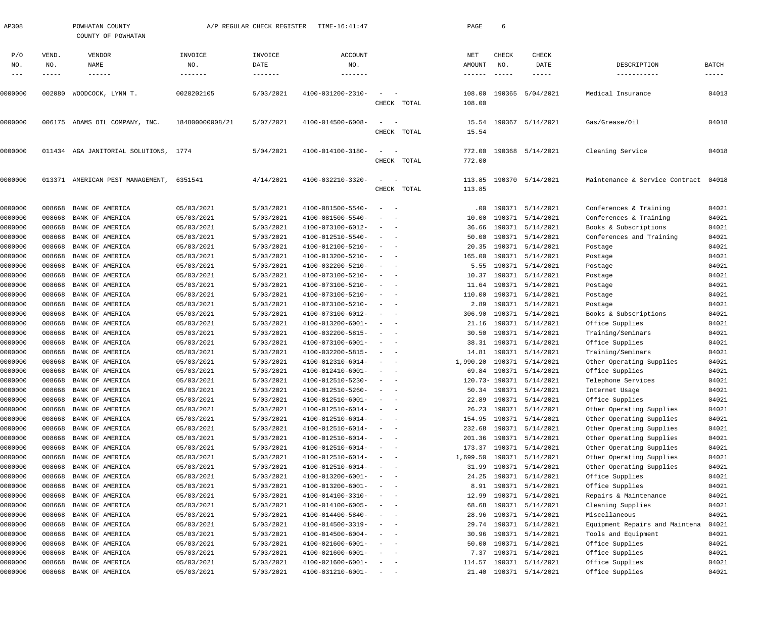AP308 POWHATAN COUNTY A/P REGULAR CHECK REGISTER TIME-16:41:47

COUNTY OF POWHATAN

| P/O NO. | VEND. NO. | VENDOR NAME | INVOICE NO. | INVOICE DATE | ACCOUNT NO. | | NET AMOUNT | CHECK NO. | CHECK DATE | DESCRIPTION | BATCH |
|---|---|---|---|---|---|---|---|---|---|---|---|
| 0000000 | 002080 | WOODCOCK, LYNN T. | 0020202105 | 5/03/2021 | 4100-031200-2310- | - - | 108.00 | 190365 | 5/04/2021 | Medical Insurance | 04013 |
| | | | | | | CHECK TOTAL | 108.00 | | | | |
| 0000000 | 006175 | ADAMS OIL COMPANY, INC. | 184800000008/21 | 5/07/2021 | 4100-014500-6008- | - - | 15.54 | 190367 | 5/14/2021 | Gas/Grease/Oil | 04018 |
| | | | | | | CHECK TOTAL | 15.54 | | | | |
| 0000000 | 011434 | AGA JANITORIAL SOLUTIONS, | 1774 | 5/04/2021 | 4100-014100-3180- | - - | 772.00 | 190368 | 5/14/2021 | Cleaning Service | 04018 |
| | | | | | | CHECK TOTAL | 772.00 | | | | |
| 0000000 | 013371 | AMERICAN PEST MANAGEMENT, | 6351541 | 4/14/2021 | 4100-032210-3320- | - - | 113.85 | 190370 | 5/14/2021 | Maintenance & Service Contract | 04018 |
| | | | | | | CHECK TOTAL | 113.85 | | | | |
| 0000000 | 008668 | BANK OF AMERICA | 05/03/2021 | 5/03/2021 | 4100-081500-5540- | - - | .00 | 190371 | 5/14/2021 | Conferences & Training | 04021 |
| 0000000 | 008668 | BANK OF AMERICA | 05/03/2021 | 5/03/2021 | 4100-081500-5540- | - - | 10.00 | 190371 | 5/14/2021 | Conferences & Training | 04021 |
| 0000000 | 008668 | BANK OF AMERICA | 05/03/2021 | 5/03/2021 | 4100-073100-6012- | - - | 36.66 | 190371 | 5/14/2021 | Books & Subscriptions | 04021 |
| 0000000 | 008668 | BANK OF AMERICA | 05/03/2021 | 5/03/2021 | 4100-012510-5540- | - - | 50.00 | 190371 | 5/14/2021 | Conferences and Training | 04021 |
| 0000000 | 008668 | BANK OF AMERICA | 05/03/2021 | 5/03/2021 | 4100-012100-5210- | - - | 20.35 | 190371 | 5/14/2021 | Postage | 04021 |
| 0000000 | 008668 | BANK OF AMERICA | 05/03/2021 | 5/03/2021 | 4100-013200-5210- | - - | 165.00 | 190371 | 5/14/2021 | Postage | 04021 |
| 0000000 | 008668 | BANK OF AMERICA | 05/03/2021 | 5/03/2021 | 4100-032200-5210- | - - | 5.55 | 190371 | 5/14/2021 | Postage | 04021 |
| 0000000 | 008668 | BANK OF AMERICA | 05/03/2021 | 5/03/2021 | 4100-073100-5210- | - - | 10.37 | 190371 | 5/14/2021 | Postage | 04021 |
| 0000000 | 008668 | BANK OF AMERICA | 05/03/2021 | 5/03/2021 | 4100-073100-5210- | - - | 11.64 | 190371 | 5/14/2021 | Postage | 04021 |
| 0000000 | 008668 | BANK OF AMERICA | 05/03/2021 | 5/03/2021 | 4100-073100-5210- | - - | 110.00 | 190371 | 5/14/2021 | Postage | 04021 |
| 0000000 | 008668 | BANK OF AMERICA | 05/03/2021 | 5/03/2021 | 4100-073100-5210- | - - | 2.89 | 190371 | 5/14/2021 | Postage | 04021 |
| 0000000 | 008668 | BANK OF AMERICA | 05/03/2021 | 5/03/2021 | 4100-073100-6012- | - - | 306.90 | 190371 | 5/14/2021 | Books & Subscriptions | 04021 |
| 0000000 | 008668 | BANK OF AMERICA | 05/03/2021 | 5/03/2021 | 4100-013200-6001- | - - | 21.16 | 190371 | 5/14/2021 | Office Supplies | 04021 |
| 0000000 | 008668 | BANK OF AMERICA | 05/03/2021 | 5/03/2021 | 4100-032200-5815- | - - | 30.50 | 190371 | 5/14/2021 | Training/Seminars | 04021 |
| 0000000 | 008668 | BANK OF AMERICA | 05/03/2021 | 5/03/2021 | 4100-073100-6001- | - - | 38.31 | 190371 | 5/14/2021 | Office Supplies | 04021 |
| 0000000 | 008668 | BANK OF AMERICA | 05/03/2021 | 5/03/2021 | 4100-032200-5815- | - - | 14.81 | 190371 | 5/14/2021 | Training/Seminars | 04021 |
| 0000000 | 008668 | BANK OF AMERICA | 05/03/2021 | 5/03/2021 | 4100-012310-6014- | - - | 1,990.20 | 190371 | 5/14/2021 | Other Operating Supplies | 04021 |
| 0000000 | 008668 | BANK OF AMERICA | 05/03/2021 | 5/03/2021 | 4100-012410-6001- | - - | 69.84 | 190371 | 5/14/2021 | Office Supplies | 04021 |
| 0000000 | 008668 | BANK OF AMERICA | 05/03/2021 | 5/03/2021 | 4100-012510-5230- | - - | 120.73- | 190371 | 5/14/2021 | Telephone Services | 04021 |
| 0000000 | 008668 | BANK OF AMERICA | 05/03/2021 | 5/03/2021 | 4100-012510-5260- | - - | 50.34 | 190371 | 5/14/2021 | Internet Usage | 04021 |
| 0000000 | 008668 | BANK OF AMERICA | 05/03/2021 | 5/03/2021 | 4100-012510-6001- | - - | 22.89 | 190371 | 5/14/2021 | Office Supplies | 04021 |
| 0000000 | 008668 | BANK OF AMERICA | 05/03/2021 | 5/03/2021 | 4100-012510-6014- | - - | 26.23 | 190371 | 5/14/2021 | Other Operating Supplies | 04021 |
| 0000000 | 008668 | BANK OF AMERICA | 05/03/2021 | 5/03/2021 | 4100-012510-6014- | - - | 154.95 | 190371 | 5/14/2021 | Other Operating Supplies | 04021 |
| 0000000 | 008668 | BANK OF AMERICA | 05/03/2021 | 5/03/2021 | 4100-012510-6014- | - - | 232.68 | 190371 | 5/14/2021 | Other Operating Supplies | 04021 |
| 0000000 | 008668 | BANK OF AMERICA | 05/03/2021 | 5/03/2021 | 4100-012510-6014- | - - | 201.36 | 190371 | 5/14/2021 | Other Operating Supplies | 04021 |
| 0000000 | 008668 | BANK OF AMERICA | 05/03/2021 | 5/03/2021 | 4100-012510-6014- | - - | 173.37 | 190371 | 5/14/2021 | Other Operating Supplies | 04021 |
| 0000000 | 008668 | BANK OF AMERICA | 05/03/2021 | 5/03/2021 | 4100-012510-6014- | - - | 1,699.50 | 190371 | 5/14/2021 | Other Operating Supplies | 04021 |
| 0000000 | 008668 | BANK OF AMERICA | 05/03/2021 | 5/03/2021 | 4100-012510-6014- | - - | 31.99 | 190371 | 5/14/2021 | Other Operating Supplies | 04021 |
| 0000000 | 008668 | BANK OF AMERICA | 05/03/2021 | 5/03/2021 | 4100-013200-6001- | - - | 24.25 | 190371 | 5/14/2021 | Office Supplies | 04021 |
| 0000000 | 008668 | BANK OF AMERICA | 05/03/2021 | 5/03/2021 | 4100-013200-6001- | - - | 8.91 | 190371 | 5/14/2021 | Office Supplies | 04021 |
| 0000000 | 008668 | BANK OF AMERICA | 05/03/2021 | 5/03/2021 | 4100-014100-3310- | - - | 12.99 | 190371 | 5/14/2021 | Repairs & Maintenance | 04021 |
| 0000000 | 008668 | BANK OF AMERICA | 05/03/2021 | 5/03/2021 | 4100-014100-6005- | - - | 68.68 | 190371 | 5/14/2021 | Cleaning Supplies | 04021 |
| 0000000 | 008668 | BANK OF AMERICA | 05/03/2021 | 5/03/2021 | 4100-014400-5840- | - - | 28.96 | 190371 | 5/14/2021 | Miscellaneous | 04021 |
| 0000000 | 008668 | BANK OF AMERICA | 05/03/2021 | 5/03/2021 | 4100-014500-3319- | - - | 29.74 | 190371 | 5/14/2021 | Equipment Repairs and Maintena | 04021 |
| 0000000 | 008668 | BANK OF AMERICA | 05/03/2021 | 5/03/2021 | 4100-014500-6004- | - - | 30.96 | 190371 | 5/14/2021 | Tools and Equipment | 04021 |
| 0000000 | 008668 | BANK OF AMERICA | 05/03/2021 | 5/03/2021 | 4100-021600-6001- | - - | 50.00 | 190371 | 5/14/2021 | Office Supplies | 04021 |
| 0000000 | 008668 | BANK OF AMERICA | 05/03/2021 | 5/03/2021 | 4100-021600-6001- | - - | 7.37 | 190371 | 5/14/2021 | Office Supplies | 04021 |
| 0000000 | 008668 | BANK OF AMERICA | 05/03/2021 | 5/03/2021 | 4100-021600-6001- | - - | 114.57 | 190371 | 5/14/2021 | Office Supplies | 04021 |
| 0000000 | 008668 | BANK OF AMERICA | 05/03/2021 | 5/03/2021 | 4100-031210-6001- | - - | 21.40 | 190371 | 5/14/2021 | Office Supplies | 04021 |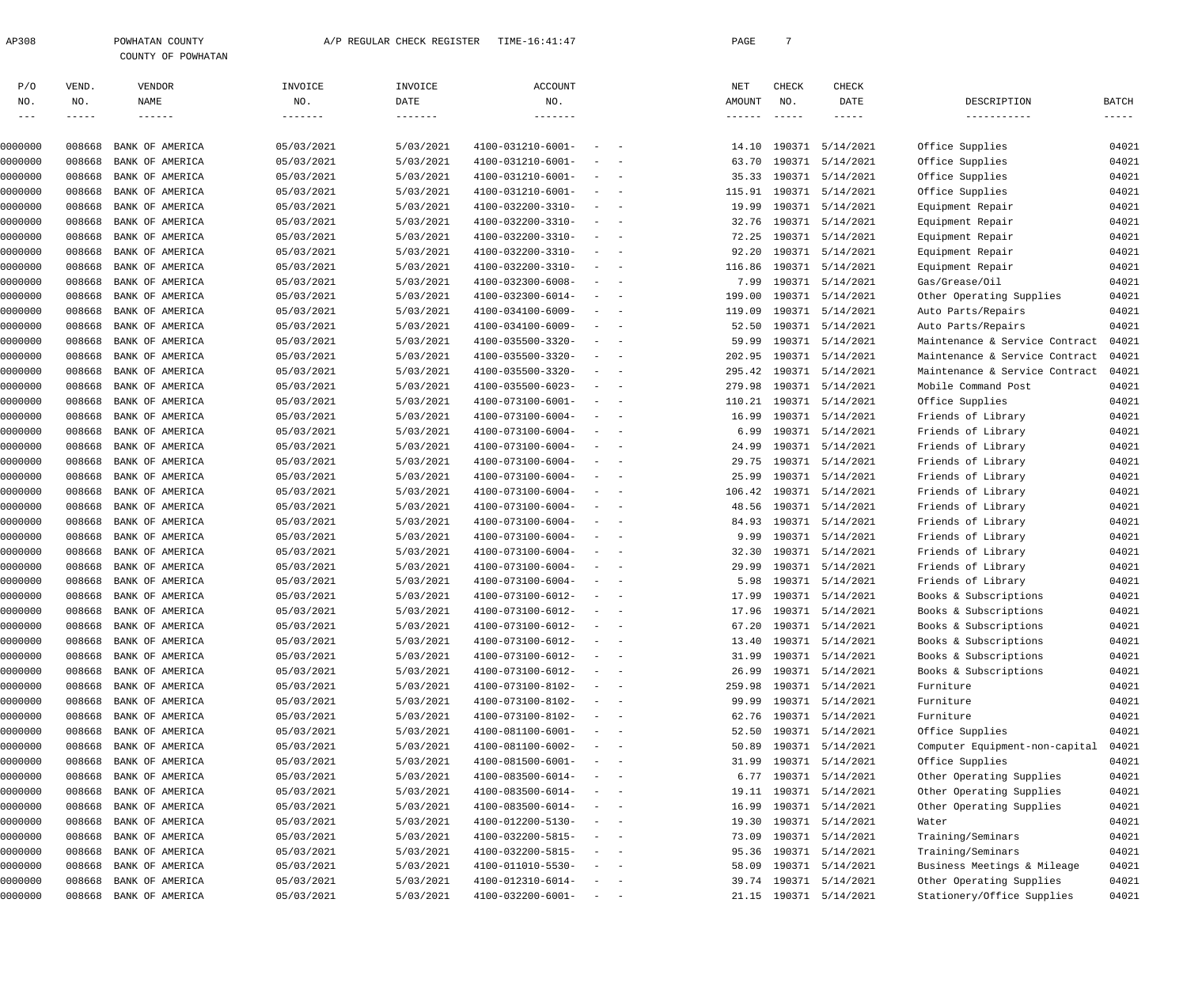AP308 POWHATAN COUNTY A/P REGULAR CHECK REGISTER TIME-16:41:47

COUNTY OF POWHATAN

| P/O NO. | VEND. NO. | VENDOR NAME | INVOICE NO. | INVOICE DATE | ACCOUNT NO. | NET AMOUNT | CHECK NO. | CHECK DATE | DESCRIPTION | BATCH |
|---|---|---|---|---|---|---|---|---|---|---|
| 0000000 | 008668 | BANK OF AMERICA | 05/03/2021 | 5/03/2021 | 4100-031210-6001- - - | 14.10 | 190371 | 5/14/2021 | Office Supplies | 04021 |
| 0000000 | 008668 | BANK OF AMERICA | 05/03/2021 | 5/03/2021 | 4100-031210-6001- - - | 63.70 | 190371 | 5/14/2021 | Office Supplies | 04021 |
| 0000000 | 008668 | BANK OF AMERICA | 05/03/2021 | 5/03/2021 | 4100-031210-6001- - - | 35.33 | 190371 | 5/14/2021 | Office Supplies | 04021 |
| 0000000 | 008668 | BANK OF AMERICA | 05/03/2021 | 5/03/2021 | 4100-031210-6001- - - | 115.91 | 190371 | 5/14/2021 | Office Supplies | 04021 |
| 0000000 | 008668 | BANK OF AMERICA | 05/03/2021 | 5/03/2021 | 4100-032200-3310- - - | 19.99 | 190371 | 5/14/2021 | Equipment Repair | 04021 |
| 0000000 | 008668 | BANK OF AMERICA | 05/03/2021 | 5/03/2021 | 4100-032200-3310- - - | 32.76 | 190371 | 5/14/2021 | Equipment Repair | 04021 |
| 0000000 | 008668 | BANK OF AMERICA | 05/03/2021 | 5/03/2021 | 4100-032200-3310- - - | 72.25 | 190371 | 5/14/2021 | Equipment Repair | 04021 |
| 0000000 | 008668 | BANK OF AMERICA | 05/03/2021 | 5/03/2021 | 4100-032200-3310- - - | 92.20 | 190371 | 5/14/2021 | Equipment Repair | 04021 |
| 0000000 | 008668 | BANK OF AMERICA | 05/03/2021 | 5/03/2021 | 4100-032200-3310- - - | 116.86 | 190371 | 5/14/2021 | Equipment Repair | 04021 |
| 0000000 | 008668 | BANK OF AMERICA | 05/03/2021 | 5/03/2021 | 4100-032300-6008- - - | 7.99 | 190371 | 5/14/2021 | Gas/Grease/Oil | 04021 |
| 0000000 | 008668 | BANK OF AMERICA | 05/03/2021 | 5/03/2021 | 4100-032300-6014- - - | 199.00 | 190371 | 5/14/2021 | Other Operating Supplies | 04021 |
| 0000000 | 008668 | BANK OF AMERICA | 05/03/2021 | 5/03/2021 | 4100-034100-6009- - - | 119.09 | 190371 | 5/14/2021 | Auto Parts/Repairs | 04021 |
| 0000000 | 008668 | BANK OF AMERICA | 05/03/2021 | 5/03/2021 | 4100-034100-6009- - - | 52.50 | 190371 | 5/14/2021 | Auto Parts/Repairs | 04021 |
| 0000000 | 008668 | BANK OF AMERICA | 05/03/2021 | 5/03/2021 | 4100-035500-3320- - - | 59.99 | 190371 | 5/14/2021 | Maintenance & Service Contract | 04021 |
| 0000000 | 008668 | BANK OF AMERICA | 05/03/2021 | 5/03/2021 | 4100-035500-3320- - - | 202.95 | 190371 | 5/14/2021 | Maintenance & Service Contract | 04021 |
| 0000000 | 008668 | BANK OF AMERICA | 05/03/2021 | 5/03/2021 | 4100-035500-3320- - - | 295.42 | 190371 | 5/14/2021 | Maintenance & Service Contract | 04021 |
| 0000000 | 008668 | BANK OF AMERICA | 05/03/2021 | 5/03/2021 | 4100-035500-6023- - - | 279.98 | 190371 | 5/14/2021 | Mobile Command Post | 04021 |
| 0000000 | 008668 | BANK OF AMERICA | 05/03/2021 | 5/03/2021 | 4100-073100-6001- - - | 110.21 | 190371 | 5/14/2021 | Office Supplies | 04021 |
| 0000000 | 008668 | BANK OF AMERICA | 05/03/2021 | 5/03/2021 | 4100-073100-6004- - - | 16.99 | 190371 | 5/14/2021 | Friends of Library | 04021 |
| 0000000 | 008668 | BANK OF AMERICA | 05/03/2021 | 5/03/2021 | 4100-073100-6004- - - | 6.99 | 190371 | 5/14/2021 | Friends of Library | 04021 |
| 0000000 | 008668 | BANK OF AMERICA | 05/03/2021 | 5/03/2021 | 4100-073100-6004- - - | 24.99 | 190371 | 5/14/2021 | Friends of Library | 04021 |
| 0000000 | 008668 | BANK OF AMERICA | 05/03/2021 | 5/03/2021 | 4100-073100-6004- - - | 29.75 | 190371 | 5/14/2021 | Friends of Library | 04021 |
| 0000000 | 008668 | BANK OF AMERICA | 05/03/2021 | 5/03/2021 | 4100-073100-6004- - - | 25.99 | 190371 | 5/14/2021 | Friends of Library | 04021 |
| 0000000 | 008668 | BANK OF AMERICA | 05/03/2021 | 5/03/2021 | 4100-073100-6004- - - | 106.42 | 190371 | 5/14/2021 | Friends of Library | 04021 |
| 0000000 | 008668 | BANK OF AMERICA | 05/03/2021 | 5/03/2021 | 4100-073100-6004- - - | 48.56 | 190371 | 5/14/2021 | Friends of Library | 04021 |
| 0000000 | 008668 | BANK OF AMERICA | 05/03/2021 | 5/03/2021 | 4100-073100-6004- - - | 84.93 | 190371 | 5/14/2021 | Friends of Library | 04021 |
| 0000000 | 008668 | BANK OF AMERICA | 05/03/2021 | 5/03/2021 | 4100-073100-6004- - - | 9.99 | 190371 | 5/14/2021 | Friends of Library | 04021 |
| 0000000 | 008668 | BANK OF AMERICA | 05/03/2021 | 5/03/2021 | 4100-073100-6004- - - | 32.30 | 190371 | 5/14/2021 | Friends of Library | 04021 |
| 0000000 | 008668 | BANK OF AMERICA | 05/03/2021 | 5/03/2021 | 4100-073100-6004- - - | 29.99 | 190371 | 5/14/2021 | Friends of Library | 04021 |
| 0000000 | 008668 | BANK OF AMERICA | 05/03/2021 | 5/03/2021 | 4100-073100-6004- - - | 5.98 | 190371 | 5/14/2021 | Friends of Library | 04021 |
| 0000000 | 008668 | BANK OF AMERICA | 05/03/2021 | 5/03/2021 | 4100-073100-6012- - - | 17.99 | 190371 | 5/14/2021 | Books & Subscriptions | 04021 |
| 0000000 | 008668 | BANK OF AMERICA | 05/03/2021 | 5/03/2021 | 4100-073100-6012- - - | 17.96 | 190371 | 5/14/2021 | Books & Subscriptions | 04021 |
| 0000000 | 008668 | BANK OF AMERICA | 05/03/2021 | 5/03/2021 | 4100-073100-6012- - - | 67.20 | 190371 | 5/14/2021 | Books & Subscriptions | 04021 |
| 0000000 | 008668 | BANK OF AMERICA | 05/03/2021 | 5/03/2021 | 4100-073100-6012- - - | 13.40 | 190371 | 5/14/2021 | Books & Subscriptions | 04021 |
| 0000000 | 008668 | BANK OF AMERICA | 05/03/2021 | 5/03/2021 | 4100-073100-6012- - - | 31.99 | 190371 | 5/14/2021 | Books & Subscriptions | 04021 |
| 0000000 | 008668 | BANK OF AMERICA | 05/03/2021 | 5/03/2021 | 4100-073100-6012- - - | 26.99 | 190371 | 5/14/2021 | Books & Subscriptions | 04021 |
| 0000000 | 008668 | BANK OF AMERICA | 05/03/2021 | 5/03/2021 | 4100-073100-8102- - - | 259.98 | 190371 | 5/14/2021 | Furniture | 04021 |
| 0000000 | 008668 | BANK OF AMERICA | 05/03/2021 | 5/03/2021 | 4100-073100-8102- - - | 99.99 | 190371 | 5/14/2021 | Furniture | 04021 |
| 0000000 | 008668 | BANK OF AMERICA | 05/03/2021 | 5/03/2021 | 4100-073100-8102- - - | 62.76 | 190371 | 5/14/2021 | Furniture | 04021 |
| 0000000 | 008668 | BANK OF AMERICA | 05/03/2021 | 5/03/2021 | 4100-081100-6001- - - | 52.50 | 190371 | 5/14/2021 | Office Supplies | 04021 |
| 0000000 | 008668 | BANK OF AMERICA | 05/03/2021 | 5/03/2021 | 4100-081100-6002- - - | 50.89 | 190371 | 5/14/2021 | Computer Equipment-non-capital | 04021 |
| 0000000 | 008668 | BANK OF AMERICA | 05/03/2021 | 5/03/2021 | 4100-081500-6001- - - | 31.99 | 190371 | 5/14/2021 | Office Supplies | 04021 |
| 0000000 | 008668 | BANK OF AMERICA | 05/03/2021 | 5/03/2021 | 4100-083500-6014- - - | 6.77 | 190371 | 5/14/2021 | Other Operating Supplies | 04021 |
| 0000000 | 008668 | BANK OF AMERICA | 05/03/2021 | 5/03/2021 | 4100-083500-6014- - - | 19.11 | 190371 | 5/14/2021 | Other Operating Supplies | 04021 |
| 0000000 | 008668 | BANK OF AMERICA | 05/03/2021 | 5/03/2021 | 4100-083500-6014- - - | 16.99 | 190371 | 5/14/2021 | Other Operating Supplies | 04021 |
| 0000000 | 008668 | BANK OF AMERICA | 05/03/2021 | 5/03/2021 | 4100-012200-5130- - - | 19.30 | 190371 | 5/14/2021 | Water | 04021 |
| 0000000 | 008668 | BANK OF AMERICA | 05/03/2021 | 5/03/2021 | 4100-032200-5815- - - | 73.09 | 190371 | 5/14/2021 | Training/Seminars | 04021 |
| 0000000 | 008668 | BANK OF AMERICA | 05/03/2021 | 5/03/2021 | 4100-032200-5815- - - | 95.36 | 190371 | 5/14/2021 | Training/Seminars | 04021 |
| 0000000 | 008668 | BANK OF AMERICA | 05/03/2021 | 5/03/2021 | 4100-011010-5530- - - | 58.09 | 190371 | 5/14/2021 | Business Meetings & Mileage | 04021 |
| 0000000 | 008668 | BANK OF AMERICA | 05/03/2021 | 5/03/2021 | 4100-012310-6014- - - | 39.74 | 190371 | 5/14/2021 | Other Operating Supplies | 04021 |
| 0000000 | 008668 | BANK OF AMERICA | 05/03/2021 | 5/03/2021 | 4100-032200-6001- - - | 21.15 | 190371 | 5/14/2021 | Stationery/Office Supplies | 04021 |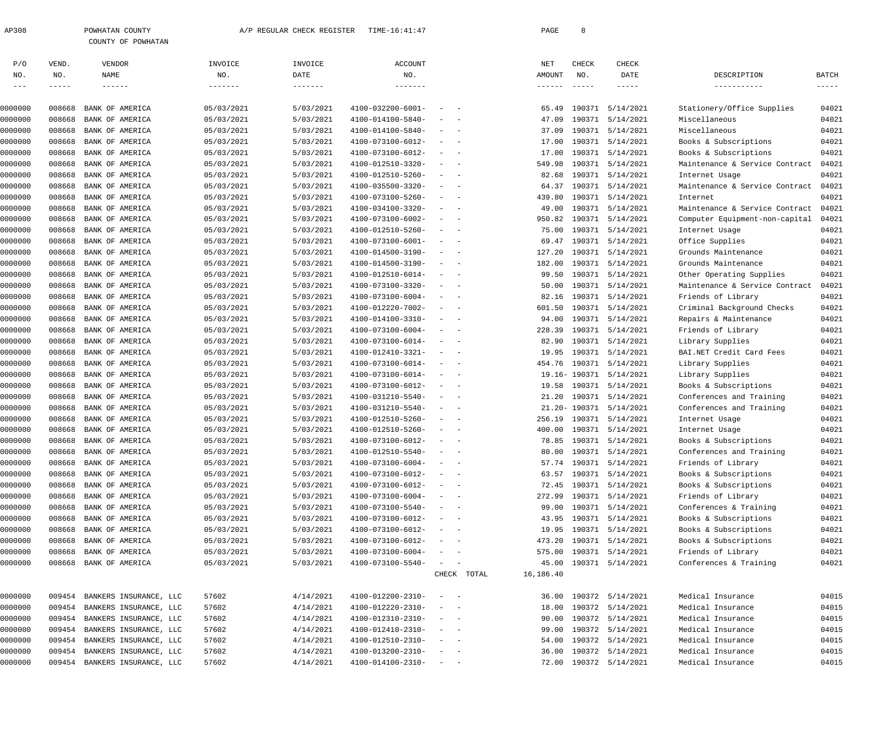AP308 POWHATAN COUNTY A/P REGULAR CHECK REGISTER TIME-16:41:47

COUNTY OF POWHATAN

| P/O NO. | VEND. NO. | VENDOR NAME | INVOICE NO. | INVOICE DATE | ACCOUNT NO. | | NET AMOUNT | CHECK NO. | CHECK DATE | DESCRIPTION | BATCH |
|---|---|---|---|---|---|---|---|---|---|---|---|
| 0000000 | 008668 | BANK OF AMERICA | 05/03/2021 | 5/03/2021 | 4100-032200-6001- | - - | 65.49 | 190371 | 5/14/2021 | Stationery/Office Supplies | 04021 |
| 0000000 | 008668 | BANK OF AMERICA | 05/03/2021 | 5/03/2021 | 4100-014100-5840- | - - | 47.09 | 190371 | 5/14/2021 | Miscellaneous | 04021 |
| 0000000 | 008668 | BANK OF AMERICA | 05/03/2021 | 5/03/2021 | 4100-014100-5840- | - - | 37.09 | 190371 | 5/14/2021 | Miscellaneous | 04021 |
| 0000000 | 008668 | BANK OF AMERICA | 05/03/2021 | 5/03/2021 | 4100-073100-6012- | - - | 17.00 | 190371 | 5/14/2021 | Books & Subscriptions | 04021 |
| 0000000 | 008668 | BANK OF AMERICA | 05/03/2021 | 5/03/2021 | 4100-073100-6012- | - - | 17.00 | 190371 | 5/14/2021 | Books & Subscriptions | 04021 |
| 0000000 | 008668 | BANK OF AMERICA | 05/03/2021 | 5/03/2021 | 4100-012510-3320- | - - | 549.98 | 190371 | 5/14/2021 | Maintenance & Service Contract | 04021 |
| 0000000 | 008668 | BANK OF AMERICA | 05/03/2021 | 5/03/2021 | 4100-012510-5260- | - - | 82.68 | 190371 | 5/14/2021 | Internet Usage | 04021 |
| 0000000 | 008668 | BANK OF AMERICA | 05/03/2021 | 5/03/2021 | 4100-035500-3320- | - - | 64.37 | 190371 | 5/14/2021 | Maintenance & Service Contract | 04021 |
| 0000000 | 008668 | BANK OF AMERICA | 05/03/2021 | 5/03/2021 | 4100-073100-5260- | - - | 439.80 | 190371 | 5/14/2021 | Internet | 04021 |
| 0000000 | 008668 | BANK OF AMERICA | 05/03/2021 | 5/03/2021 | 4100-034100-3320- | - - | 49.00 | 190371 | 5/14/2021 | Maintenance & Service Contract | 04021 |
| 0000000 | 008668 | BANK OF AMERICA | 05/03/2021 | 5/03/2021 | 4100-073100-6002- | - - | 950.82 | 190371 | 5/14/2021 | Computer Equipment-non-capital | 04021 |
| 0000000 | 008668 | BANK OF AMERICA | 05/03/2021 | 5/03/2021 | 4100-012510-5260- | - - | 75.00 | 190371 | 5/14/2021 | Internet Usage | 04021 |
| 0000000 | 008668 | BANK OF AMERICA | 05/03/2021 | 5/03/2021 | 4100-073100-6001- | - - | 69.47 | 190371 | 5/14/2021 | Office Supplies | 04021 |
| 0000000 | 008668 | BANK OF AMERICA | 05/03/2021 | 5/03/2021 | 4100-014500-3190- | - - | 127.20 | 190371 | 5/14/2021 | Grounds Maintenance | 04021 |
| 0000000 | 008668 | BANK OF AMERICA | 05/03/2021 | 5/03/2021 | 4100-014500-3190- | - - | 182.00 | 190371 | 5/14/2021 | Grounds Maintenance | 04021 |
| 0000000 | 008668 | BANK OF AMERICA | 05/03/2021 | 5/03/2021 | 4100-012510-6014- | - - | 99.50 | 190371 | 5/14/2021 | Other Operating Supplies | 04021 |
| 0000000 | 008668 | BANK OF AMERICA | 05/03/2021 | 5/03/2021 | 4100-073100-3320- | - - | 50.00 | 190371 | 5/14/2021 | Maintenance & Service Contract | 04021 |
| 0000000 | 008668 | BANK OF AMERICA | 05/03/2021 | 5/03/2021 | 4100-073100-6004- | - - | 82.16 | 190371 | 5/14/2021 | Friends of Library | 04021 |
| 0000000 | 008668 | BANK OF AMERICA | 05/03/2021 | 5/03/2021 | 4100-012220-7002- | - - | 601.50 | 190371 | 5/14/2021 | Criminal Background Checks | 04021 |
| 0000000 | 008668 | BANK OF AMERICA | 05/03/2021 | 5/03/2021 | 4100-014100-3310- | - - | 94.00 | 190371 | 5/14/2021 | Repairs & Maintenance | 04021 |
| 0000000 | 008668 | BANK OF AMERICA | 05/03/2021 | 5/03/2021 | 4100-073100-6004- | - - | 228.39 | 190371 | 5/14/2021 | Friends of Library | 04021 |
| 0000000 | 008668 | BANK OF AMERICA | 05/03/2021 | 5/03/2021 | 4100-073100-6014- | - - | 82.90 | 190371 | 5/14/2021 | Library Supplies | 04021 |
| 0000000 | 008668 | BANK OF AMERICA | 05/03/2021 | 5/03/2021 | 4100-012410-3321- | - - | 19.95 | 190371 | 5/14/2021 | BAI.NET Credit Card Fees | 04021 |
| 0000000 | 008668 | BANK OF AMERICA | 05/03/2021 | 5/03/2021 | 4100-073100-6014- | - - | 454.76 | 190371 | 5/14/2021 | Library Supplies | 04021 |
| 0000000 | 008668 | BANK OF AMERICA | 05/03/2021 | 5/03/2021 | 4100-073100-6014- | - - | 19.16- | 190371 | 5/14/2021 | Library Supplies | 04021 |
| 0000000 | 008668 | BANK OF AMERICA | 05/03/2021 | 5/03/2021 | 4100-073100-6012- | - - | 19.58 | 190371 | 5/14/2021 | Books & Subscriptions | 04021 |
| 0000000 | 008668 | BANK OF AMERICA | 05/03/2021 | 5/03/2021 | 4100-031210-5540- | - - | 21.20 | 190371 | 5/14/2021 | Conferences and Training | 04021 |
| 0000000 | 008668 | BANK OF AMERICA | 05/03/2021 | 5/03/2021 | 4100-031210-5540- | - - | 21.20- | 190371 | 5/14/2021 | Conferences and Training | 04021 |
| 0000000 | 008668 | BANK OF AMERICA | 05/03/2021 | 5/03/2021 | 4100-012510-5260- | - - | 256.19 | 190371 | 5/14/2021 | Internet Usage | 04021 |
| 0000000 | 008668 | BANK OF AMERICA | 05/03/2021 | 5/03/2021 | 4100-012510-5260- | - - | 400.00 | 190371 | 5/14/2021 | Internet Usage | 04021 |
| 0000000 | 008668 | BANK OF AMERICA | 05/03/2021 | 5/03/2021 | 4100-073100-6012- | - - | 78.85 | 190371 | 5/14/2021 | Books & Subscriptions | 04021 |
| 0000000 | 008668 | BANK OF AMERICA | 05/03/2021 | 5/03/2021 | 4100-012510-5540- | - - | 80.00 | 190371 | 5/14/2021 | Conferences and Training | 04021 |
| 0000000 | 008668 | BANK OF AMERICA | 05/03/2021 | 5/03/2021 | 4100-073100-6004- | - - | 57.74 | 190371 | 5/14/2021 | Friends of Library | 04021 |
| 0000000 | 008668 | BANK OF AMERICA | 05/03/2021 | 5/03/2021 | 4100-073100-6012- | - - | 63.57 | 190371 | 5/14/2021 | Books & Subscriptions | 04021 |
| 0000000 | 008668 | BANK OF AMERICA | 05/03/2021 | 5/03/2021 | 4100-073100-6012- | - - | 72.45 | 190371 | 5/14/2021 | Books & Subscriptions | 04021 |
| 0000000 | 008668 | BANK OF AMERICA | 05/03/2021 | 5/03/2021 | 4100-073100-6004- | - - | 272.99 | 190371 | 5/14/2021 | Friends of Library | 04021 |
| 0000000 | 008668 | BANK OF AMERICA | 05/03/2021 | 5/03/2021 | 4100-073100-5540- | - - | 99.00 | 190371 | 5/14/2021 | Conferences & Training | 04021 |
| 0000000 | 008668 | BANK OF AMERICA | 05/03/2021 | 5/03/2021 | 4100-073100-6012- | - - | 43.95 | 190371 | 5/14/2021 | Books & Subscriptions | 04021 |
| 0000000 | 008668 | BANK OF AMERICA | 05/03/2021 | 5/03/2021 | 4100-073100-6012- | - - | 19.95 | 190371 | 5/14/2021 | Books & Subscriptions | 04021 |
| 0000000 | 008668 | BANK OF AMERICA | 05/03/2021 | 5/03/2021 | 4100-073100-6012- | - - | 473.20 | 190371 | 5/14/2021 | Books & Subscriptions | 04021 |
| 0000000 | 008668 | BANK OF AMERICA | 05/03/2021 | 5/03/2021 | 4100-073100-6004- | - - | 575.00 | 190371 | 5/14/2021 | Friends of Library | 04021 |
| 0000000 | 008668 | BANK OF AMERICA | 05/03/2021 | 5/03/2021 | 4100-073100-5540- | - - | 45.00 | 190371 | 5/14/2021 | Conferences & Training | 04021 |
| | | | | | | CHECK TOTAL | 16,186.40 | | | | |
| 0000000 | 009454 | BANKERS INSURANCE, LLC | 57602 | 4/14/2021 | 4100-012200-2310- | - - | 36.00 | 190372 | 5/14/2021 | Medical Insurance | 04015 |
| 0000000 | 009454 | BANKERS INSURANCE, LLC | 57602 | 4/14/2021 | 4100-012220-2310- | - - | 18.00 | 190372 | 5/14/2021 | Medical Insurance | 04015 |
| 0000000 | 009454 | BANKERS INSURANCE, LLC | 57602 | 4/14/2021 | 4100-012310-2310- | - - | 90.00 | 190372 | 5/14/2021 | Medical Insurance | 04015 |
| 0000000 | 009454 | BANKERS INSURANCE, LLC | 57602 | 4/14/2021 | 4100-012410-2310- | - - | 99.00 | 190372 | 5/14/2021 | Medical Insurance | 04015 |
| 0000000 | 009454 | BANKERS INSURANCE, LLC | 57602 | 4/14/2021 | 4100-012510-2310- | - - | 54.00 | 190372 | 5/14/2021 | Medical Insurance | 04015 |
| 0000000 | 009454 | BANKERS INSURANCE, LLC | 57602 | 4/14/2021 | 4100-013200-2310- | - - | 36.00 | 190372 | 5/14/2021 | Medical Insurance | 04015 |
| 0000000 | 009454 | BANKERS INSURANCE, LLC | 57602 | 4/14/2021 | 4100-014100-2310- | - - | 72.00 | 190372 | 5/14/2021 | Medical Insurance | 04015 |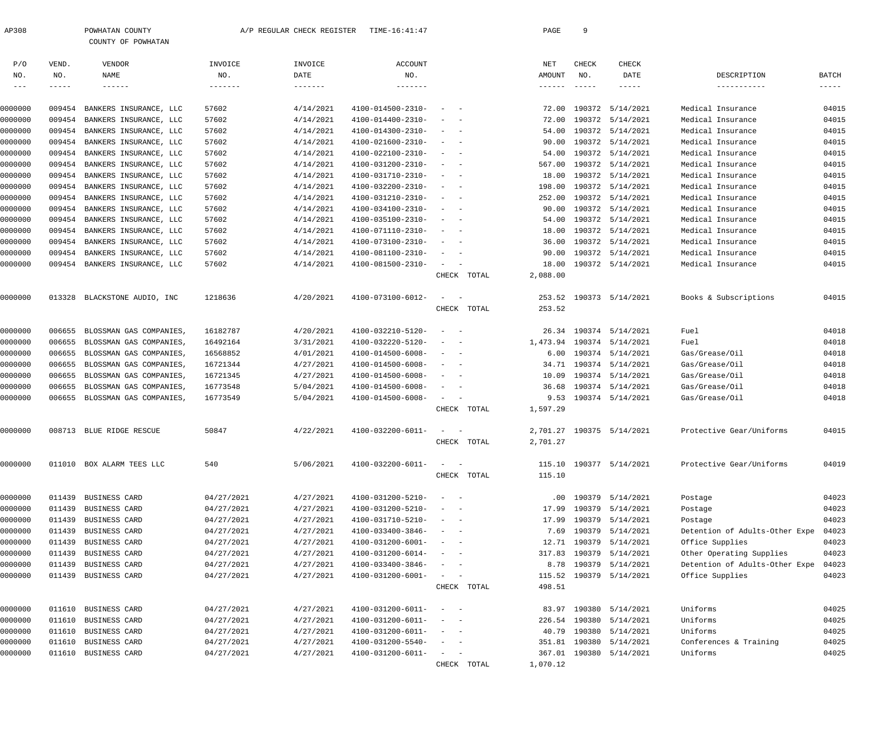AP308 POWHATAN COUNTY A/P REGULAR CHECK REGISTER TIME-16:41:47

COUNTY OF POWHATAN

| P/O NO. | VEND. NO. | VENDOR NAME | INVOICE NO. | INVOICE DATE | ACCOUNT NO. | | NET AMOUNT | CHECK NO. | CHECK DATE | DESCRIPTION | BATCH |
|---|---|---|---|---|---|---|---|---|---|---|---|
| 0000000 | 009454 | BANKERS INSURANCE, LLC | 57602 | 4/14/2021 | 4100-014500-2310- | - - | 72.00 | 190372 | 5/14/2021 | Medical Insurance | 04015 |
| 0000000 | 009454 | BANKERS INSURANCE, LLC | 57602 | 4/14/2021 | 4100-014400-2310- | - - | 72.00 | 190372 | 5/14/2021 | Medical Insurance | 04015 |
| 0000000 | 009454 | BANKERS INSURANCE, LLC | 57602 | 4/14/2021 | 4100-014300-2310- | - - | 54.00 | 190372 | 5/14/2021 | Medical Insurance | 04015 |
| 0000000 | 009454 | BANKERS INSURANCE, LLC | 57602 | 4/14/2021 | 4100-021600-2310- | - - | 90.00 | 190372 | 5/14/2021 | Medical Insurance | 04015 |
| 0000000 | 009454 | BANKERS INSURANCE, LLC | 57602 | 4/14/2021 | 4100-022100-2310- | - - | 54.00 | 190372 | 5/14/2021 | Medical Insurance | 04015 |
| 0000000 | 009454 | BANKERS INSURANCE, LLC | 57602 | 4/14/2021 | 4100-031200-2310- | - - | 567.00 | 190372 | 5/14/2021 | Medical Insurance | 04015 |
| 0000000 | 009454 | BANKERS INSURANCE, LLC | 57602 | 4/14/2021 | 4100-031710-2310- | - - | 18.00 | 190372 | 5/14/2021 | Medical Insurance | 04015 |
| 0000000 | 009454 | BANKERS INSURANCE, LLC | 57602 | 4/14/2021 | 4100-032200-2310- | - - | 198.00 | 190372 | 5/14/2021 | Medical Insurance | 04015 |
| 0000000 | 009454 | BANKERS INSURANCE, LLC | 57602 | 4/14/2021 | 4100-031210-2310- | - - | 252.00 | 190372 | 5/14/2021 | Medical Insurance | 04015 |
| 0000000 | 009454 | BANKERS INSURANCE, LLC | 57602 | 4/14/2021 | 4100-034100-2310- | - - | 90.00 | 190372 | 5/14/2021 | Medical Insurance | 04015 |
| 0000000 | 009454 | BANKERS INSURANCE, LLC | 57602 | 4/14/2021 | 4100-035100-2310- | - - | 54.00 | 190372 | 5/14/2021 | Medical Insurance | 04015 |
| 0000000 | 009454 | BANKERS INSURANCE, LLC | 57602 | 4/14/2021 | 4100-071110-2310- | - - | 18.00 | 190372 | 5/14/2021 | Medical Insurance | 04015 |
| 0000000 | 009454 | BANKERS INSURANCE, LLC | 57602 | 4/14/2021 | 4100-073100-2310- | - - | 36.00 | 190372 | 5/14/2021 | Medical Insurance | 04015 |
| 0000000 | 009454 | BANKERS INSURANCE, LLC | 57602 | 4/14/2021 | 4100-081100-2310- | - - | 90.00 | 190372 | 5/14/2021 | Medical Insurance | 04015 |
| 0000000 | 009454 | BANKERS INSURANCE, LLC | 57602 | 4/14/2021 | 4100-081500-2310- | - - | 18.00 | 190372 | 5/14/2021 | Medical Insurance | 04015 |
| | | | | | | CHECK TOTAL | 2,088.00 | | | | |
| 0000000 | 013328 | BLACKSTONE AUDIO, INC | 1218636 | 4/20/2021 | 4100-073100-6012- | - - | 253.52 | 190373 | 5/14/2021 | Books & Subscriptions | 04015 |
| | | | | | | CHECK TOTAL | 253.52 | | | | |
| 0000000 | 006655 | BLOSSMAN GAS COMPANIES, | 16182787 | 4/20/2021 | 4100-032210-5120- | - - | 26.34 | 190374 | 5/14/2021 | Fuel | 04018 |
| 0000000 | 006655 | BLOSSMAN GAS COMPANIES, | 16492164 | 3/31/2021 | 4100-032220-5120- | - - | 1,473.94 | 190374 | 5/14/2021 | Fuel | 04018 |
| 0000000 | 006655 | BLOSSMAN GAS COMPANIES, | 16568852 | 4/01/2021 | 4100-014500-6008- | - - | 6.00 | 190374 | 5/14/2021 | Gas/Grease/Oil | 04018 |
| 0000000 | 006655 | BLOSSMAN GAS COMPANIES, | 16721344 | 4/27/2021 | 4100-014500-6008- | - - | 34.71 | 190374 | 5/14/2021 | Gas/Grease/Oil | 04018 |
| 0000000 | 006655 | BLOSSMAN GAS COMPANIES, | 16721345 | 4/27/2021 | 4100-014500-6008- | - - | 10.09 | 190374 | 5/14/2021 | Gas/Grease/Oil | 04018 |
| 0000000 | 006655 | BLOSSMAN GAS COMPANIES, | 16773548 | 5/04/2021 | 4100-014500-6008- | - - | 36.68 | 190374 | 5/14/2021 | Gas/Grease/Oil | 04018 |
| 0000000 | 006655 | BLOSSMAN GAS COMPANIES, | 16773549 | 5/04/2021 | 4100-014500-6008- | - - | 9.53 | 190374 | 5/14/2021 | Gas/Grease/Oil | 04018 |
| | | | | | | CHECK TOTAL | 1,597.29 | | | | |
| 0000000 | 008713 | BLUE RIDGE RESCUE | 50847 | 4/22/2021 | 4100-032200-6011- | - - | 2,701.27 | 190375 | 5/14/2021 | Protective Gear/Uniforms | 04015 |
| | | | | | | CHECK TOTAL | 2,701.27 | | | | |
| 0000000 | 011010 | BOX ALARM TEES LLC | 540 | 5/06/2021 | 4100-032200-6011- | - - | 115.10 | 190377 | 5/14/2021 | Protective Gear/Uniforms | 04019 |
| | | | | | | CHECK TOTAL | 115.10 | | | | |
| 0000000 | 011439 | BUSINESS CARD | 04/27/2021 | 4/27/2021 | 4100-031200-5210- | - - | .00 | 190379 | 5/14/2021 | Postage | 04023 |
| 0000000 | 011439 | BUSINESS CARD | 04/27/2021 | 4/27/2021 | 4100-031200-5210- | - - | 17.99 | 190379 | 5/14/2021 | Postage | 04023 |
| 0000000 | 011439 | BUSINESS CARD | 04/27/2021 | 4/27/2021 | 4100-031710-5210- | - - | 17.99 | 190379 | 5/14/2021 | Postage | 04023 |
| 0000000 | 011439 | BUSINESS CARD | 04/27/2021 | 4/27/2021 | 4100-033400-3846- | - - | 7.69 | 190379 | 5/14/2021 | Detention of Adults-Other Expe | 04023 |
| 0000000 | 011439 | BUSINESS CARD | 04/27/2021 | 4/27/2021 | 4100-031200-6001- | - - | 12.71 | 190379 | 5/14/2021 | Office Supplies | 04023 |
| 0000000 | 011439 | BUSINESS CARD | 04/27/2021 | 4/27/2021 | 4100-031200-6014- | - - | 317.83 | 190379 | 5/14/2021 | Other Operating Supplies | 04023 |
| 0000000 | 011439 | BUSINESS CARD | 04/27/2021 | 4/27/2021 | 4100-033400-3846- | - - | 8.78 | 190379 | 5/14/2021 | Detention of Adults-Other Expe | 04023 |
| 0000000 | 011439 | BUSINESS CARD | 04/27/2021 | 4/27/2021 | 4100-031200-6001- | - - | 115.52 | 190379 | 5/14/2021 | Office Supplies | 04023 |
| | | | | | | CHECK TOTAL | 498.51 | | | | |
| 0000000 | 011610 | BUSINESS CARD | 04/27/2021 | 4/27/2021 | 4100-031200-6011- | - - | 83.97 | 190380 | 5/14/2021 | Uniforms | 04025 |
| 0000000 | 011610 | BUSINESS CARD | 04/27/2021 | 4/27/2021 | 4100-031200-6011- | - - | 226.54 | 190380 | 5/14/2021 | Uniforms | 04025 |
| 0000000 | 011610 | BUSINESS CARD | 04/27/2021 | 4/27/2021 | 4100-031200-6011- | - - | 40.79 | 190380 | 5/14/2021 | Uniforms | 04025 |
| 0000000 | 011610 | BUSINESS CARD | 04/27/2021 | 4/27/2021 | 4100-031200-5540- | - - | 351.81 | 190380 | 5/14/2021 | Conferences & Training | 04025 |
| 0000000 | 011610 | BUSINESS CARD | 04/27/2021 | 4/27/2021 | 4100-031200-6011- | - - | 367.01 | 190380 | 5/14/2021 | Uniforms | 04025 |
| | | | | | | CHECK TOTAL | 1,070.12 | | | | |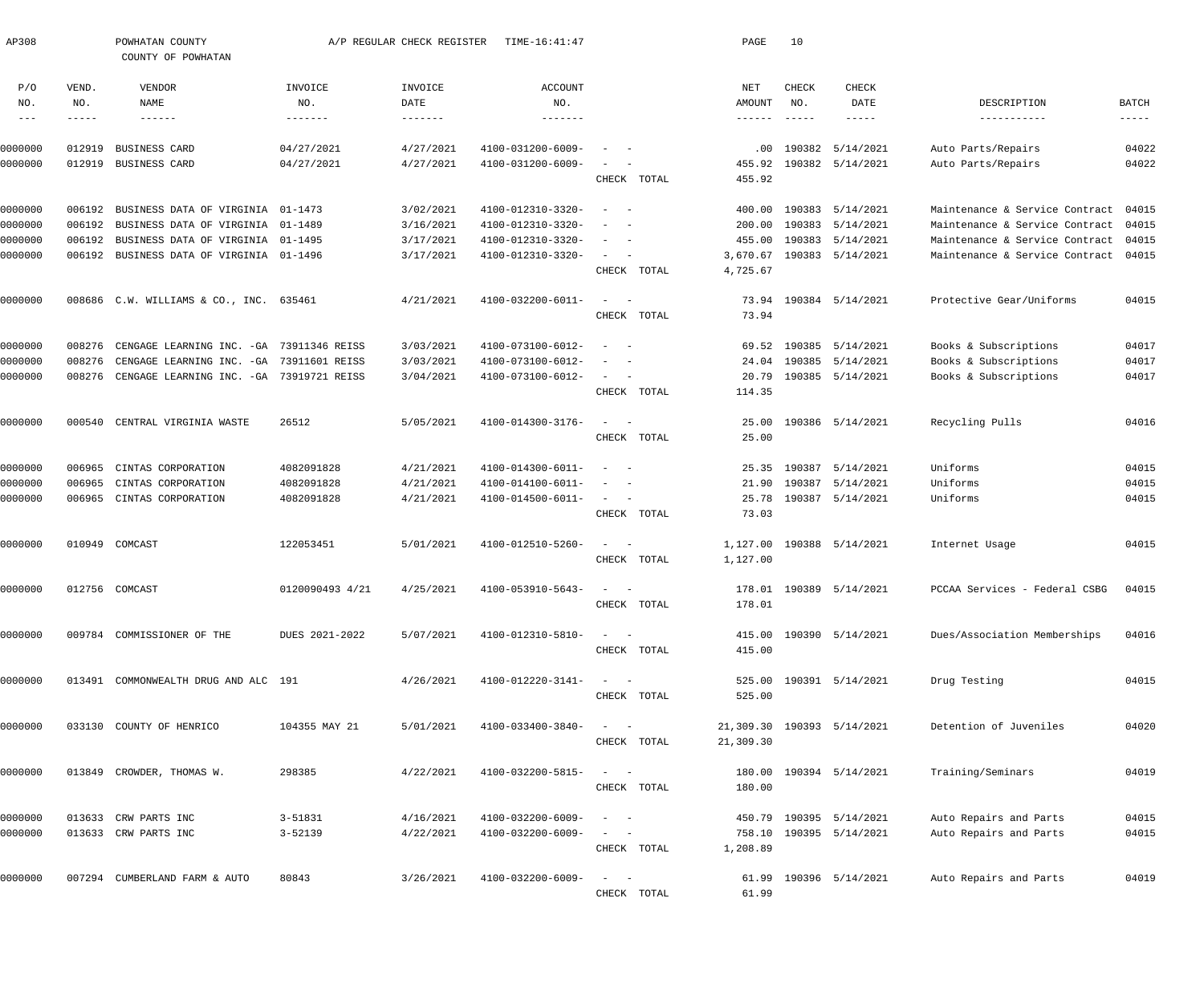AP308 POWHATAN COUNTY A/P REGULAR CHECK REGISTER TIME-16:41:47

COUNTY OF POWHATAN

| P/O NO. | VEND. NO. | VENDOR NAME | INVOICE NO. | INVOICE DATE | ACCOUNT NO. | | NET AMOUNT | CHECK NO. | CHECK DATE | DESCRIPTION | BATCH |
|---|---|---|---|---|---|---|---|---|---|---|---|
| 0000000 | 012919 | BUSINESS CARD | 04/27/2021 | 4/27/2021 | 4100-031200-6009- | - - | .00 | 190382 | 5/14/2021 | Auto Parts/Repairs | 04022 |
| 0000000 | 012919 | BUSINESS CARD | 04/27/2021 | 4/27/2021 | 4100-031200-6009- | - - | 455.92 | 190382 | 5/14/2021 | Auto Parts/Repairs | 04022 |
| | | | | | | CHECK TOTAL | 455.92 | | | | |
| 0000000 | 006192 | BUSINESS DATA OF VIRGINIA | 01-1473 | 3/02/2021 | 4100-012310-3320- | - - | 400.00 | 190383 | 5/14/2021 | Maintenance & Service Contract | 04015 |
| 0000000 | 006192 | BUSINESS DATA OF VIRGINIA | 01-1489 | 3/16/2021 | 4100-012310-3320- | - - | 200.00 | 190383 | 5/14/2021 | Maintenance & Service Contract | 04015 |
| 0000000 | 006192 | BUSINESS DATA OF VIRGINIA | 01-1495 | 3/17/2021 | 4100-012310-3320- | - - | 455.00 | 190383 | 5/14/2021 | Maintenance & Service Contract | 04015 |
| 0000000 | 006192 | BUSINESS DATA OF VIRGINIA | 01-1496 | 3/17/2021 | 4100-012310-3320- | - - | 3,670.67 | 190383 | 5/14/2021 | Maintenance & Service Contract | 04015 |
| | | | | | | CHECK TOTAL | 4,725.67 | | | | |
| 0000000 | 008686 | C.W. WILLIAMS & CO., INC. | 635461 | 4/21/2021 | 4100-032200-6011- | - - | 73.94 | 190384 | 5/14/2021 | Protective Gear/Uniforms | 04015 |
| | | | | | | CHECK TOTAL | 73.94 | | | | |
| 0000000 | 008276 | CENGAGE LEARNING INC. -GA | 73911346 REISS | 3/03/2021 | 4100-073100-6012- | - - | 69.52 | 190385 | 5/14/2021 | Books & Subscriptions | 04017 |
| 0000000 | 008276 | CENGAGE LEARNING INC. -GA | 73911601 REISS | 3/03/2021 | 4100-073100-6012- | - - | 24.04 | 190385 | 5/14/2021 | Books & Subscriptions | 04017 |
| 0000000 | 008276 | CENGAGE LEARNING INC. -GA | 73919721 REISS | 3/04/2021 | 4100-073100-6012- | - - | 20.79 | 190385 | 5/14/2021 | Books & Subscriptions | 04017 |
| | | | | | | CHECK TOTAL | 114.35 | | | | |
| 0000000 | 000540 | CENTRAL VIRGINIA WASTE | 26512 | 5/05/2021 | 4100-014300-3176- | - - | 25.00 | 190386 | 5/14/2021 | Recycling Pulls | 04016 |
| | | | | | | CHECK TOTAL | 25.00 | | | | |
| 0000000 | 006965 | CINTAS CORPORATION | 4082091828 | 4/21/2021 | 4100-014300-6011- | - - | 25.35 | 190387 | 5/14/2021 | Uniforms | 04015 |
| 0000000 | 006965 | CINTAS CORPORATION | 4082091828 | 4/21/2021 | 4100-014100-6011- | - - | 21.90 | 190387 | 5/14/2021 | Uniforms | 04015 |
| 0000000 | 006965 | CINTAS CORPORATION | 4082091828 | 4/21/2021 | 4100-014500-6011- | - - | 25.78 | 190387 | 5/14/2021 | Uniforms | 04015 |
| | | | | | | CHECK TOTAL | 73.03 | | | | |
| 0000000 | 010949 | COMCAST | 122053451 | 5/01/2021 | 4100-012510-5260- | - - | 1,127.00 | 190388 | 5/14/2021 | Internet Usage | 04015 |
| | | | | | | CHECK TOTAL | 1,127.00 | | | | |
| 0000000 | 012756 | COMCAST | 0120090493 4/21 | 4/25/2021 | 4100-053910-5643- | - - | 178.01 | 190389 | 5/14/2021 | PCCAA Services - Federal CSBG | 04015 |
| | | | | | | CHECK TOTAL | 178.01 | | | | |
| 0000000 | 009784 | COMMISSIONER OF THE | DUES 2021-2022 | 5/07/2021 | 4100-012310-5810- | - - | 415.00 | 190390 | 5/14/2021 | Dues/Association Memberships | 04016 |
| | | | | | | CHECK TOTAL | 415.00 | | | | |
| 0000000 | 013491 | COMMONWEALTH DRUG AND ALC | 191 | 4/26/2021 | 4100-012220-3141- | - - | 525.00 | 190391 | 5/14/2021 | Drug Testing | 04015 |
| | | | | | | CHECK TOTAL | 525.00 | | | | |
| 0000000 | 033130 | COUNTY OF HENRICO | 104355 MAY 21 | 5/01/2021 | 4100-033400-3840- | - - | 21,309.30 | 190393 | 5/14/2021 | Detention of Juveniles | 04020 |
| | | | | | | CHECK TOTAL | 21,309.30 | | | | |
| 0000000 | 013849 | CROWDER, THOMAS W. | 298385 | 4/22/2021 | 4100-032200-5815- | - - | 180.00 | 190394 | 5/14/2021 | Training/Seminars | 04019 |
| | | | | | | CHECK TOTAL | 180.00 | | | | |
| 0000000 | 013633 | CRW PARTS INC | 3-51831 | 4/16/2021 | 4100-032200-6009- | - - | 450.79 | 190395 | 5/14/2021 | Auto Repairs and Parts | 04015 |
| 0000000 | 013633 | CRW PARTS INC | 3-52139 | 4/22/2021 | 4100-032200-6009- | - - | 758.10 | 190395 | 5/14/2021 | Auto Repairs and Parts | 04015 |
| | | | | | | CHECK TOTAL | 1,208.89 | | | | |
| 0000000 | 007294 | CUMBERLAND FARM & AUTO | 80843 | 3/26/2021 | 4100-032200-6009- | - - | 61.99 | 190396 | 5/14/2021 | Auto Repairs and Parts | 04019 |
| | | | | | | CHECK TOTAL | 61.99 | | | | |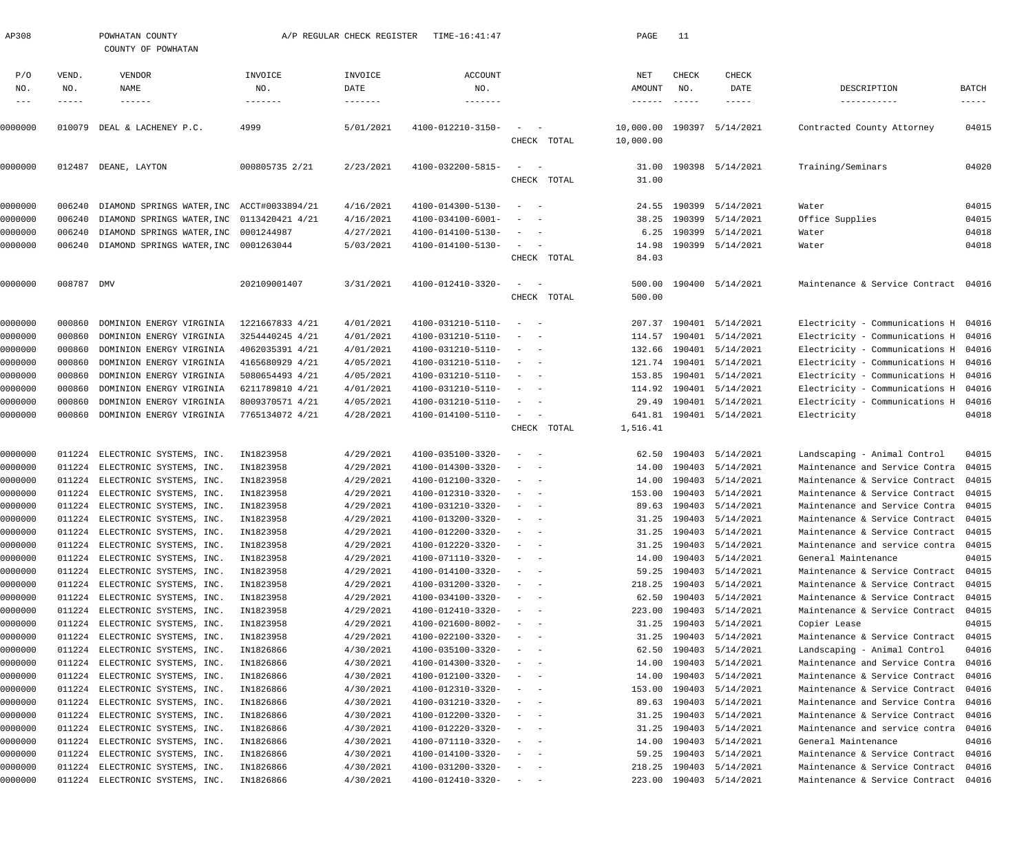AP308 POWHATAN COUNTY A/P REGULAR CHECK REGISTER TIME-16:41:47

COUNTY OF POWHATAN

| P/O NO. | VEND. NO. | VENDOR NAME | INVOICE NO. | INVOICE DATE | ACCOUNT NO. | | NET AMOUNT | CHECK NO. | CHECK DATE | DESCRIPTION | BATCH |
|---|---|---|---|---|---|---|---|---|---|---|---|
| 0000000 | 010079 | DEAL & LACHENEY P.C. | 4999 | 5/01/2021 | 4100-012210-3150- | - - | 10,000.00 | 190397 | 5/14/2021 | Contracted County Attorney | 04015 |
| | | | | | | CHECK TOTAL | 10,000.00 | | | | |
| 0000000 | 012487 | DEANE, LAYTON | 000805735 2/21 | 2/23/2021 | 4100-032200-5815- | - - | 31.00 | 190398 | 5/14/2021 | Training/Seminars | 04020 |
| | | | | | | CHECK TOTAL | 31.00 | | | | |
| 0000000 | 006240 | DIAMOND SPRINGS WATER,INC | ACCT#0033894/21 | 4/16/2021 | 4100-014300-5130- | - - | 24.55 | 190399 | 5/14/2021 | Water | 04015 |
| 0000000 | 006240 | DIAMOND SPRINGS WATER,INC | 0113420421 4/21 | 4/16/2021 | 4100-034100-6001- | - - | 38.25 | 190399 | 5/14/2021 | Office Supplies | 04015 |
| 0000000 | 006240 | DIAMOND SPRINGS WATER,INC | 0001244987 | 4/27/2021 | 4100-014100-5130- | - - | 6.25 | 190399 | 5/14/2021 | Water | 04018 |
| 0000000 | 006240 | DIAMOND SPRINGS WATER,INC | 0001263044 | 5/03/2021 | 4100-014100-5130- | - - | 14.98 | 190399 | 5/14/2021 | Water | 04018 |
| | | | | | | CHECK TOTAL | 84.03 | | | | |
| 0000000 | 008787 | DMV | 202109001407 | 3/31/2021 | 4100-012410-3320- | - - | 500.00 | 190400 | 5/14/2021 | Maintenance & Service Contract | 04016 |
| | | | | | | CHECK TOTAL | 500.00 | | | | |
| 0000000 | 000860 | DOMINION ENERGY VIRGINIA | 1221667833 4/21 | 4/01/2021 | 4100-031210-5110- | - - | 207.37 | 190401 | 5/14/2021 | Electricity - Communications H | 04016 |
| 0000000 | 000860 | DOMINION ENERGY VIRGINIA | 3254440245 4/21 | 4/01/2021 | 4100-031210-5110- | - - | 114.57 | 190401 | 5/14/2021 | Electricity - Communications H | 04016 |
| 0000000 | 000860 | DOMINION ENERGY VIRGINIA | 4062035391 4/21 | 4/01/2021 | 4100-031210-5110- | - - | 132.66 | 190401 | 5/14/2021 | Electricity - Communications H | 04016 |
| 0000000 | 000860 | DOMINION ENERGY VIRGINIA | 4165680929 4/21 | 4/05/2021 | 4100-031210-5110- | - - | 121.74 | 190401 | 5/14/2021 | Electricity - Communications H | 04016 |
| 0000000 | 000860 | DOMINION ENERGY VIRGINIA | 5080654493 4/21 | 4/05/2021 | 4100-031210-5110- | - - | 153.85 | 190401 | 5/14/2021 | Electricity - Communications H | 04016 |
| 0000000 | 000860 | DOMINION ENERGY VIRGINIA | 6211789810 4/21 | 4/01/2021 | 4100-031210-5110- | - - | 114.92 | 190401 | 5/14/2021 | Electricity - Communications H | 04016 |
| 0000000 | 000860 | DOMINION ENERGY VIRGINIA | 8009370571 4/21 | 4/05/2021 | 4100-031210-5110- | - - | 29.49 | 190401 | 5/14/2021 | Electricity - Communications H | 04016 |
| 0000000 | 000860 | DOMINION ENERGY VIRGINIA | 7765134072 4/21 | 4/28/2021 | 4100-014100-5110- | - - | 641.81 | 190401 | 5/14/2021 | Electricity | 04018 |
| | | | | | | CHECK TOTAL | 1,516.41 | | | | |
| 0000000 | 011224 | ELECTRONIC SYSTEMS, INC. | IN1823958 | 4/29/2021 | 4100-035100-3320- | - - | 62.50 | 190403 | 5/14/2021 | Landscaping - Animal Control | 04015 |
| 0000000 | 011224 | ELECTRONIC SYSTEMS, INC. | IN1823958 | 4/29/2021 | 4100-014300-3320- | - - | 14.00 | 190403 | 5/14/2021 | Maintenance and Service Contra | 04015 |
| 0000000 | 011224 | ELECTRONIC SYSTEMS, INC. | IN1823958 | 4/29/2021 | 4100-012100-3320- | - - | 14.00 | 190403 | 5/14/2021 | Maintenance & Service Contract | 04015 |
| 0000000 | 011224 | ELECTRONIC SYSTEMS, INC. | IN1823958 | 4/29/2021 | 4100-012310-3320- | - - | 153.00 | 190403 | 5/14/2021 | Maintenance & Service Contract | 04015 |
| 0000000 | 011224 | ELECTRONIC SYSTEMS, INC. | IN1823958 | 4/29/2021 | 4100-031210-3320- | - - | 89.63 | 190403 | 5/14/2021 | Maintenance and Service Contra | 04015 |
| 0000000 | 011224 | ELECTRONIC SYSTEMS, INC. | IN1823958 | 4/29/2021 | 4100-013200-3320- | - - | 31.25 | 190403 | 5/14/2021 | Maintenance & Service Contract | 04015 |
| 0000000 | 011224 | ELECTRONIC SYSTEMS, INC. | IN1823958 | 4/29/2021 | 4100-012200-3320- | - - | 31.25 | 190403 | 5/14/2021 | Maintenance & Service Contract | 04015 |
| 0000000 | 011224 | ELECTRONIC SYSTEMS, INC. | IN1823958 | 4/29/2021 | 4100-012220-3320- | - - | 31.25 | 190403 | 5/14/2021 | Maintenance and service contra | 04015 |
| 0000000 | 011224 | ELECTRONIC SYSTEMS, INC. | IN1823958 | 4/29/2021 | 4100-071110-3320- | - - | 14.00 | 190403 | 5/14/2021 | General Maintenance | 04015 |
| 0000000 | 011224 | ELECTRONIC SYSTEMS, INC. | IN1823958 | 4/29/2021 | 4100-014100-3320- | - - | 59.25 | 190403 | 5/14/2021 | Maintenance & Service Contract | 04015 |
| 0000000 | 011224 | ELECTRONIC SYSTEMS, INC. | IN1823958 | 4/29/2021 | 4100-031200-3320- | - - | 218.25 | 190403 | 5/14/2021 | Maintenance & Service Contract | 04015 |
| 0000000 | 011224 | ELECTRONIC SYSTEMS, INC. | IN1823958 | 4/29/2021 | 4100-034100-3320- | - - | 62.50 | 190403 | 5/14/2021 | Maintenance & Service Contract | 04015 |
| 0000000 | 011224 | ELECTRONIC SYSTEMS, INC. | IN1823958 | 4/29/2021 | 4100-012410-3320- | - - | 223.00 | 190403 | 5/14/2021 | Maintenance & Service Contract | 04015 |
| 0000000 | 011224 | ELECTRONIC SYSTEMS, INC. | IN1823958 | 4/29/2021 | 4100-021600-8002- | - - | 31.25 | 190403 | 5/14/2021 | Copier Lease | 04015 |
| 0000000 | 011224 | ELECTRONIC SYSTEMS, INC. | IN1823958 | 4/29/2021 | 4100-022100-3320- | - - | 31.25 | 190403 | 5/14/2021 | Maintenance & Service Contract | 04015 |
| 0000000 | 011224 | ELECTRONIC SYSTEMS, INC. | IN1826866 | 4/30/2021 | 4100-035100-3320- | - - | 62.50 | 190403 | 5/14/2021 | Landscaping - Animal Control | 04016 |
| 0000000 | 011224 | ELECTRONIC SYSTEMS, INC. | IN1826866 | 4/30/2021 | 4100-014300-3320- | - - | 14.00 | 190403 | 5/14/2021 | Maintenance and Service Contra | 04016 |
| 0000000 | 011224 | ELECTRONIC SYSTEMS, INC. | IN1826866 | 4/30/2021 | 4100-012100-3320- | - - | 14.00 | 190403 | 5/14/2021 | Maintenance & Service Contract | 04016 |
| 0000000 | 011224 | ELECTRONIC SYSTEMS, INC. | IN1826866 | 4/30/2021 | 4100-012310-3320- | - - | 153.00 | 190403 | 5/14/2021 | Maintenance & Service Contract | 04016 |
| 0000000 | 011224 | ELECTRONIC SYSTEMS, INC. | IN1826866 | 4/30/2021 | 4100-031210-3320- | - - | 89.63 | 190403 | 5/14/2021 | Maintenance and Service Contra | 04016 |
| 0000000 | 011224 | ELECTRONIC SYSTEMS, INC. | IN1826866 | 4/30/2021 | 4100-012200-3320- | - - | 31.25 | 190403 | 5/14/2021 | Maintenance & Service Contract | 04016 |
| 0000000 | 011224 | ELECTRONIC SYSTEMS, INC. | IN1826866 | 4/30/2021 | 4100-012220-3320- | - - | 31.25 | 190403 | 5/14/2021 | Maintenance and service contra | 04016 |
| 0000000 | 011224 | ELECTRONIC SYSTEMS, INC. | IN1826866 | 4/30/2021 | 4100-071110-3320- | - - | 14.00 | 190403 | 5/14/2021 | General Maintenance | 04016 |
| 0000000 | 011224 | ELECTRONIC SYSTEMS, INC. | IN1826866 | 4/30/2021 | 4100-014100-3320- | - - | 59.25 | 190403 | 5/14/2021 | Maintenance & Service Contract | 04016 |
| 0000000 | 011224 | ELECTRONIC SYSTEMS, INC. | IN1826866 | 4/30/2021 | 4100-031200-3320- | - - | 218.25 | 190403 | 5/14/2021 | Maintenance & Service Contract | 04016 |
| 0000000 | 011224 | ELECTRONIC SYSTEMS, INC. | IN1826866 | 4/30/2021 | 4100-012410-3320- | - - | 223.00 | 190403 | 5/14/2021 | Maintenance & Service Contract | 04016 |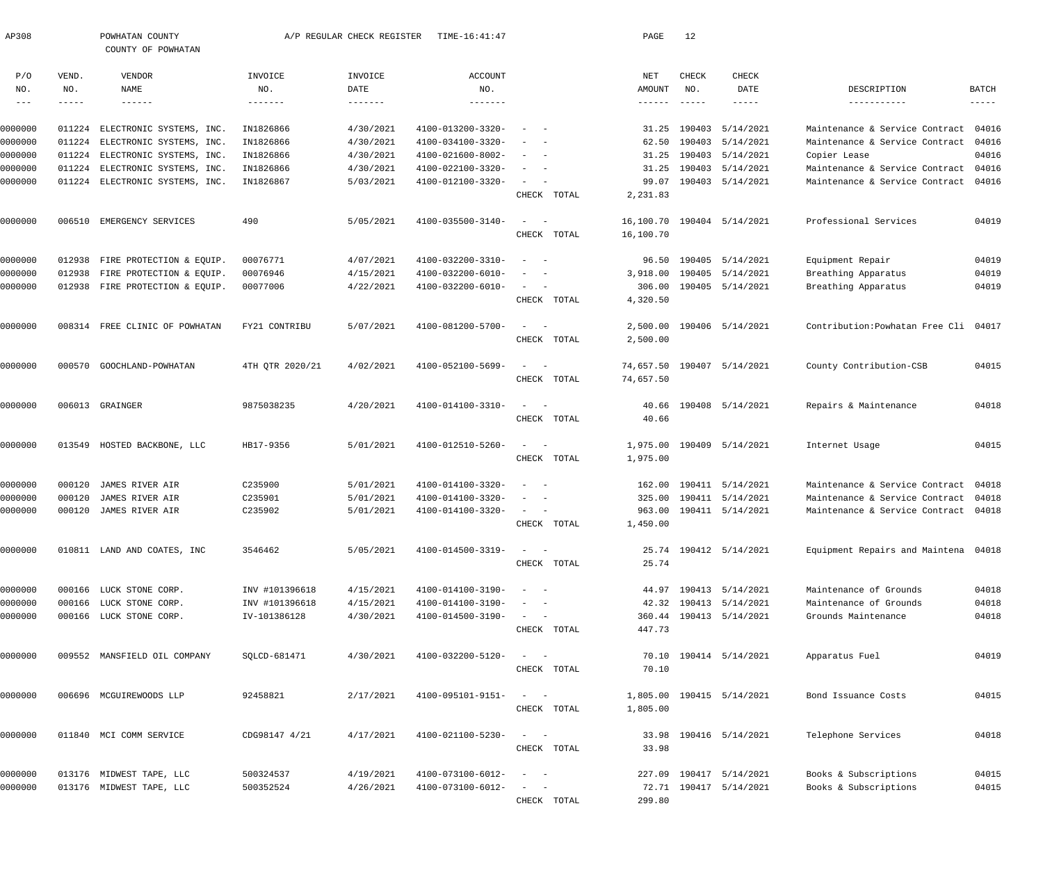AP308 POWHATAN COUNTY A/P REGULAR CHECK REGISTER TIME-16:41:47 PAGE 12

COUNTY OF POWHATAN

| P/O NO. | VEND. NO. | VENDOR NAME | INVOICE NO. | INVOICE DATE | ACCOUNT NO. | | NET AMOUNT | CHECK NO. | CHECK DATE | DESCRIPTION | BATCH |
|---|---|---|---|---|---|---|---|---|---|---|---|
| 0000000 | 011224 | ELECTRONIC SYSTEMS, INC. | IN1826866 | 4/30/2021 | 4100-013200-3320- | - - | 31.25 | 190403 | 5/14/2021 | Maintenance & Service Contract | 04016 |
| 0000000 | 011224 | ELECTRONIC SYSTEMS, INC. | IN1826866 | 4/30/2021 | 4100-034100-3320- | - - | 62.50 | 190403 | 5/14/2021 | Maintenance & Service Contract | 04016 |
| 0000000 | 011224 | ELECTRONIC SYSTEMS, INC. | IN1826866 | 4/30/2021 | 4100-021600-8002- | - - | 31.25 | 190403 | 5/14/2021 | Copier Lease | 04016 |
| 0000000 | 011224 | ELECTRONIC SYSTEMS, INC. | IN1826866 | 4/30/2021 | 4100-022100-3320- | - - | 31.25 | 190403 | 5/14/2021 | Maintenance & Service Contract | 04016 |
| 0000000 | 011224 | ELECTRONIC SYSTEMS, INC. | IN1826867 | 5/03/2021 | 4100-012100-3320- | - - | 99.07 | 190403 | 5/14/2021 | Maintenance & Service Contract | 04016 |
| | | | | | | CHECK TOTAL | 2,231.83 | | | | |
| 0000000 | 006510 | EMERGENCY SERVICES | 490 | 5/05/2021 | 4100-035500-3140- | - - | 16,100.70 | 190404 | 5/14/2021 | Professional Services | 04019 |
| | | | | | | CHECK TOTAL | 16,100.70 | | | | |
| 0000000 | 012938 | FIRE PROTECTION & EQUIP. | 00076771 | 4/07/2021 | 4100-032200-3310- | - - | 96.50 | 190405 | 5/14/2021 | Equipment Repair | 04019 |
| 0000000 | 012938 | FIRE PROTECTION & EQUIP. | 00076946 | 4/15/2021 | 4100-032200-6010- | - - | 3,918.00 | 190405 | 5/14/2021 | Breathing Apparatus | 04019 |
| 0000000 | 012938 | FIRE PROTECTION & EQUIP. | 00077006 | 4/22/2021 | 4100-032200-6010- | - - | 306.00 | 190405 | 5/14/2021 | Breathing Apparatus | 04019 |
| | | | | | | CHECK TOTAL | 4,320.50 | | | | |
| 0000000 | 008314 | FREE CLINIC OF POWHATAN | FY21 CONTRIBU | 5/07/2021 | 4100-081200-5700- | - - | 2,500.00 | 190406 | 5/14/2021 | Contribution:Powhatan Free Cli | 04017 |
| | | | | | | CHECK TOTAL | 2,500.00 | | | | |
| 0000000 | 000570 | GOOCHLAND-POWHATAN | 4TH QTR 2020/21 | 4/02/2021 | 4100-052100-5699- | - - | 74,657.50 | 190407 | 5/14/2021 | County Contribution-CSB | 04015 |
| | | | | | | CHECK TOTAL | 74,657.50 | | | | |
| 0000000 | 006013 | GRAINGER | 9875038235 | 4/20/2021 | 4100-014100-3310- | - - | 40.66 | 190408 | 5/14/2021 | Repairs & Maintenance | 04018 |
| | | | | | | CHECK TOTAL | 40.66 | | | | |
| 0000000 | 013549 | HOSTED BACKBONE, LLC | HB17-9356 | 5/01/2021 | 4100-012510-5260- | - - | 1,975.00 | 190409 | 5/14/2021 | Internet Usage | 04015 |
| | | | | | | CHECK TOTAL | 1,975.00 | | | | |
| 0000000 | 000120 | JAMES RIVER AIR | C235900 | 5/01/2021 | 4100-014100-3320- | - - | 162.00 | 190411 | 5/14/2021 | Maintenance & Service Contract | 04018 |
| 0000000 | 000120 | JAMES RIVER AIR | C235901 | 5/01/2021 | 4100-014100-3320- | - - | 325.00 | 190411 | 5/14/2021 | Maintenance & Service Contract | 04018 |
| 0000000 | 000120 | JAMES RIVER AIR | C235902 | 5/01/2021 | 4100-014100-3320- | - - | 963.00 | 190411 | 5/14/2021 | Maintenance & Service Contract | 04018 |
| | | | | | | CHECK TOTAL | 1,450.00 | | | | |
| 0000000 | 010811 | LAND AND COATES, INC | 3546462 | 5/05/2021 | 4100-014500-3319- | - - | 25.74 | 190412 | 5/14/2021 | Equipment Repairs and Maintena | 04018 |
| | | | | | | CHECK TOTAL | 25.74 | | | | |
| 0000000 | 000166 | LUCK STONE CORP. | INV #101396618 | 4/15/2021 | 4100-014100-3190- | - - | 44.97 | 190413 | 5/14/2021 | Maintenance of Grounds | 04018 |
| 0000000 | 000166 | LUCK STONE CORP. | INV #101396618 | 4/15/2021 | 4100-014100-3190- | - - | 42.32 | 190413 | 5/14/2021 | Maintenance of Grounds | 04018 |
| 0000000 | 000166 | LUCK STONE CORP. | IV-101386128 | 4/30/2021 | 4100-014500-3190- | - - | 360.44 | 190413 | 5/14/2021 | Grounds Maintenance | 04018 |
| | | | | | | CHECK TOTAL | 447.73 | | | | |
| 0000000 | 009552 | MANSFIELD OIL COMPANY | SQLCD-681471 | 4/30/2021 | 4100-032200-5120- | - - | 70.10 | 190414 | 5/14/2021 | Apparatus Fuel | 04019 |
| | | | | | | CHECK TOTAL | 70.10 | | | | |
| 0000000 | 006696 | MCGUIREWOODS LLP | 92458821 | 2/17/2021 | 4100-095101-9151- | - - | 1,805.00 | 190415 | 5/14/2021 | Bond Issuance Costs | 04015 |
| | | | | | | CHECK TOTAL | 1,805.00 | | | | |
| 0000000 | 011840 | MCI COMM SERVICE | CDG98147 4/21 | 4/17/2021 | 4100-021100-5230- | - - | 33.98 | 190416 | 5/14/2021 | Telephone Services | 04018 |
| | | | | | | CHECK TOTAL | 33.98 | | | | |
| 0000000 | 013176 | MIDWEST TAPE, LLC | 500324537 | 4/19/2021 | 4100-073100-6012- | - - | 227.09 | 190417 | 5/14/2021 | Books & Subscriptions | 04015 |
| 0000000 | 013176 | MIDWEST TAPE, LLC | 500352524 | 4/26/2021 | 4100-073100-6012- | - - | 72.71 | 190417 | 5/14/2021 | Books & Subscriptions | 04015 |
| | | | | | | CHECK TOTAL | 299.80 | | | | |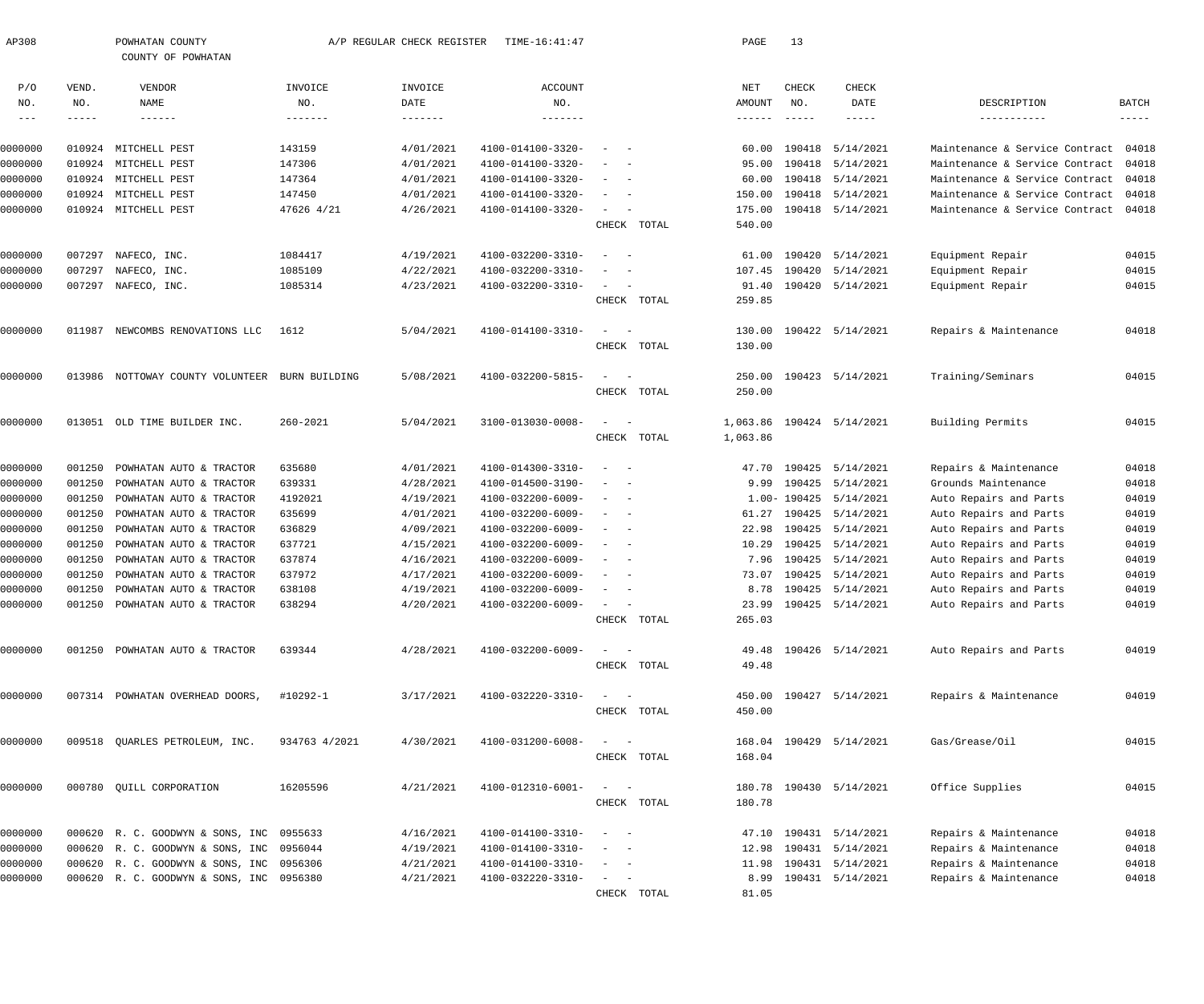AP308 POWHATAN COUNTY A/P REGULAR CHECK REGISTER TIME-16:41:47 PAGE 13

COUNTY OF POWHATAN

| P/O NO. | VEND. NO. | VENDOR NAME | INVOICE NO. | INVOICE DATE | ACCOUNT NO. | | NET AMOUNT | CHECK NO. | CHECK DATE | DESCRIPTION | BATCH |
|---|---|---|---|---|---|---|---|---|---|---|---|
| 0000000 | 010924 | MITCHELL PEST | 143159 | 4/01/2021 | 4100-014100-3320- | - - | 60.00 | 190418 | 5/14/2021 | Maintenance & Service Contract | 04018 |
| 0000000 | 010924 | MITCHELL PEST | 147306 | 4/01/2021 | 4100-014100-3320- | - - | 95.00 | 190418 | 5/14/2021 | Maintenance & Service Contract | 04018 |
| 0000000 | 010924 | MITCHELL PEST | 147364 | 4/01/2021 | 4100-014100-3320- | - - | 60.00 | 190418 | 5/14/2021 | Maintenance & Service Contract | 04018 |
| 0000000 | 010924 | MITCHELL PEST | 147450 | 4/01/2021 | 4100-014100-3320- | - - | 150.00 | 190418 | 5/14/2021 | Maintenance & Service Contract | 04018 |
| 0000000 | 010924 | MITCHELL PEST | 47626 4/21 | 4/26/2021 | 4100-014100-3320- | - - | 175.00 | 190418 | 5/14/2021 | Maintenance & Service Contract | 04018 |
| | | | | | | CHECK TOTAL | 540.00 | | | | |
| 0000000 | 007297 | NAFECO, INC. | 1084417 | 4/19/2021 | 4100-032200-3310- | - - | 61.00 | 190420 | 5/14/2021 | Equipment Repair | 04015 |
| 0000000 | 007297 | NAFECO, INC. | 1085109 | 4/22/2021 | 4100-032200-3310- | - - | 107.45 | 190420 | 5/14/2021 | Equipment Repair | 04015 |
| 0000000 | 007297 | NAFECO, INC. | 1085314 | 4/23/2021 | 4100-032200-3310- | - - | 91.40 | 190420 | 5/14/2021 | Equipment Repair | 04015 |
| | | | | | | CHECK TOTAL | 259.85 | | | | |
| 0000000 | 011987 | NEWCOMBS RENOVATIONS LLC | 1612 | 5/04/2021 | 4100-014100-3310- | - - | 130.00 | 190422 | 5/14/2021 | Repairs & Maintenance | 04018 |
| | | | | | | CHECK TOTAL | 130.00 | | | | |
| 0000000 | 013986 | NOTTOWAY COUNTY VOLUNTEER | BURN BUILDING | 5/08/2021 | 4100-032200-5815- | - - | 250.00 | 190423 | 5/14/2021 | Training/Seminars | 04015 |
| | | | | | | CHECK TOTAL | 250.00 | | | | |
| 0000000 | 013051 | OLD TIME BUILDER INC. | 260-2021 | 5/04/2021 | 3100-013030-0008- | - - | 1,063.86 | 190424 | 5/14/2021 | Building Permits | 04015 |
| | | | | | | CHECK TOTAL | 1,063.86 | | | | |
| 0000000 | 001250 | POWHATAN AUTO & TRACTOR | 635680 | 4/01/2021 | 4100-014300-3310- | - - | 47.70 | 190425 | 5/14/2021 | Repairs & Maintenance | 04018 |
| 0000000 | 001250 | POWHATAN AUTO & TRACTOR | 639331 | 4/28/2021 | 4100-014500-3190- | - - | 9.99 | 190425 | 5/14/2021 | Grounds Maintenance | 04018 |
| 0000000 | 001250 | POWHATAN AUTO & TRACTOR | 4192021 | 4/19/2021 | 4100-032200-6009- | - - | 1.00- | 190425 | 5/14/2021 | Auto Repairs and Parts | 04019 |
| 0000000 | 001250 | POWHATAN AUTO & TRACTOR | 635699 | 4/01/2021 | 4100-032200-6009- | - - | 61.27 | 190425 | 5/14/2021 | Auto Repairs and Parts | 04019 |
| 0000000 | 001250 | POWHATAN AUTO & TRACTOR | 636829 | 4/09/2021 | 4100-032200-6009- | - - | 22.98 | 190425 | 5/14/2021 | Auto Repairs and Parts | 04019 |
| 0000000 | 001250 | POWHATAN AUTO & TRACTOR | 637721 | 4/15/2021 | 4100-032200-6009- | - - | 10.29 | 190425 | 5/14/2021 | Auto Repairs and Parts | 04019 |
| 0000000 | 001250 | POWHATAN AUTO & TRACTOR | 637874 | 4/16/2021 | 4100-032200-6009- | - - | 7.96 | 190425 | 5/14/2021 | Auto Repairs and Parts | 04019 |
| 0000000 | 001250 | POWHATAN AUTO & TRACTOR | 637972 | 4/17/2021 | 4100-032200-6009- | - - | 73.07 | 190425 | 5/14/2021 | Auto Repairs and Parts | 04019 |
| 0000000 | 001250 | POWHATAN AUTO & TRACTOR | 638108 | 4/19/2021 | 4100-032200-6009- | - - | 8.78 | 190425 | 5/14/2021 | Auto Repairs and Parts | 04019 |
| 0000000 | 001250 | POWHATAN AUTO & TRACTOR | 638294 | 4/20/2021 | 4100-032200-6009- | - - | 23.99 | 190425 | 5/14/2021 | Auto Repairs and Parts | 04019 |
| | | | | | | CHECK TOTAL | 265.03 | | | | |
| 0000000 | 001250 | POWHATAN AUTO & TRACTOR | 639344 | 4/28/2021 | 4100-032200-6009- | - - | 49.48 | 190426 | 5/14/2021 | Auto Repairs and Parts | 04019 |
| | | | | | | CHECK TOTAL | 49.48 | | | | |
| 0000000 | 007314 | POWHATAN OVERHEAD DOORS, | #10292-1 | 3/17/2021 | 4100-032220-3310- | - - | 450.00 | 190427 | 5/14/2021 | Repairs & Maintenance | 04019 |
| | | | | | | CHECK TOTAL | 450.00 | | | | |
| 0000000 | 009518 | QUARLES PETROLEUM, INC. | 934763 4/2021 | 4/30/2021 | 4100-031200-6008- | - - | 168.04 | 190429 | 5/14/2021 | Gas/Grease/Oil | 04015 |
| | | | | | | CHECK TOTAL | 168.04 | | | | |
| 0000000 | 000780 | QUILL CORPORATION | 16205596 | 4/21/2021 | 4100-012310-6001- | - - | 180.78 | 190430 | 5/14/2021 | Office Supplies | 04015 |
| | | | | | | CHECK TOTAL | 180.78 | | | | |
| 0000000 | 000620 | R. C. GOODWYN & SONS, INC | 0955633 | 4/16/2021 | 4100-014100-3310- | - - | 47.10 | 190431 | 5/14/2021 | Repairs & Maintenance | 04018 |
| 0000000 | 000620 | R. C. GOODWYN & SONS, INC | 0956044 | 4/19/2021 | 4100-014100-3310- | - - | 12.98 | 190431 | 5/14/2021 | Repairs & Maintenance | 04018 |
| 0000000 | 000620 | R. C. GOODWYN & SONS, INC | 0956306 | 4/21/2021 | 4100-014100-3310- | - - | 11.98 | 190431 | 5/14/2021 | Repairs & Maintenance | 04018 |
| 0000000 | 000620 | R. C. GOODWYN & SONS, INC | 0956380 | 4/21/2021 | 4100-032220-3310- | - - | 8.99 | 190431 | 5/14/2021 | Repairs & Maintenance | 04018 |
| | | | | | | CHECK TOTAL | 81.05 | | | | |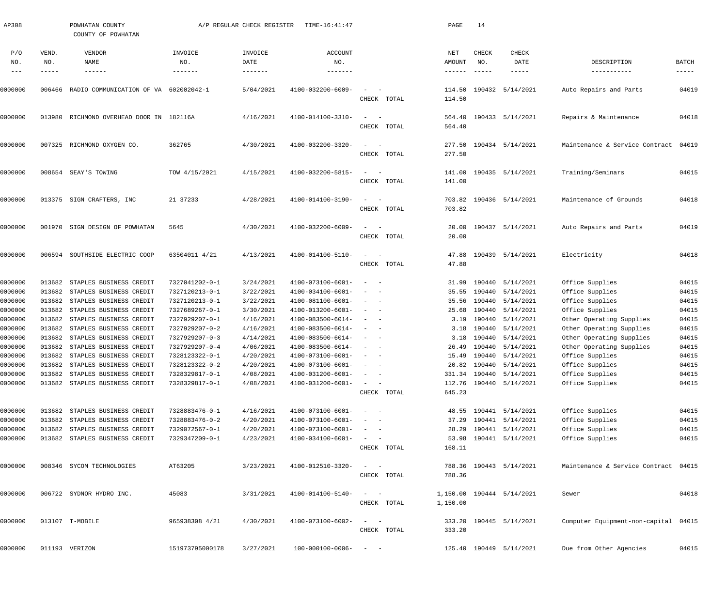AP308 POWHATAN COUNTY A/P REGULAR CHECK REGISTER TIME-16:41:47

COUNTY OF POWHATAN

| P/O NO. | VEND. NO. | VENDOR NAME | INVOICE NO. | INVOICE DATE | ACCOUNT NO. | | NET AMOUNT | CHECK NO. | CHECK DATE | DESCRIPTION | BATCH |
|---|---|---|---|---|---|---|---|---|---|---|---|
| 0000000 | 006466 | RADIO COMMUNICATION OF VA | 602002042-1 | 5/04/2021 | 4100-032200-6009- | - - | 114.50 | 190432 | 5/14/2021 | Auto Repairs and Parts | 04019 |
| | | | | | | CHECK TOTAL | 114.50 | | | | |
| 0000000 | 013980 | RICHMOND OVERHEAD DOOR IN | 182116A | 4/16/2021 | 4100-014100-3310- | - - | 564.40 | 190433 | 5/14/2021 | Repairs & Maintenance | 04018 |
| | | | | | | CHECK TOTAL | 564.40 | | | | |
| 0000000 | 007325 | RICHMOND OXYGEN CO. | 362765 | 4/30/2021 | 4100-032200-3320- | - - | 277.50 | 190434 | 5/14/2021 | Maintenance & Service Contract | 04019 |
| | | | | | | CHECK TOTAL | 277.50 | | | | |
| 0000000 | 008654 | SEAY'S TOWING | TOW 4/15/2021 | 4/15/2021 | 4100-032200-5815- | - - | 141.00 | 190435 | 5/14/2021 | Training/Seminars | 04015 |
| | | | | | | CHECK TOTAL | 141.00 | | | | |
| 0000000 | 013375 | SIGN CRAFTERS, INC | 21 37233 | 4/28/2021 | 4100-014100-3190- | - - | 703.82 | 190436 | 5/14/2021 | Maintenance of Grounds | 04018 |
| | | | | | | CHECK TOTAL | 703.82 | | | | |
| 0000000 | 001970 | SIGN DESIGN OF POWHATAN | 5645 | 4/30/2021 | 4100-032200-6009- | - - | 20.00 | 190437 | 5/14/2021 | Auto Repairs and Parts | 04019 |
| | | | | | | CHECK TOTAL | 20.00 | | | | |
| 0000000 | 006594 | SOUTHSIDE ELECTRIC COOP | 63504011 4/21 | 4/13/2021 | 4100-014100-5110- | - - | 47.88 | 190439 | 5/14/2021 | Electricity | 04018 |
| | | | | | | CHECK TOTAL | 47.88 | | | | |
| 0000000 | 013682 | STAPLES BUSINESS CREDIT | 7327041202-0-1 | 3/24/2021 | 4100-073100-6001- | - - | 31.99 | 190440 | 5/14/2021 | Office Supplies | 04015 |
| 0000000 | 013682 | STAPLES BUSINESS CREDIT | 7327120213-0-1 | 3/22/2021 | 4100-034100-6001- | - - | 35.55 | 190440 | 5/14/2021 | Office Supplies | 04015 |
| 0000000 | 013682 | STAPLES BUSINESS CREDIT | 7327120213-0-1 | 3/22/2021 | 4100-081100-6001- | - - | 35.56 | 190440 | 5/14/2021 | Office Supplies | 04015 |
| 0000000 | 013682 | STAPLES BUSINESS CREDIT | 7327689267-0-1 | 3/30/2021 | 4100-013200-6001- | - - | 25.68 | 190440 | 5/14/2021 | Office Supplies | 04015 |
| 0000000 | 013682 | STAPLES BUSINESS CREDIT | 7327929207-0-1 | 4/16/2021 | 4100-083500-6014- | - - | 3.19 | 190440 | 5/14/2021 | Other Operating Supplies | 04015 |
| 0000000 | 013682 | STAPLES BUSINESS CREDIT | 7327929207-0-2 | 4/16/2021 | 4100-083500-6014- | - - | 3.18 | 190440 | 5/14/2021 | Other Operating Supplies | 04015 |
| 0000000 | 013682 | STAPLES BUSINESS CREDIT | 7327929207-0-3 | 4/14/2021 | 4100-083500-6014- | - - | 3.18 | 190440 | 5/14/2021 | Other Operating Supplies | 04015 |
| 0000000 | 013682 | STAPLES BUSINESS CREDIT | 7327929207-0-4 | 4/06/2021 | 4100-083500-6014- | - - | 26.49 | 190440 | 5/14/2021 | Other Operating Supplies | 04015 |
| 0000000 | 013682 | STAPLES BUSINESS CREDIT | 7328123322-0-1 | 4/20/2021 | 4100-073100-6001- | - - | 15.49 | 190440 | 5/14/2021 | Office Supplies | 04015 |
| 0000000 | 013682 | STAPLES BUSINESS CREDIT | 7328123322-0-2 | 4/20/2021 | 4100-073100-6001- | - - | 20.82 | 190440 | 5/14/2021 | Office Supplies | 04015 |
| 0000000 | 013682 | STAPLES BUSINESS CREDIT | 7328329817-0-1 | 4/08/2021 | 4100-031200-6001- | - - | 331.34 | 190440 | 5/14/2021 | Office Supplies | 04015 |
| 0000000 | 013682 | STAPLES BUSINESS CREDIT | 7328329817-0-1 | 4/08/2021 | 4100-031200-6001- | - - | 112.76 | 190440 | 5/14/2021 | Office Supplies | 04015 |
| | | | | | | CHECK TOTAL | 645.23 | | | | |
| 0000000 | 013682 | STAPLES BUSINESS CREDIT | 7328883476-0-1 | 4/16/2021 | 4100-073100-6001- | - - | 48.55 | 190441 | 5/14/2021 | Office Supplies | 04015 |
| 0000000 | 013682 | STAPLES BUSINESS CREDIT | 7328883476-0-2 | 4/20/2021 | 4100-073100-6001- | - - | 37.29 | 190441 | 5/14/2021 | Office Supplies | 04015 |
| 0000000 | 013682 | STAPLES BUSINESS CREDIT | 7329072567-0-1 | 4/20/2021 | 4100-073100-6001- | - - | 28.29 | 190441 | 5/14/2021 | Office Supplies | 04015 |
| 0000000 | 013682 | STAPLES BUSINESS CREDIT | 7329347209-0-1 | 4/23/2021 | 4100-034100-6001- | - - | 53.98 | 190441 | 5/14/2021 | Office Supplies | 04015 |
| | | | | | | CHECK TOTAL | 168.11 | | | | |
| 0000000 | 008346 | SYCOM TECHNOLOGIES | AT63205 | 3/23/2021 | 4100-012510-3320- | - - | 788.36 | 190443 | 5/14/2021 | Maintenance & Service Contract | 04015 |
| | | | | | | CHECK TOTAL | 788.36 | | | | |
| 0000000 | 006722 | SYDNOR HYDRO INC. | 45083 | 3/31/2021 | 4100-014100-5140- | - - | 1,150.00 | 190444 | 5/14/2021 | Sewer | 04018 |
| | | | | | | CHECK TOTAL | 1,150.00 | | | | |
| 0000000 | 013107 | T-MOBILE | 965938308 4/21 | 4/30/2021 | 4100-073100-6002- | - - | 333.20 | 190445 | 5/14/2021 | Computer Equipment-non-capital | 04015 |
| | | | | | | CHECK TOTAL | 333.20 | | | | |
| 0000000 | 011193 | VERIZON | 151973795000178 | 3/27/2021 | 100-000100-0006- | - - | 125.40 | 190449 | 5/14/2021 | Due from Other Agencies | 04015 |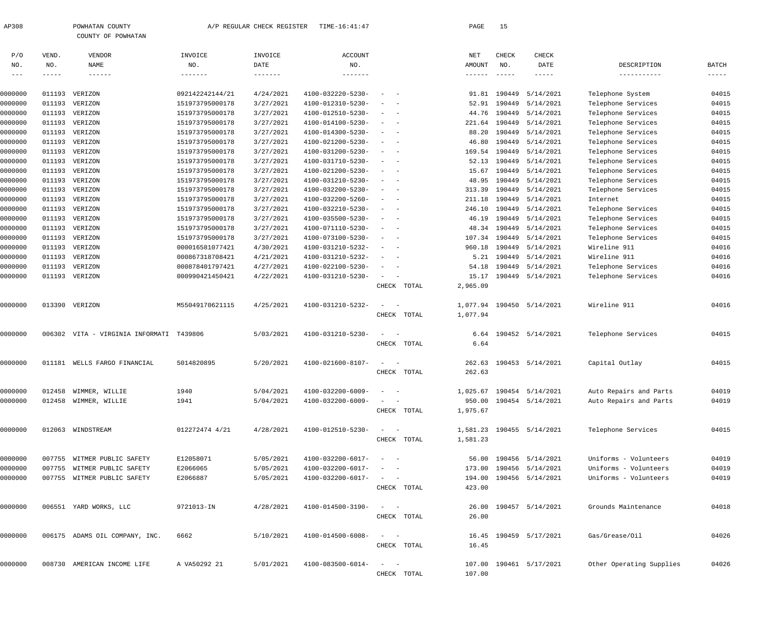AP308 POWHATAN COUNTY A/P REGULAR CHECK REGISTER TIME-16:41:47

COUNTY OF POWHATAN

| P/O NO. | VEND. NO. | VENDOR NAME | INVOICE NO. | INVOICE DATE | ACCOUNT NO. | | NET AMOUNT | CHECK NO. | CHECK DATE | DESCRIPTION | BATCH |
|---|---|---|---|---|---|---|---|---|---|---|---|
| 0000000 | 011193 | VERIZON | 092142242144/21 | 4/24/2021 | 4100-032220-5230- | - - | 91.81 | 190449 | 5/14/2021 | Telephone System | 04015 |
| 0000000 | 011193 | VERIZON | 151973795000178 | 3/27/2021 | 4100-012310-5230- | - - | 52.91 | 190449 | 5/14/2021 | Telephone Services | 04015 |
| 0000000 | 011193 | VERIZON | 151973795000178 | 3/27/2021 | 4100-012510-5230- | - - | 44.76 | 190449 | 5/14/2021 | Telephone Services | 04015 |
| 0000000 | 011193 | VERIZON | 151973795000178 | 3/27/2021 | 4100-014100-5230- | - - | 221.64 | 190449 | 5/14/2021 | Telephone Services | 04015 |
| 0000000 | 011193 | VERIZON | 151973795000178 | 3/27/2021 | 4100-014300-5230- | - - | 88.20 | 190449 | 5/14/2021 | Telephone Services | 04015 |
| 0000000 | 011193 | VERIZON | 151973795000178 | 3/27/2021 | 4100-021200-5230- | - - | 46.80 | 190449 | 5/14/2021 | Telephone Services | 04015 |
| 0000000 | 011193 | VERIZON | 151973795000178 | 3/27/2021 | 4100-031200-5230- | - - | 169.54 | 190449 | 5/14/2021 | Telephone Services | 04015 |
| 0000000 | 011193 | VERIZON | 151973795000178 | 3/27/2021 | 4100-031710-5230- | - - | 52.13 | 190449 | 5/14/2021 | Telephone Services | 04015 |
| 0000000 | 011193 | VERIZON | 151973795000178 | 3/27/2021 | 4100-021200-5230- | - - | 15.67 | 190449 | 5/14/2021 | Telephone Services | 04015 |
| 0000000 | 011193 | VERIZON | 151973795000178 | 3/27/2021 | 4100-031210-5230- | - - | 48.95 | 190449 | 5/14/2021 | Telephone Services | 04015 |
| 0000000 | 011193 | VERIZON | 151973795000178 | 3/27/2021 | 4100-032200-5230- | - - | 313.39 | 190449 | 5/14/2021 | Telephone Services | 04015 |
| 0000000 | 011193 | VERIZON | 151973795000178 | 3/27/2021 | 4100-032200-5260- | - - | 211.18 | 190449 | 5/14/2021 | Internet | 04015 |
| 0000000 | 011193 | VERIZON | 151973795000178 | 3/27/2021 | 4100-032210-5230- | - - | 246.10 | 190449 | 5/14/2021 | Telephone Services | 04015 |
| 0000000 | 011193 | VERIZON | 151973795000178 | 3/27/2021 | 4100-035500-5230- | - - | 46.19 | 190449 | 5/14/2021 | Telephone Services | 04015 |
| 0000000 | 011193 | VERIZON | 151973795000178 | 3/27/2021 | 4100-071110-5230- | - - | 48.34 | 190449 | 5/14/2021 | Telephone Services | 04015 |
| 0000000 | 011193 | VERIZON | 151973795000178 | 3/27/2021 | 4100-073100-5230- | - - | 107.34 | 190449 | 5/14/2021 | Telephone Services | 04015 |
| 0000000 | 011193 | VERIZON | 000016581077421 | 4/30/2021 | 4100-031210-5232- | - - | 960.18 | 190449 | 5/14/2021 | Wireline 911 | 04016 |
| 0000000 | 011193 | VERIZON | 000867318708421 | 4/21/2021 | 4100-031210-5232- | - - | 5.21 | 190449 | 5/14/2021 | Wireline 911 | 04016 |
| 0000000 | 011193 | VERIZON | 000878401797421 | 4/27/2021 | 4100-022100-5230- | - - | 54.18 | 190449 | 5/14/2021 | Telephone Services | 04016 |
| 0000000 | 011193 | VERIZON | 000990421450421 | 4/22/2021 | 4100-031210-5230- | - - | 15.17 | 190449 | 5/14/2021 | Telephone Services | 04016 |
| | | | | | | CHECK TOTAL | 2,965.09 | | | | |
| 0000000 | 013390 | VERIZON | M55049170621115 | 4/25/2021 | 4100-031210-5232- | - - | 1,077.94 | 190450 | 5/14/2021 | Wireline 911 | 04016 |
| | | | | | | CHECK TOTAL | 1,077.94 | | | | |
| 0000000 | 006302 | VITA - VIRGINIA INFORMATI | T439806 | 5/03/2021 | 4100-031210-5230- | - - | 6.64 | 190452 | 5/14/2021 | Telephone Services | 04015 |
| | | | | | | CHECK TOTAL | 6.64 | | | | |
| 0000000 | 011181 | WELLS FARGO FINANCIAL | 5014820895 | 5/20/2021 | 4100-021600-8107- | - - | 262.63 | 190453 | 5/14/2021 | Capital Outlay | 04015 |
| | | | | | | CHECK TOTAL | 262.63 | | | | |
| 0000000 | 012458 | WIMMER, WILLIE | 1940 | 5/04/2021 | 4100-032200-6009- | - - | 1,025.67 | 190454 | 5/14/2021 | Auto Repairs and Parts | 04019 |
| 0000000 | 012458 | WIMMER, WILLIE | 1941 | 5/04/2021 | 4100-032200-6009- | - - | 950.00 | 190454 | 5/14/2021 | Auto Repairs and Parts | 04019 |
| | | | | | | CHECK TOTAL | 1,975.67 | | | | |
| 0000000 | 012063 | WINDSTREAM | 012272474 4/21 | 4/28/2021 | 4100-012510-5230- | - - | 1,581.23 | 190455 | 5/14/2021 | Telephone Services | 04015 |
| | | | | | | CHECK TOTAL | 1,581.23 | | | | |
| 0000000 | 007755 | WITMER PUBLIC SAFETY | E12058071 | 5/05/2021 | 4100-032200-6017- | - - | 56.00 | 190456 | 5/14/2021 | Uniforms - Volunteers | 04019 |
| 0000000 | 007755 | WITMER PUBLIC SAFETY | E2066065 | 5/05/2021 | 4100-032200-6017- | - - | 173.00 | 190456 | 5/14/2021 | Uniforms - Volunteers | 04019 |
| 0000000 | 007755 | WITMER PUBLIC SAFETY | E2066887 | 5/05/2021 | 4100-032200-6017- | - - | 194.00 | 190456 | 5/14/2021 | Uniforms - Volunteers | 04019 |
| | | | | | | CHECK TOTAL | 423.00 | | | | |
| 0000000 | 006551 | YARD WORKS, LLC | 9721013-IN | 4/28/2021 | 4100-014500-3190- | - - | 26.00 | 190457 | 5/14/2021 | Grounds Maintenance | 04018 |
| | | | | | | CHECK TOTAL | 26.00 | | | | |
| 0000000 | 006175 | ADAMS OIL COMPANY, INC. | 6662 | 5/10/2021 | 4100-014500-6008- | - - | 16.45 | 190459 | 5/17/2021 | Gas/Grease/Oil | 04026 |
| | | | | | | CHECK TOTAL | 16.45 | | | | |
| 0000000 | 008730 | AMERICAN INCOME LIFE | A VA50292 21 | 5/01/2021 | 4100-083500-6014- | - - | 107.00 | 190461 | 5/17/2021 | Other Operating Supplies | 04026 |
| | | | | | | CHECK TOTAL | 107.00 | | | | |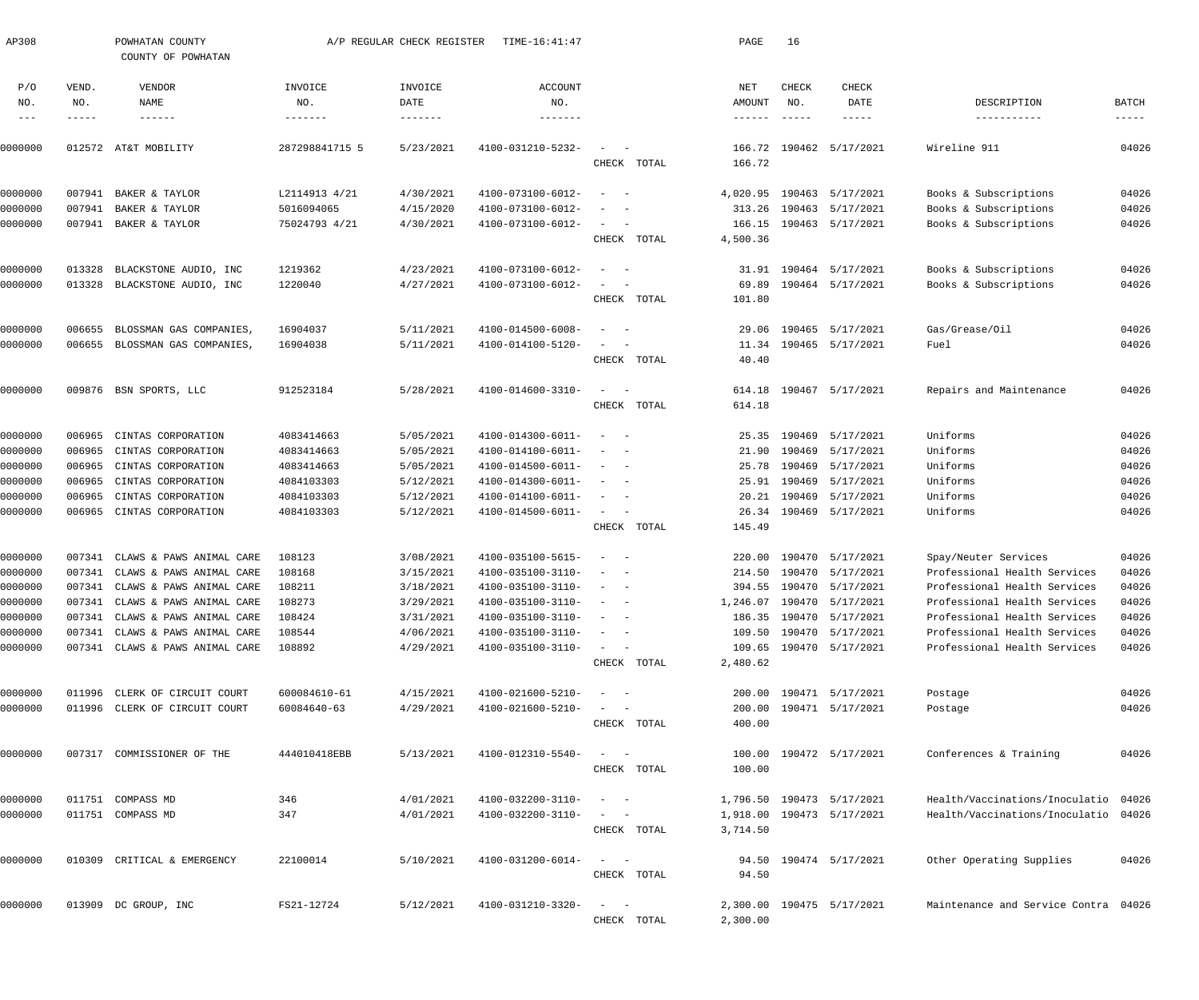AP308 POWHATAN COUNTY A/P REGULAR CHECK REGISTER TIME-16:41:47 PAGE 16

COUNTY OF POWHATAN

| P/O NO. | VEND. NO. | VENDOR NAME | INVOICE NO. | INVOICE DATE | ACCOUNT NO. | | NET AMOUNT | CHECK NO. | CHECK DATE | DESCRIPTION | BATCH |
|---|---|---|---|---|---|---|---|---|---|---|---|
| 0000000 | 012572 | AT&T MOBILITY | 287298841715 5 | 5/23/2021 | 4100-031210-5232- | - - | 166.72 | 190462 | 5/17/2021 | Wireline 911 | 04026 |
| | | | | | | CHECK TOTAL | 166.72 | | | | |
| 0000000 | 007941 | BAKER & TAYLOR | L2114913 4/21 | 4/30/2021 | 4100-073100-6012- | - - | 4,020.95 | 190463 | 5/17/2021 | Books & Subscriptions | 04026 |
| 0000000 | 007941 | BAKER & TAYLOR | 5016094065 | 4/15/2020 | 4100-073100-6012- | - - | 313.26 | 190463 | 5/17/2021 | Books & Subscriptions | 04026 |
| 0000000 | 007941 | BAKER & TAYLOR | 75024793 4/21 | 4/30/2021 | 4100-073100-6012- | - - | 166.15 | 190463 | 5/17/2021 | Books & Subscriptions | 04026 |
| | | | | | | CHECK TOTAL | 4,500.36 | | | | |
| 0000000 | 013328 | BLACKSTONE AUDIO, INC | 1219362 | 4/23/2021 | 4100-073100-6012- | - - | 31.91 | 190464 | 5/17/2021 | Books & Subscriptions | 04026 |
| 0000000 | 013328 | BLACKSTONE AUDIO, INC | 1220040 | 4/27/2021 | 4100-073100-6012- | - - | 69.89 | 190464 | 5/17/2021 | Books & Subscriptions | 04026 |
| | | | | | | CHECK TOTAL | 101.80 | | | | |
| 0000000 | 006655 | BLOSSMAN GAS COMPANIES, | 16904037 | 5/11/2021 | 4100-014500-6008- | - - | 29.06 | 190465 | 5/17/2021 | Gas/Grease/Oil | 04026 |
| 0000000 | 006655 | BLOSSMAN GAS COMPANIES, | 16904038 | 5/11/2021 | 4100-014100-5120- | - - | 11.34 | 190465 | 5/17/2021 | Fuel | 04026 |
| | | | | | | CHECK TOTAL | 40.40 | | | | |
| 0000000 | 009876 | BSN SPORTS, LLC | 912523184 | 5/28/2021 | 4100-014600-3310- | - - | 614.18 | 190467 | 5/17/2021 | Repairs and Maintenance | 04026 |
| | | | | | | CHECK TOTAL | 614.18 | | | | |
| 0000000 | 006965 | CINTAS CORPORATION | 4083414663 | 5/05/2021 | 4100-014300-6011- | - - | 25.35 | 190469 | 5/17/2021 | Uniforms | 04026 |
| 0000000 | 006965 | CINTAS CORPORATION | 4083414663 | 5/05/2021 | 4100-014100-6011- | - - | 21.90 | 190469 | 5/17/2021 | Uniforms | 04026 |
| 0000000 | 006965 | CINTAS CORPORATION | 4083414663 | 5/05/2021 | 4100-014500-6011- | - - | 25.78 | 190469 | 5/17/2021 | Uniforms | 04026 |
| 0000000 | 006965 | CINTAS CORPORATION | 4084103303 | 5/12/2021 | 4100-014300-6011- | - - | 25.91 | 190469 | 5/17/2021 | Uniforms | 04026 |
| 0000000 | 006965 | CINTAS CORPORATION | 4084103303 | 5/12/2021 | 4100-014100-6011- | - - | 20.21 | 190469 | 5/17/2021 | Uniforms | 04026 |
| 0000000 | 006965 | CINTAS CORPORATION | 4084103303 | 5/12/2021 | 4100-014500-6011- | - - | 26.34 | 190469 | 5/17/2021 | Uniforms | 04026 |
| | | | | | | CHECK TOTAL | 145.49 | | | | |
| 0000000 | 007341 | CLAWS & PAWS ANIMAL CARE | 108123 | 3/08/2021 | 4100-035100-5615- | - - | 220.00 | 190470 | 5/17/2021 | Spay/Neuter Services | 04026 |
| 0000000 | 007341 | CLAWS & PAWS ANIMAL CARE | 108168 | 3/15/2021 | 4100-035100-3110- | - - | 214.50 | 190470 | 5/17/2021 | Professional Health Services | 04026 |
| 0000000 | 007341 | CLAWS & PAWS ANIMAL CARE | 108211 | 3/18/2021 | 4100-035100-3110- | - - | 394.55 | 190470 | 5/17/2021 | Professional Health Services | 04026 |
| 0000000 | 007341 | CLAWS & PAWS ANIMAL CARE | 108273 | 3/29/2021 | 4100-035100-3110- | - - | 1,246.07 | 190470 | 5/17/2021 | Professional Health Services | 04026 |
| 0000000 | 007341 | CLAWS & PAWS ANIMAL CARE | 108424 | 3/31/2021 | 4100-035100-3110- | - - | 186.35 | 190470 | 5/17/2021 | Professional Health Services | 04026 |
| 0000000 | 007341 | CLAWS & PAWS ANIMAL CARE | 108544 | 4/06/2021 | 4100-035100-3110- | - - | 109.50 | 190470 | 5/17/2021 | Professional Health Services | 04026 |
| 0000000 | 007341 | CLAWS & PAWS ANIMAL CARE | 108892 | 4/29/2021 | 4100-035100-3110- | - - | 109.65 | 190470 | 5/17/2021 | Professional Health Services | 04026 |
| | | | | | | CHECK TOTAL | 2,480.62 | | | | |
| 0000000 | 011996 | CLERK OF CIRCUIT COURT | 600084610-61 | 4/15/2021 | 4100-021600-5210- | - - | 200.00 | 190471 | 5/17/2021 | Postage | 04026 |
| 0000000 | 011996 | CLERK OF CIRCUIT COURT | 60084640-63 | 4/29/2021 | 4100-021600-5210- | - - | 200.00 | 190471 | 5/17/2021 | Postage | 04026 |
| | | | | | | CHECK TOTAL | 400.00 | | | | |
| 0000000 | 007317 | COMMISSIONER OF THE | 444010418EBB | 5/13/2021 | 4100-012310-5540- | - - | 100.00 | 190472 | 5/17/2021 | Conferences & Training | 04026 |
| | | | | | | CHECK TOTAL | 100.00 | | | | |
| 0000000 | 011751 | COMPASS MD | 346 | 4/01/2021 | 4100-032200-3110- | - - | 1,796.50 | 190473 | 5/17/2021 | Health/Vaccinations/Inoculatio | 04026 |
| 0000000 | 011751 | COMPASS MD | 347 | 4/01/2021 | 4100-032200-3110- | - - | 1,918.00 | 190473 | 5/17/2021 | Health/Vaccinations/Inoculatio | 04026 |
| | | | | | | CHECK TOTAL | 3,714.50 | | | | |
| 0000000 | 010309 | CRITICAL & EMERGENCY | 22100014 | 5/10/2021 | 4100-031200-6014- | - - | 94.50 | 190474 | 5/17/2021 | Other Operating Supplies | 04026 |
| | | | | | | CHECK TOTAL | 94.50 | | | | |
| 0000000 | 013909 | DC GROUP, INC | FS21-12724 | 5/12/2021 | 4100-031210-3320- | - - | 2,300.00 | 190475 | 5/17/2021 | Maintenance and Service Contra | 04026 |
| | | | | | | CHECK TOTAL | 2,300.00 | | | | |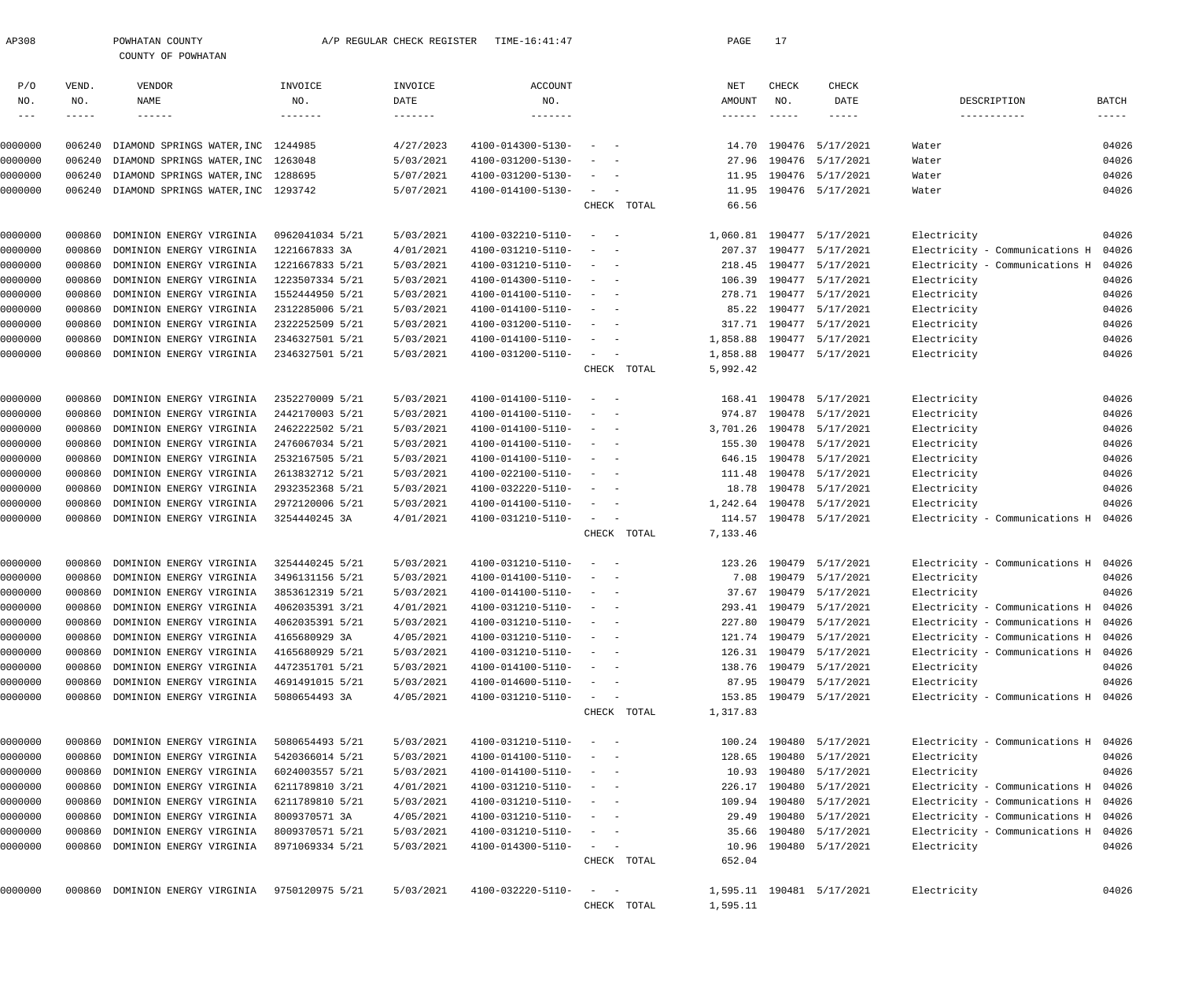AP308 POWHATAN COUNTY A/P REGULAR CHECK REGISTER TIME-16:41:47

COUNTY OF POWHATAN

| P/O NO. | VEND. NO. | VENDOR NAME | INVOICE NO. | INVOICE DATE | ACCOUNT NO. | | NET AMOUNT | CHECK NO. | CHECK DATE | DESCRIPTION | BATCH |
|---|---|---|---|---|---|---|---|---|---|---|---|
| 0000000 | 006240 | DIAMOND SPRINGS WATER,INC | 1244985 | 4/27/2023 | 4100-014300-5130- | - - | 14.70 | 190476 | 5/17/2021 | Water | 04026 |
| 0000000 | 006240 | DIAMOND SPRINGS WATER,INC | 1263048 | 5/03/2021 | 4100-031200-5130- | - - | 27.96 | 190476 | 5/17/2021 | Water | 04026 |
| 0000000 | 006240 | DIAMOND SPRINGS WATER,INC | 1288695 | 5/07/2021 | 4100-031200-5130- | - - | 11.95 | 190476 | 5/17/2021 | Water | 04026 |
| 0000000 | 006240 | DIAMOND SPRINGS WATER,INC | 1293742 | 5/07/2021 | 4100-014100-5130- | - - | 11.95 | 190476 | 5/17/2021 | Water | 04026 |
| | | | | | | CHECK TOTAL | 66.56 | | | | |
| 0000000 | 000860 | DOMINION ENERGY VIRGINIA | 0962041034 5/21 | 5/03/2021 | 4100-032210-5110- | - - | 1,060.81 | 190477 | 5/17/2021 | Electricity | 04026 |
| 0000000 | 000860 | DOMINION ENERGY VIRGINIA | 1221667833 3A | 4/01/2021 | 4100-031210-5110- | - - | 207.37 | 190477 | 5/17/2021 | Electricity - Communications H | 04026 |
| 0000000 | 000860 | DOMINION ENERGY VIRGINIA | 1221667833 5/21 | 5/03/2021 | 4100-031210-5110- | - - | 218.45 | 190477 | 5/17/2021 | Electricity - Communications H | 04026 |
| 0000000 | 000860 | DOMINION ENERGY VIRGINIA | 1223507334 5/21 | 5/03/2021 | 4100-014300-5110- | - - | 106.39 | 190477 | 5/17/2021 | Electricity | 04026 |
| 0000000 | 000860 | DOMINION ENERGY VIRGINIA | 1552444950 5/21 | 5/03/2021 | 4100-014100-5110- | - - | 278.71 | 190477 | 5/17/2021 | Electricity | 04026 |
| 0000000 | 000860 | DOMINION ENERGY VIRGINIA | 2312285006 5/21 | 5/03/2021 | 4100-014100-5110- | - - | 85.22 | 190477 | 5/17/2021 | Electricity | 04026 |
| 0000000 | 000860 | DOMINION ENERGY VIRGINIA | 2322252509 5/21 | 5/03/2021 | 4100-031200-5110- | - - | 317.71 | 190477 | 5/17/2021 | Electricity | 04026 |
| 0000000 | 000860 | DOMINION ENERGY VIRGINIA | 2346327501 5/21 | 5/03/2021 | 4100-014100-5110- | - - | 1,858.88 | 190477 | 5/17/2021 | Electricity | 04026 |
| 0000000 | 000860 | DOMINION ENERGY VIRGINIA | 2346327501 5/21 | 5/03/2021 | 4100-031200-5110- | - - | 1,858.88 | 190477 | 5/17/2021 | Electricity | 04026 |
| | | | | | | CHECK TOTAL | 5,992.42 | | | | |
| 0000000 | 000860 | DOMINION ENERGY VIRGINIA | 2352270009 5/21 | 5/03/2021 | 4100-014100-5110- | - - | 168.41 | 190478 | 5/17/2021 | Electricity | 04026 |
| 0000000 | 000860 | DOMINION ENERGY VIRGINIA | 2442170003 5/21 | 5/03/2021 | 4100-014100-5110- | - - | 974.87 | 190478 | 5/17/2021 | Electricity | 04026 |
| 0000000 | 000860 | DOMINION ENERGY VIRGINIA | 2462222502 5/21 | 5/03/2021 | 4100-014100-5110- | - - | 3,701.26 | 190478 | 5/17/2021 | Electricity | 04026 |
| 0000000 | 000860 | DOMINION ENERGY VIRGINIA | 2476067034 5/21 | 5/03/2021 | 4100-014100-5110- | - - | 155.30 | 190478 | 5/17/2021 | Electricity | 04026 |
| 0000000 | 000860 | DOMINION ENERGY VIRGINIA | 2532167505 5/21 | 5/03/2021 | 4100-014100-5110- | - - | 646.15 | 190478 | 5/17/2021 | Electricity | 04026 |
| 0000000 | 000860 | DOMINION ENERGY VIRGINIA | 2613832712 5/21 | 5/03/2021 | 4100-022100-5110- | - - | 111.48 | 190478 | 5/17/2021 | Electricity | 04026 |
| 0000000 | 000860 | DOMINION ENERGY VIRGINIA | 2932352368 5/21 | 5/03/2021 | 4100-032220-5110- | - - | 18.78 | 190478 | 5/17/2021 | Electricity | 04026 |
| 0000000 | 000860 | DOMINION ENERGY VIRGINIA | 2972120006 5/21 | 5/03/2021 | 4100-014100-5110- | - - | 1,242.64 | 190478 | 5/17/2021 | Electricity | 04026 |
| 0000000 | 000860 | DOMINION ENERGY VIRGINIA | 3254440245 3A | 4/01/2021 | 4100-031210-5110- | - - | 114.57 | 190478 | 5/17/2021 | Electricity - Communications H | 04026 |
| | | | | | | CHECK TOTAL | 7,133.46 | | | | |
| 0000000 | 000860 | DOMINION ENERGY VIRGINIA | 3254440245 5/21 | 5/03/2021 | 4100-031210-5110- | - - | 123.26 | 190479 | 5/17/2021 | Electricity - Communications H | 04026 |
| 0000000 | 000860 | DOMINION ENERGY VIRGINIA | 3496131156 5/21 | 5/03/2021 | 4100-014100-5110- | - - | 7.08 | 190479 | 5/17/2021 | Electricity | 04026 |
| 0000000 | 000860 | DOMINION ENERGY VIRGINIA | 3853612319 5/21 | 5/03/2021 | 4100-014100-5110- | - - | 37.67 | 190479 | 5/17/2021 | Electricity | 04026 |
| 0000000 | 000860 | DOMINION ENERGY VIRGINIA | 4062035391 3/21 | 4/01/2021 | 4100-031210-5110- | - - | 293.41 | 190479 | 5/17/2021 | Electricity - Communications H | 04026 |
| 0000000 | 000860 | DOMINION ENERGY VIRGINIA | 4062035391 5/21 | 5/03/2021 | 4100-031210-5110- | - - | 227.80 | 190479 | 5/17/2021 | Electricity - Communications H | 04026 |
| 0000000 | 000860 | DOMINION ENERGY VIRGINIA | 4165680929 3A | 4/05/2021 | 4100-031210-5110- | - - | 121.74 | 190479 | 5/17/2021 | Electricity - Communications H | 04026 |
| 0000000 | 000860 | DOMINION ENERGY VIRGINIA | 4165680929 5/21 | 5/03/2021 | 4100-031210-5110- | - - | 126.31 | 190479 | 5/17/2021 | Electricity - Communications H | 04026 |
| 0000000 | 000860 | DOMINION ENERGY VIRGINIA | 4472351701 5/21 | 5/03/2021 | 4100-014100-5110- | - - | 138.76 | 190479 | 5/17/2021 | Electricity | 04026 |
| 0000000 | 000860 | DOMINION ENERGY VIRGINIA | 4691491015 5/21 | 5/03/2021 | 4100-014600-5110- | - - | 87.95 | 190479 | 5/17/2021 | Electricity | 04026 |
| 0000000 | 000860 | DOMINION ENERGY VIRGINIA | 5080654493 3A | 4/05/2021 | 4100-031210-5110- | - - | 153.85 | 190479 | 5/17/2021 | Electricity - Communications H | 04026 |
| | | | | | | CHECK TOTAL | 1,317.83 | | | | |
| 0000000 | 000860 | DOMINION ENERGY VIRGINIA | 5080654493 5/21 | 5/03/2021 | 4100-031210-5110- | - - | 100.24 | 190480 | 5/17/2021 | Electricity - Communications H | 04026 |
| 0000000 | 000860 | DOMINION ENERGY VIRGINIA | 5420366014 5/21 | 5/03/2021 | 4100-014100-5110- | - - | 128.65 | 190480 | 5/17/2021 | Electricity | 04026 |
| 0000000 | 000860 | DOMINION ENERGY VIRGINIA | 6024003557 5/21 | 5/03/2021 | 4100-014100-5110- | - - | 10.93 | 190480 | 5/17/2021 | Electricity | 04026 |
| 0000000 | 000860 | DOMINION ENERGY VIRGINIA | 6211789810 3/21 | 4/01/2021 | 4100-031210-5110- | - - | 226.17 | 190480 | 5/17/2021 | Electricity - Communications H | 04026 |
| 0000000 | 000860 | DOMINION ENERGY VIRGINIA | 6211789810 5/21 | 5/03/2021 | 4100-031210-5110- | - - | 109.94 | 190480 | 5/17/2021 | Electricity - Communications H | 04026 |
| 0000000 | 000860 | DOMINION ENERGY VIRGINIA | 8009370571 3A | 4/05/2021 | 4100-031210-5110- | - - | 29.49 | 190480 | 5/17/2021 | Electricity - Communications H | 04026 |
| 0000000 | 000860 | DOMINION ENERGY VIRGINIA | 8009370571 5/21 | 5/03/2021 | 4100-031210-5110- | - - | 35.66 | 190480 | 5/17/2021 | Electricity - Communications H | 04026 |
| 0000000 | 000860 | DOMINION ENERGY VIRGINIA | 8971069334 5/21 | 5/03/2021 | 4100-014300-5110- | - - | 10.96 | 190480 | 5/17/2021 | Electricity | 04026 |
| | | | | | | CHECK TOTAL | 652.04 | | | | |
| 0000000 | 000860 | DOMINION ENERGY VIRGINIA | 9750120975 5/21 | 5/03/2021 | 4100-032220-5110- | - - | 1,595.11 | 190481 | 5/17/2021 | Electricity | 04026 |
| | | | | | | CHECK TOTAL | 1,595.11 | | | | |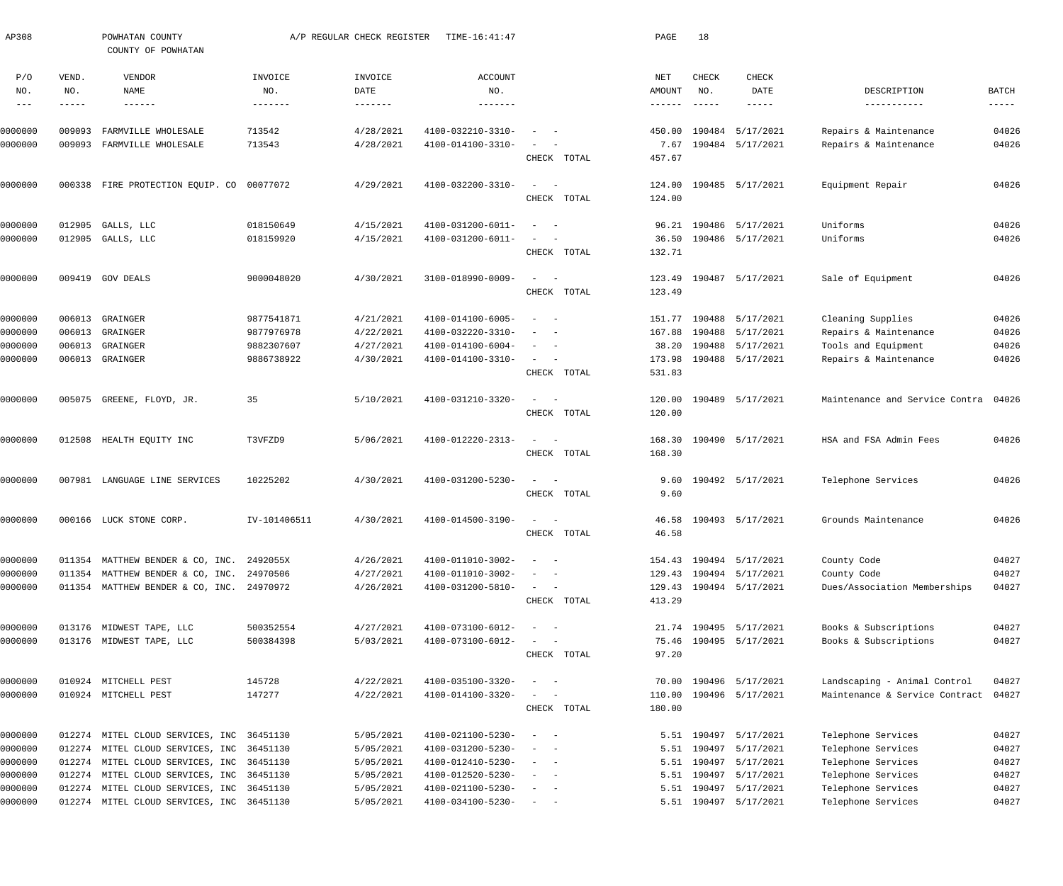AP308 POWHATAN COUNTY A/P REGULAR CHECK REGISTER TIME-16:41:47

COUNTY OF POWHATAN

| P/O NO. | VEND. NO. | VENDOR NAME | INVOICE NO. | INVOICE DATE | ACCOUNT NO. | | NET AMOUNT | CHECK NO. | CHECK DATE | DESCRIPTION | BATCH |
|---|---|---|---|---|---|---|---|---|---|---|---|
| 0000000 | 009093 | FARMVILLE WHOLESALE | 713542 | 4/28/2021 | 4100-032210-3310- | - - | 450.00 | 190484 | 5/17/2021 | Repairs & Maintenance | 04026 |
| 0000000 | 009093 | FARMVILLE WHOLESALE | 713543 | 4/28/2021 | 4100-014100-3310- | - - | 7.67 | 190484 | 5/17/2021 | Repairs & Maintenance | 04026 |
| | | | | | | CHECK TOTAL | 457.67 | | | | |
| 0000000 | 000338 | FIRE PROTECTION EQUIP. CO | 00077072 | 4/29/2021 | 4100-032200-3310- | - - | 124.00 | 190485 | 5/17/2021 | Equipment Repair | 04026 |
| | | | | | | CHECK TOTAL | 124.00 | | | | |
| 0000000 | 012905 | GALLS, LLC | 018150649 | 4/15/2021 | 4100-031200-6011- | - - | 96.21 | 190486 | 5/17/2021 | Uniforms | 04026 |
| 0000000 | 012905 | GALLS, LLC | 018159920 | 4/15/2021 | 4100-031200-6011- | - - | 36.50 | 190486 | 5/17/2021 | Uniforms | 04026 |
| | | | | | | CHECK TOTAL | 132.71 | | | | |
| 0000000 | 009419 | GOV DEALS | 9000048020 | 4/30/2021 | 3100-018990-0009- | - - | 123.49 | 190487 | 5/17/2021 | Sale of Equipment | 04026 |
| | | | | | | CHECK TOTAL | 123.49 | | | | |
| 0000000 | 006013 | GRAINGER | 9877541871 | 4/21/2021 | 4100-014100-6005- | - - | 151.77 | 190488 | 5/17/2021 | Cleaning Supplies | 04026 |
| 0000000 | 006013 | GRAINGER | 9877976978 | 4/22/2021 | 4100-032220-3310- | - - | 167.88 | 190488 | 5/17/2021 | Repairs & Maintenance | 04026 |
| 0000000 | 006013 | GRAINGER | 9882307607 | 4/27/2021 | 4100-014100-6004- | - - | 38.20 | 190488 | 5/17/2021 | Tools and Equipment | 04026 |
| 0000000 | 006013 | GRAINGER | 9886738922 | 4/30/2021 | 4100-014100-3310- | - - | 173.98 | 190488 | 5/17/2021 | Repairs & Maintenance | 04026 |
| | | | | | | CHECK TOTAL | 531.83 | | | | |
| 0000000 | 005075 | GREENE, FLOYD, JR. | 35 | 5/10/2021 | 4100-031210-3320- | - - | 120.00 | 190489 | 5/17/2021 | Maintenance and Service Contra | 04026 |
| | | | | | | CHECK TOTAL | 120.00 | | | | |
| 0000000 | 012508 | HEALTH EQUITY INC | T3VFZD9 | 5/06/2021 | 4100-012220-2313- | - - | 168.30 | 190490 | 5/17/2021 | HSA and FSA Admin Fees | 04026 |
| | | | | | | CHECK TOTAL | 168.30 | | | | |
| 0000000 | 007981 | LANGUAGE LINE SERVICES | 10225202 | 4/30/2021 | 4100-031200-5230- | - - | 9.60 | 190492 | 5/17/2021 | Telephone Services | 04026 |
| | | | | | | CHECK TOTAL | 9.60 | | | | |
| 0000000 | 000166 | LUCK STONE CORP. | IV-101406511 | 4/30/2021 | 4100-014500-3190- | - - | 46.58 | 190493 | 5/17/2021 | Grounds Maintenance | 04026 |
| | | | | | | CHECK TOTAL | 46.58 | | | | |
| 0000000 | 011354 | MATTHEW BENDER & CO, INC. | 2492055X | 4/26/2021 | 4100-011010-3002- | - - | 154.43 | 190494 | 5/17/2021 | County Code | 04027 |
| 0000000 | 011354 | MATTHEW BENDER & CO, INC. | 24970506 | 4/27/2021 | 4100-011010-3002- | - - | 129.43 | 190494 | 5/17/2021 | County Code | 04027 |
| 0000000 | 011354 | MATTHEW BENDER & CO, INC. | 24970972 | 4/26/2021 | 4100-031200-5810- | - - | 129.43 | 190494 | 5/17/2021 | Dues/Association Memberships | 04027 |
| | | | | | | CHECK TOTAL | 413.29 | | | | |
| 0000000 | 013176 | MIDWEST TAPE, LLC | 500352554 | 4/27/2021 | 4100-073100-6012- | - - | 21.74 | 190495 | 5/17/2021 | Books & Subscriptions | 04027 |
| 0000000 | 013176 | MIDWEST TAPE, LLC | 500384398 | 5/03/2021 | 4100-073100-6012- | - - | 75.46 | 190495 | 5/17/2021 | Books & Subscriptions | 04027 |
| | | | | | | CHECK TOTAL | 97.20 | | | | |
| 0000000 | 010924 | MITCHELL PEST | 145728 | 4/22/2021 | 4100-035100-3320- | - - | 70.00 | 190496 | 5/17/2021 | Landscaping - Animal Control | 04027 |
| 0000000 | 010924 | MITCHELL PEST | 147277 | 4/22/2021 | 4100-014100-3320- | - - | 110.00 | 190496 | 5/17/2021 | Maintenance & Service Contract | 04027 |
| | | | | | | CHECK TOTAL | 180.00 | | | | |
| 0000000 | 012274 | MITEL CLOUD SERVICES, INC | 36451130 | 5/05/2021 | 4100-021100-5230- | - - | 5.51 | 190497 | 5/17/2021 | Telephone Services | 04027 |
| 0000000 | 012274 | MITEL CLOUD SERVICES, INC | 36451130 | 5/05/2021 | 4100-031200-5230- | - - | 5.51 | 190497 | 5/17/2021 | Telephone Services | 04027 |
| 0000000 | 012274 | MITEL CLOUD SERVICES, INC | 36451130 | 5/05/2021 | 4100-012410-5230- | - - | 5.51 | 190497 | 5/17/2021 | Telephone Services | 04027 |
| 0000000 | 012274 | MITEL CLOUD SERVICES, INC | 36451130 | 5/05/2021 | 4100-012520-5230- | - - | 5.51 | 190497 | 5/17/2021 | Telephone Services | 04027 |
| 0000000 | 012274 | MITEL CLOUD SERVICES, INC | 36451130 | 5/05/2021 | 4100-021100-5230- | - - | 5.51 | 190497 | 5/17/2021 | Telephone Services | 04027 |
| 0000000 | 012274 | MITEL CLOUD SERVICES, INC | 36451130 | 5/05/2021 | 4100-034100-5230- | - - | 5.51 | 190497 | 5/17/2021 | Telephone Services | 04027 |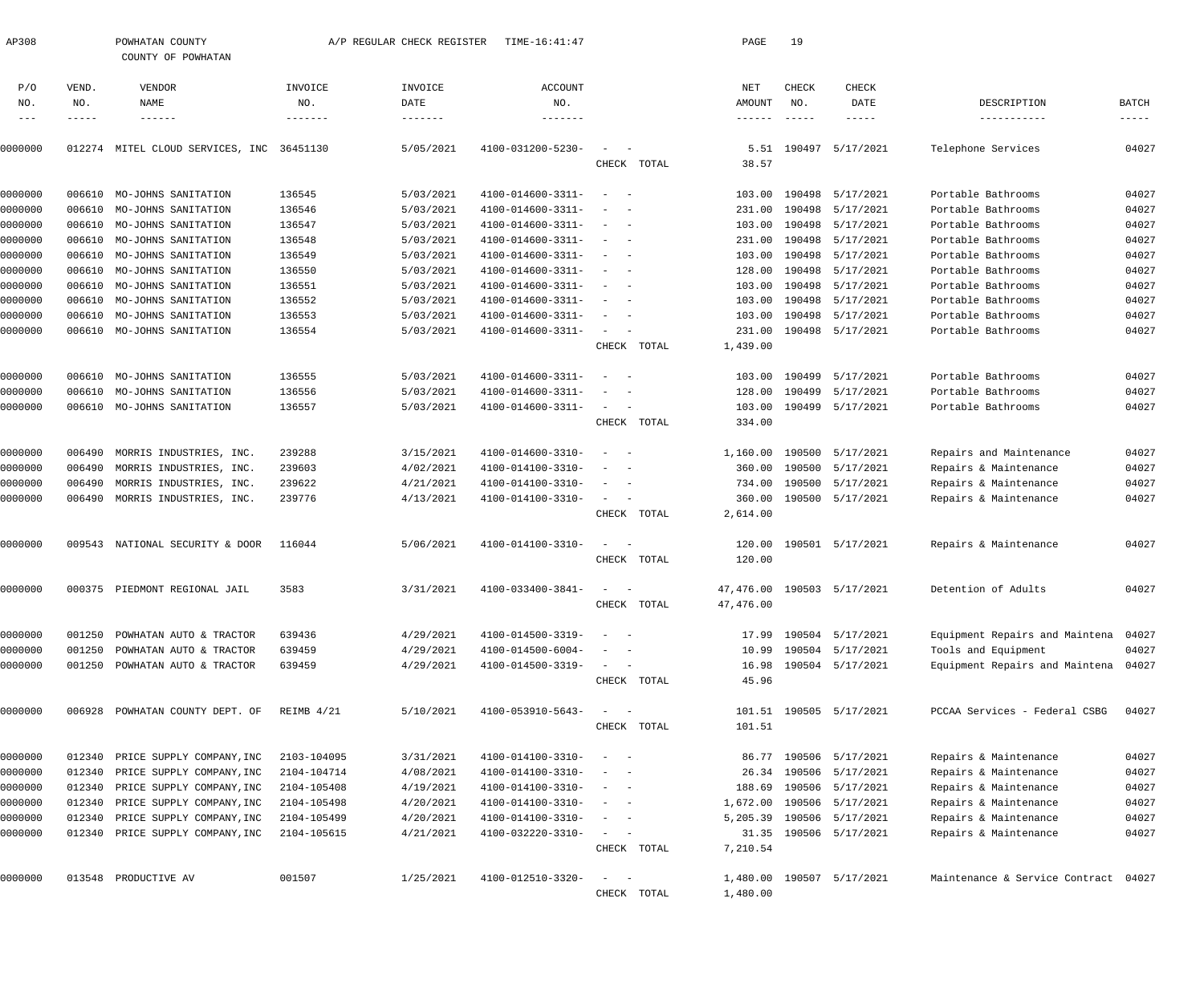AP308 POWHATAN COUNTY A/P REGULAR CHECK REGISTER TIME-16:41:47

COUNTY OF POWHATAN

| P/O NO. | VEND. NO. | VENDOR NAME | INVOICE NO. | INVOICE DATE | ACCOUNT NO. | | NET AMOUNT | CHECK NO. | CHECK DATE | DESCRIPTION | BATCH |
|---|---|---|---|---|---|---|---|---|---|---|---|
| 0000000 | 012274 | MITEL CLOUD SERVICES, INC | 36451130 | 5/05/2021 | 4100-031200-5230- | - - | 5.51 | 190497 | 5/17/2021 | Telephone Services | 04027 |
| | | | | | | CHECK TOTAL | 38.57 | | | | |
| 0000000 | 006610 | MO-JOHNS SANITATION | 136545 | 5/03/2021 | 4100-014600-3311- | - - | 103.00 | 190498 | 5/17/2021 | Portable Bathrooms | 04027 |
| 0000000 | 006610 | MO-JOHNS SANITATION | 136546 | 5/03/2021 | 4100-014600-3311- | - - | 231.00 | 190498 | 5/17/2021 | Portable Bathrooms | 04027 |
| 0000000 | 006610 | MO-JOHNS SANITATION | 136547 | 5/03/2021 | 4100-014600-3311- | - - | 103.00 | 190498 | 5/17/2021 | Portable Bathrooms | 04027 |
| 0000000 | 006610 | MO-JOHNS SANITATION | 136548 | 5/03/2021 | 4100-014600-3311- | - - | 231.00 | 190498 | 5/17/2021 | Portable Bathrooms | 04027 |
| 0000000 | 006610 | MO-JOHNS SANITATION | 136549 | 5/03/2021 | 4100-014600-3311- | - - | 103.00 | 190498 | 5/17/2021 | Portable Bathrooms | 04027 |
| 0000000 | 006610 | MO-JOHNS SANITATION | 136550 | 5/03/2021 | 4100-014600-3311- | - - | 128.00 | 190498 | 5/17/2021 | Portable Bathrooms | 04027 |
| 0000000 | 006610 | MO-JOHNS SANITATION | 136551 | 5/03/2021 | 4100-014600-3311- | - - | 103.00 | 190498 | 5/17/2021 | Portable Bathrooms | 04027 |
| 0000000 | 006610 | MO-JOHNS SANITATION | 136552 | 5/03/2021 | 4100-014600-3311- | - - | 103.00 | 190498 | 5/17/2021 | Portable Bathrooms | 04027 |
| 0000000 | 006610 | MO-JOHNS SANITATION | 136553 | 5/03/2021 | 4100-014600-3311- | - - | 103.00 | 190498 | 5/17/2021 | Portable Bathrooms | 04027 |
| 0000000 | 006610 | MO-JOHNS SANITATION | 136554 | 5/03/2021 | 4100-014600-3311- | - - | 231.00 | 190498 | 5/17/2021 | Portable Bathrooms | 04027 |
| | | | | | | CHECK TOTAL | 1,439.00 | | | | |
| 0000000 | 006610 | MO-JOHNS SANITATION | 136555 | 5/03/2021 | 4100-014600-3311- | - - | 103.00 | 190499 | 5/17/2021 | Portable Bathrooms | 04027 |
| 0000000 | 006610 | MO-JOHNS SANITATION | 136556 | 5/03/2021 | 4100-014600-3311- | - - | 128.00 | 190499 | 5/17/2021 | Portable Bathrooms | 04027 |
| 0000000 | 006610 | MO-JOHNS SANITATION | 136557 | 5/03/2021 | 4100-014600-3311- | - - | 103.00 | 190499 | 5/17/2021 | Portable Bathrooms | 04027 |
| | | | | | | CHECK TOTAL | 334.00 | | | | |
| 0000000 | 006490 | MORRIS INDUSTRIES, INC. | 239288 | 3/15/2021 | 4100-014600-3310- | - - | 1,160.00 | 190500 | 5/17/2021 | Repairs and Maintenance | 04027 |
| 0000000 | 006490 | MORRIS INDUSTRIES, INC. | 239603 | 4/02/2021 | 4100-014100-3310- | - - | 360.00 | 190500 | 5/17/2021 | Repairs & Maintenance | 04027 |
| 0000000 | 006490 | MORRIS INDUSTRIES, INC. | 239622 | 4/21/2021 | 4100-014100-3310- | - - | 734.00 | 190500 | 5/17/2021 | Repairs & Maintenance | 04027 |
| 0000000 | 006490 | MORRIS INDUSTRIES, INC. | 239776 | 4/13/2021 | 4100-014100-3310- | - - | 360.00 | 190500 | 5/17/2021 | Repairs & Maintenance | 04027 |
| | | | | | | CHECK TOTAL | 2,614.00 | | | | |
| 0000000 | 009543 | NATIONAL SECURITY & DOOR | 116044 | 5/06/2021 | 4100-014100-3310- | - - | 120.00 | 190501 | 5/17/2021 | Repairs & Maintenance | 04027 |
| | | | | | | CHECK TOTAL | 120.00 | | | | |
| 0000000 | 000375 | PIEDMONT REGIONAL JAIL | 3583 | 3/31/2021 | 4100-033400-3841- | - - | 47,476.00 | 190503 | 5/17/2021 | Detention of Adults | 04027 |
| | | | | | | CHECK TOTAL | 47,476.00 | | | | |
| 0000000 | 001250 | POWHATAN AUTO & TRACTOR | 639436 | 4/29/2021 | 4100-014500-3319- | - - | 17.99 | 190504 | 5/17/2021 | Equipment Repairs and Maintena | 04027 |
| 0000000 | 001250 | POWHATAN AUTO & TRACTOR | 639459 | 4/29/2021 | 4100-014500-6004- | - - | 10.99 | 190504 | 5/17/2021 | Tools and Equipment | 04027 |
| 0000000 | 001250 | POWHATAN AUTO & TRACTOR | 639459 | 4/29/2021 | 4100-014500-3319- | - - | 16.98 | 190504 | 5/17/2021 | Equipment Repairs and Maintena | 04027 |
| | | | | | | CHECK TOTAL | 45.96 | | | | |
| 0000000 | 006928 | POWHATAN COUNTY DEPT. OF | REIMB 4/21 | 5/10/2021 | 4100-053910-5643- | - - | 101.51 | 190505 | 5/17/2021 | PCCAA Services - Federal CSBG | 04027 |
| | | | | | | CHECK TOTAL | 101.51 | | | | |
| 0000000 | 012340 | PRICE SUPPLY COMPANY,INC | 2103-104095 | 3/31/2021 | 4100-014100-3310- | - - | 86.77 | 190506 | 5/17/2021 | Repairs & Maintenance | 04027 |
| 0000000 | 012340 | PRICE SUPPLY COMPANY,INC | 2104-104714 | 4/08/2021 | 4100-014100-3310- | - - | 26.34 | 190506 | 5/17/2021 | Repairs & Maintenance | 04027 |
| 0000000 | 012340 | PRICE SUPPLY COMPANY,INC | 2104-105408 | 4/19/2021 | 4100-014100-3310- | - - | 188.69 | 190506 | 5/17/2021 | Repairs & Maintenance | 04027 |
| 0000000 | 012340 | PRICE SUPPLY COMPANY,INC | 2104-105498 | 4/20/2021 | 4100-014100-3310- | - - | 1,672.00 | 190506 | 5/17/2021 | Repairs & Maintenance | 04027 |
| 0000000 | 012340 | PRICE SUPPLY COMPANY,INC | 2104-105499 | 4/20/2021 | 4100-014100-3310- | - - | 5,205.39 | 190506 | 5/17/2021 | Repairs & Maintenance | 04027 |
| 0000000 | 012340 | PRICE SUPPLY COMPANY,INC | 2104-105615 | 4/21/2021 | 4100-032220-3310- | - - | 31.35 | 190506 | 5/17/2021 | Repairs & Maintenance | 04027 |
| | | | | | | CHECK TOTAL | 7,210.54 | | | | |
| 0000000 | 013548 | PRODUCTIVE AV | 001507 | 1/25/2021 | 4100-012510-3320- | - - | 1,480.00 | 190507 | 5/17/2021 | Maintenance & Service Contract | 04027 |
| | | | | | | CHECK TOTAL | 1,480.00 | | | | |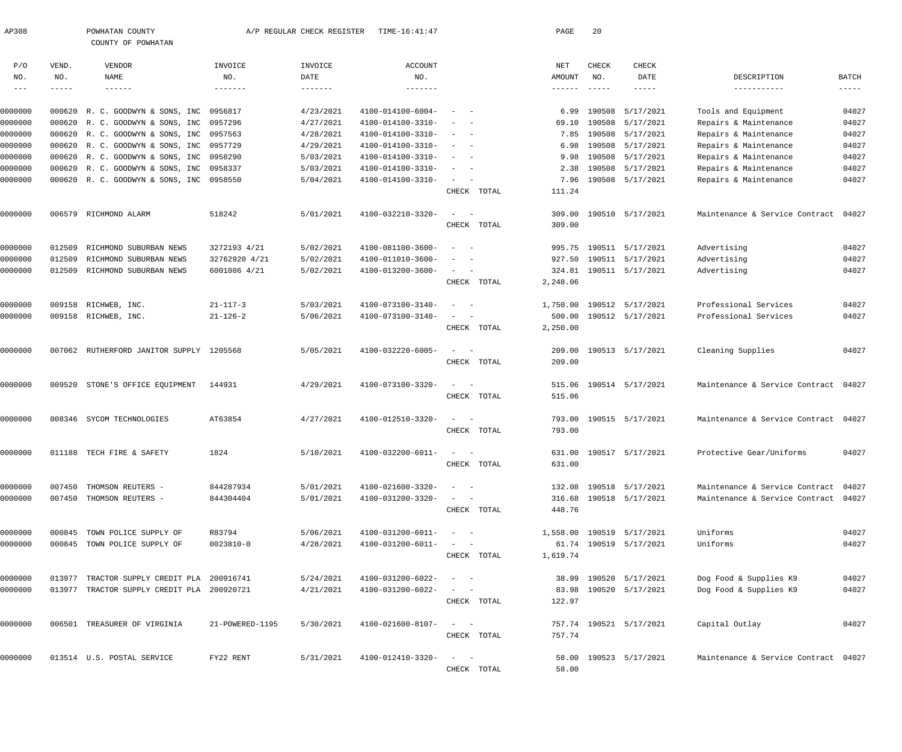AP308 POWHATAN COUNTY A/P REGULAR CHECK REGISTER TIME-16:41:47

COUNTY OF POWHATAN

| P/O NO. | VEND. NO. | VENDOR NAME | INVOICE NO. | INVOICE DATE | ACCOUNT NO. | | NET AMOUNT | CHECK NO. | CHECK DATE | DESCRIPTION | BATCH |
|---|---|---|---|---|---|---|---|---|---|---|---|
| 0000000 | 000620 | R. C. GOODWYN & SONS, INC | 0956817 | 4/23/2021 | 4100-014100-6004- | - - | 6.99 | 190508 | 5/17/2021 | Tools and Equipment | 04027 |
| 0000000 | 000620 | R. C. GOODWYN & SONS, INC | 0957296 | 4/27/2021 | 4100-014100-3310- | - - | 69.10 | 190508 | 5/17/2021 | Repairs & Maintenance | 04027 |
| 0000000 | 000620 | R. C. GOODWYN & SONS, INC | 0957563 | 4/28/2021 | 4100-014100-3310- | - - | 7.85 | 190508 | 5/17/2021 | Repairs & Maintenance | 04027 |
| 0000000 | 000620 | R. C. GOODWYN & SONS, INC | 0957729 | 4/29/2021 | 4100-014100-3310- | - - | 6.98 | 190508 | 5/17/2021 | Repairs & Maintenance | 04027 |
| 0000000 | 000620 | R. C. GOODWYN & SONS, INC | 0958290 | 5/03/2021 | 4100-014100-3310- | - - | 9.98 | 190508 | 5/17/2021 | Repairs & Maintenance | 04027 |
| 0000000 | 000620 | R. C. GOODWYN & SONS, INC | 0958337 | 5/03/2021 | 4100-014100-3310- | - - | 2.38 | 190508 | 5/17/2021 | Repairs & Maintenance | 04027 |
| 0000000 | 000620 | R. C. GOODWYN & SONS, INC | 0958550 | 5/04/2021 | 4100-014100-3310- | - - | 7.96 | 190508 | 5/17/2021 | Repairs & Maintenance | 04027 |
| | | | | | | CHECK TOTAL | 111.24 | | | | |
| 0000000 | 006579 | RICHMOND ALARM | 518242 | 5/01/2021 | 4100-032210-3320- | - - | 309.00 | 190510 | 5/17/2021 | Maintenance & Service Contract | 04027 |
| | | | | | | CHECK TOTAL | 309.00 | | | | |
| 0000000 | 012509 | RICHMOND SUBURBAN NEWS | 3272193 4/21 | 5/02/2021 | 4100-081100-3600- | - - | 995.75 | 190511 | 5/17/2021 | Advertising | 04027 |
| 0000000 | 012509 | RICHMOND SUBURBAN NEWS | 32762920 4/21 | 5/02/2021 | 4100-011010-3600- | - - | 927.50 | 190511 | 5/17/2021 | Advertising | 04027 |
| 0000000 | 012509 | RICHMOND SUBURBAN NEWS | 6001086 4/21 | 5/02/2021 | 4100-013200-3600- | - - | 324.81 | 190511 | 5/17/2021 | Advertising | 04027 |
| | | | | | | CHECK TOTAL | 2,248.06 | | | | |
| 0000000 | 009158 | RICHWEB, INC. | 21-117-3 | 5/03/2021 | 4100-073100-3140- | - - | 1,750.00 | 190512 | 5/17/2021 | Professional Services | 04027 |
| 0000000 | 009158 | RICHWEB, INC. | 21-126-2 | 5/06/2021 | 4100-073100-3140- | - - | 500.00 | 190512 | 5/17/2021 | Professional Services | 04027 |
| | | | | | | CHECK TOTAL | 2,250.00 | | | | |
| 0000000 | 007062 | RUTHERFORD JANITOR SUPPLY | 1205568 | 5/05/2021 | 4100-032220-6005- | - - | 209.00 | 190513 | 5/17/2021 | Cleaning Supplies | 04027 |
| | | | | | | CHECK TOTAL | 209.00 | | | | |
| 0000000 | 009520 | STONE'S OFFICE EQUIPMENT | 144931 | 4/29/2021 | 4100-073100-3320- | - - | 515.06 | 190514 | 5/17/2021 | Maintenance & Service Contract | 04027 |
| | | | | | | CHECK TOTAL | 515.06 | | | | |
| 0000000 | 008346 | SYCOM TECHNOLOGIES | AT63854 | 4/27/2021 | 4100-012510-3320- | - - | 793.00 | 190515 | 5/17/2021 | Maintenance & Service Contract | 04027 |
| | | | | | | CHECK TOTAL | 793.00 | | | | |
| 0000000 | 011188 | TECH FIRE & SAFETY | 1824 | 5/10/2021 | 4100-032200-6011- | - - | 631.00 | 190517 | 5/17/2021 | Protective Gear/Uniforms | 04027 |
| | | | | | | CHECK TOTAL | 631.00 | | | | |
| 0000000 | 007450 | THOMSON REUTERS - | 844287934 | 5/01/2021 | 4100-021600-3320- | - - | 132.08 | 190518 | 5/17/2021 | Maintenance & Service Contract | 04027 |
| 0000000 | 007450 | THOMSON REUTERS - | 844304404 | 5/01/2021 | 4100-031200-3320- | - - | 316.68 | 190518 | 5/17/2021 | Maintenance & Service Contract | 04027 |
| | | | | | | CHECK TOTAL | 448.76 | | | | |
| 0000000 | 000845 | TOWN POLICE SUPPLY OF | R83794 | 5/06/2021 | 4100-031200-6011- | - - | 1,558.00 | 190519 | 5/17/2021 | Uniforms | 04027 |
| 0000000 | 000845 | TOWN POLICE SUPPLY OF | 0023810-0 | 4/28/2021 | 4100-031200-6011- | - - | 61.74 | 190519 | 5/17/2021 | Uniforms | 04027 |
| | | | | | | CHECK TOTAL | 1,619.74 | | | | |
| 0000000 | 013977 | TRACTOR SUPPLY CREDIT PLA | 200916741 | 5/24/2021 | 4100-031200-6022- | - - | 38.99 | 190520 | 5/17/2021 | Dog Food & Supplies K9 | 04027 |
| 0000000 | 013977 | TRACTOR SUPPLY CREDIT PLA | 200920721 | 4/21/2021 | 4100-031200-6022- | - - | 83.98 | 190520 | 5/17/2021 | Dog Food & Supplies K9 | 04027 |
| | | | | | | CHECK TOTAL | 122.97 | | | | |
| 0000000 | 006501 | TREASURER OF VIRGINIA | 21-POWERED-1195 | 5/30/2021 | 4100-021600-8107- | - - | 757.74 | 190521 | 5/17/2021 | Capital Outlay | 04027 |
| | | | | | | CHECK TOTAL | 757.74 | | | | |
| 0000000 | 013514 | U.S. POSTAL SERVICE | FY22 RENT | 5/31/2021 | 4100-012410-3320- | - - | 58.00 | 190523 | 5/17/2021 | Maintenance & Service Contract | 04027 |
| | | | | | | CHECK TOTAL | 58.00 | | | | |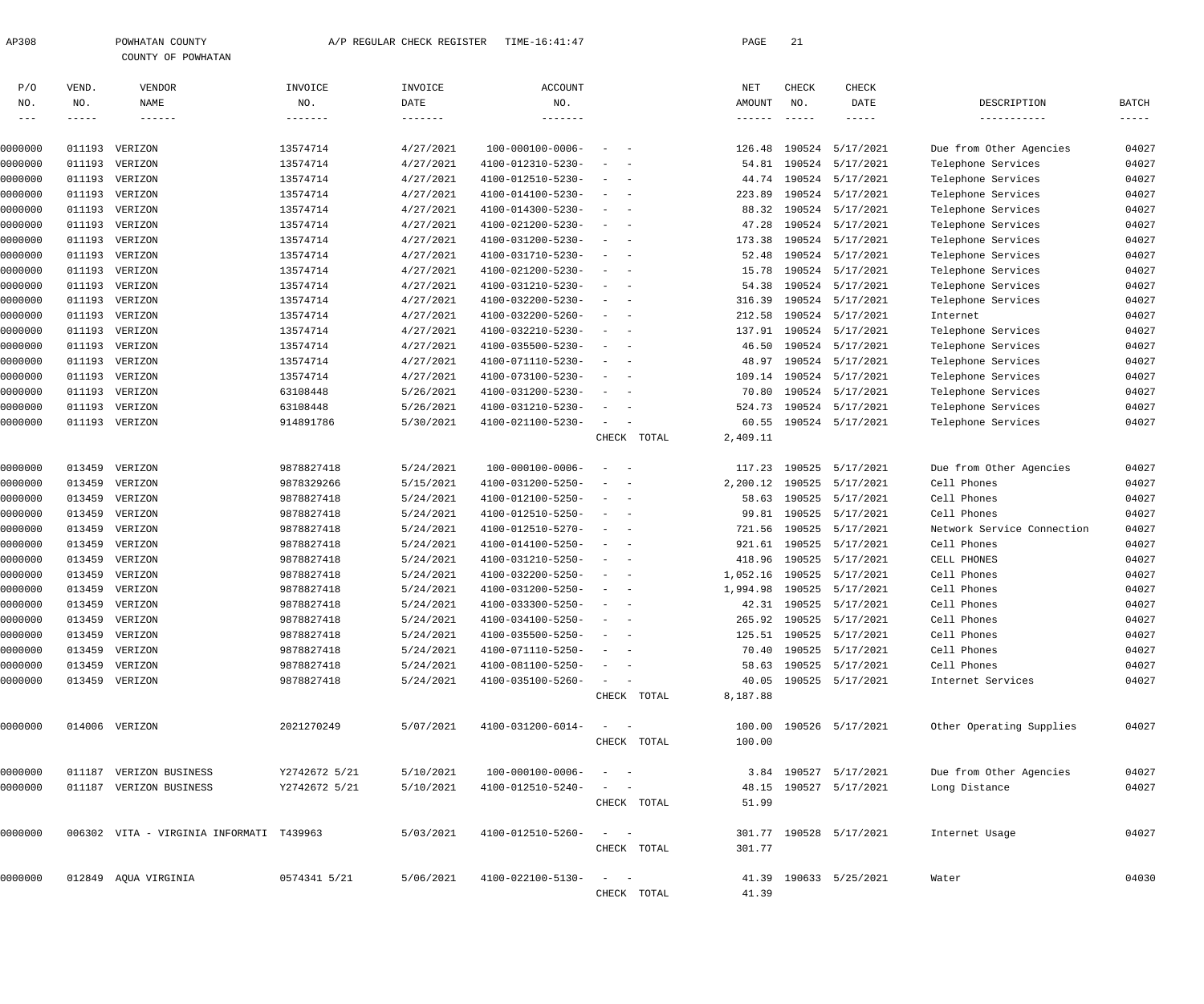AP308 POWHATAN COUNTY A/P REGULAR CHECK REGISTER TIME-16:41:47

COUNTY OF POWHATAN

| P/O NO. | VEND. NO. | VENDOR NAME | INVOICE NO. | INVOICE DATE | ACCOUNT NO. | | NET AMOUNT | CHECK NO. | CHECK DATE | DESCRIPTION | BATCH |
|---|---|---|---|---|---|---|---|---|---|---|---|
| 0000000 | 011193 | VERIZON | 13574714 | 4/27/2021 | 100-000100-0006- | - - | 126.48 | 190524 | 5/17/2021 | Due from Other Agencies | 04027 |
| 0000000 | 011193 | VERIZON | 13574714 | 4/27/2021 | 4100-012310-5230- | - - | 54.81 | 190524 | 5/17/2021 | Telephone Services | 04027 |
| 0000000 | 011193 | VERIZON | 13574714 | 4/27/2021 | 4100-012510-5230- | - - | 44.74 | 190524 | 5/17/2021 | Telephone Services | 04027 |
| 0000000 | 011193 | VERIZON | 13574714 | 4/27/2021 | 4100-014100-5230- | - - | 223.89 | 190524 | 5/17/2021 | Telephone Services | 04027 |
| 0000000 | 011193 | VERIZON | 13574714 | 4/27/2021 | 4100-014300-5230- | - - | 88.32 | 190524 | 5/17/2021 | Telephone Services | 04027 |
| 0000000 | 011193 | VERIZON | 13574714 | 4/27/2021 | 4100-021200-5230- | - - | 47.28 | 190524 | 5/17/2021 | Telephone Services | 04027 |
| 0000000 | 011193 | VERIZON | 13574714 | 4/27/2021 | 4100-031200-5230- | - - | 173.38 | 190524 | 5/17/2021 | Telephone Services | 04027 |
| 0000000 | 011193 | VERIZON | 13574714 | 4/27/2021 | 4100-031710-5230- | - - | 52.48 | 190524 | 5/17/2021 | Telephone Services | 04027 |
| 0000000 | 011193 | VERIZON | 13574714 | 4/27/2021 | 4100-021200-5230- | - - | 15.78 | 190524 | 5/17/2021 | Telephone Services | 04027 |
| 0000000 | 011193 | VERIZON | 13574714 | 4/27/2021 | 4100-031210-5230- | - - | 54.38 | 190524 | 5/17/2021 | Telephone Services | 04027 |
| 0000000 | 011193 | VERIZON | 13574714 | 4/27/2021 | 4100-032200-5230- | - - | 316.39 | 190524 | 5/17/2021 | Telephone Services | 04027 |
| 0000000 | 011193 | VERIZON | 13574714 | 4/27/2021 | 4100-032200-5260- | - - | 212.58 | 190524 | 5/17/2021 | Internet | 04027 |
| 0000000 | 011193 | VERIZON | 13574714 | 4/27/2021 | 4100-032210-5230- | - - | 137.91 | 190524 | 5/17/2021 | Telephone Services | 04027 |
| 0000000 | 011193 | VERIZON | 13574714 | 4/27/2021 | 4100-035500-5230- | - - | 46.50 | 190524 | 5/17/2021 | Telephone Services | 04027 |
| 0000000 | 011193 | VERIZON | 13574714 | 4/27/2021 | 4100-071110-5230- | - - | 48.97 | 190524 | 5/17/2021 | Telephone Services | 04027 |
| 0000000 | 011193 | VERIZON | 13574714 | 4/27/2021 | 4100-073100-5230- | - - | 109.14 | 190524 | 5/17/2021 | Telephone Services | 04027 |
| 0000000 | 011193 | VERIZON | 63108448 | 5/26/2021 | 4100-031200-5230- | - - | 70.80 | 190524 | 5/17/2021 | Telephone Services | 04027 |
| 0000000 | 011193 | VERIZON | 63108448 | 5/26/2021 | 4100-031210-5230- | - - | 524.73 | 190524 | 5/17/2021 | Telephone Services | 04027 |
| 0000000 | 011193 | VERIZON | 914891786 | 5/30/2021 | 4100-021100-5230- | - - | 60.55 | 190524 | 5/17/2021 | Telephone Services | 04027 |
| | | | | | | CHECK TOTAL | 2,409.11 | | | | |
| 0000000 | 013459 | VERIZON | 9878827418 | 5/24/2021 | 100-000100-0006- | - - | 117.23 | 190525 | 5/17/2021 | Due from Other Agencies | 04027 |
| 0000000 | 013459 | VERIZON | 9878329266 | 5/15/2021 | 4100-031200-5250- | - - | 2,200.12 | 190525 | 5/17/2021 | Cell Phones | 04027 |
| 0000000 | 013459 | VERIZON | 9878827418 | 5/24/2021 | 4100-012100-5250- | - - | 58.63 | 190525 | 5/17/2021 | Cell Phones | 04027 |
| 0000000 | 013459 | VERIZON | 9878827418 | 5/24/2021 | 4100-012510-5250- | - - | 99.81 | 190525 | 5/17/2021 | Cell Phones | 04027 |
| 0000000 | 013459 | VERIZON | 9878827418 | 5/24/2021 | 4100-012510-5270- | - - | 721.56 | 190525 | 5/17/2021 | Network Service Connection | 04027 |
| 0000000 | 013459 | VERIZON | 9878827418 | 5/24/2021 | 4100-014100-5250- | - - | 921.61 | 190525 | 5/17/2021 | Cell Phones | 04027 |
| 0000000 | 013459 | VERIZON | 9878827418 | 5/24/2021 | 4100-031210-5250- | - - | 418.96 | 190525 | 5/17/2021 | CELL PHONES | 04027 |
| 0000000 | 013459 | VERIZON | 9878827418 | 5/24/2021 | 4100-032200-5250- | - - | 1,052.16 | 190525 | 5/17/2021 | Cell Phones | 04027 |
| 0000000 | 013459 | VERIZON | 9878827418 | 5/24/2021 | 4100-031200-5250- | - - | 1,994.98 | 190525 | 5/17/2021 | Cell Phones | 04027 |
| 0000000 | 013459 | VERIZON | 9878827418 | 5/24/2021 | 4100-033300-5250- | - - | 42.31 | 190525 | 5/17/2021 | Cell Phones | 04027 |
| 0000000 | 013459 | VERIZON | 9878827418 | 5/24/2021 | 4100-034100-5250- | - - | 265.92 | 190525 | 5/17/2021 | Cell Phones | 04027 |
| 0000000 | 013459 | VERIZON | 9878827418 | 5/24/2021 | 4100-035500-5250- | - - | 125.51 | 190525 | 5/17/2021 | Cell Phones | 04027 |
| 0000000 | 013459 | VERIZON | 9878827418 | 5/24/2021 | 4100-071110-5250- | - - | 70.40 | 190525 | 5/17/2021 | Cell Phones | 04027 |
| 0000000 | 013459 | VERIZON | 9878827418 | 5/24/2021 | 4100-081100-5250- | - - | 58.63 | 190525 | 5/17/2021 | Cell Phones | 04027 |
| 0000000 | 013459 | VERIZON | 9878827418 | 5/24/2021 | 4100-035100-5260- | - - | 40.05 | 190525 | 5/17/2021 | Internet Services | 04027 |
| | | | | | | CHECK TOTAL | 8,187.88 | | | | |
| 0000000 | 014006 | VERIZON | 2021270249 | 5/07/2021 | 4100-031200-6014- | - - | 100.00 | 190526 | 5/17/2021 | Other Operating Supplies | 04027 |
| | | | | | | CHECK TOTAL | 100.00 | | | | |
| 0000000 | 011187 | VERIZON BUSINESS | Y2742672 5/21 | 5/10/2021 | 100-000100-0006- | - - | 3.84 | 190527 | 5/17/2021 | Due from Other Agencies | 04027 |
| 0000000 | 011187 | VERIZON BUSINESS | Y2742672 5/21 | 5/10/2021 | 4100-012510-5240- | - - | 48.15 | 190527 | 5/17/2021 | Long Distance | 04027 |
| | | | | | | CHECK TOTAL | 51.99 | | | | |
| 0000000 | 006302 | VITA - VIRGINIA INFORMATI | T439963 | 5/03/2021 | 4100-012510-5260- | - - | 301.77 | 190528 | 5/17/2021 | Internet Usage | 04027 |
| | | | | | | CHECK TOTAL | 301.77 | | | | |
| 0000000 | 012849 | AQUA VIRGINIA | 0574341 5/21 | 5/06/2021 | 4100-022100-5130- | - - | 41.39 | 190633 | 5/25/2021 | Water | 04030 |
| | | | | | | CHECK TOTAL | 41.39 | | | | |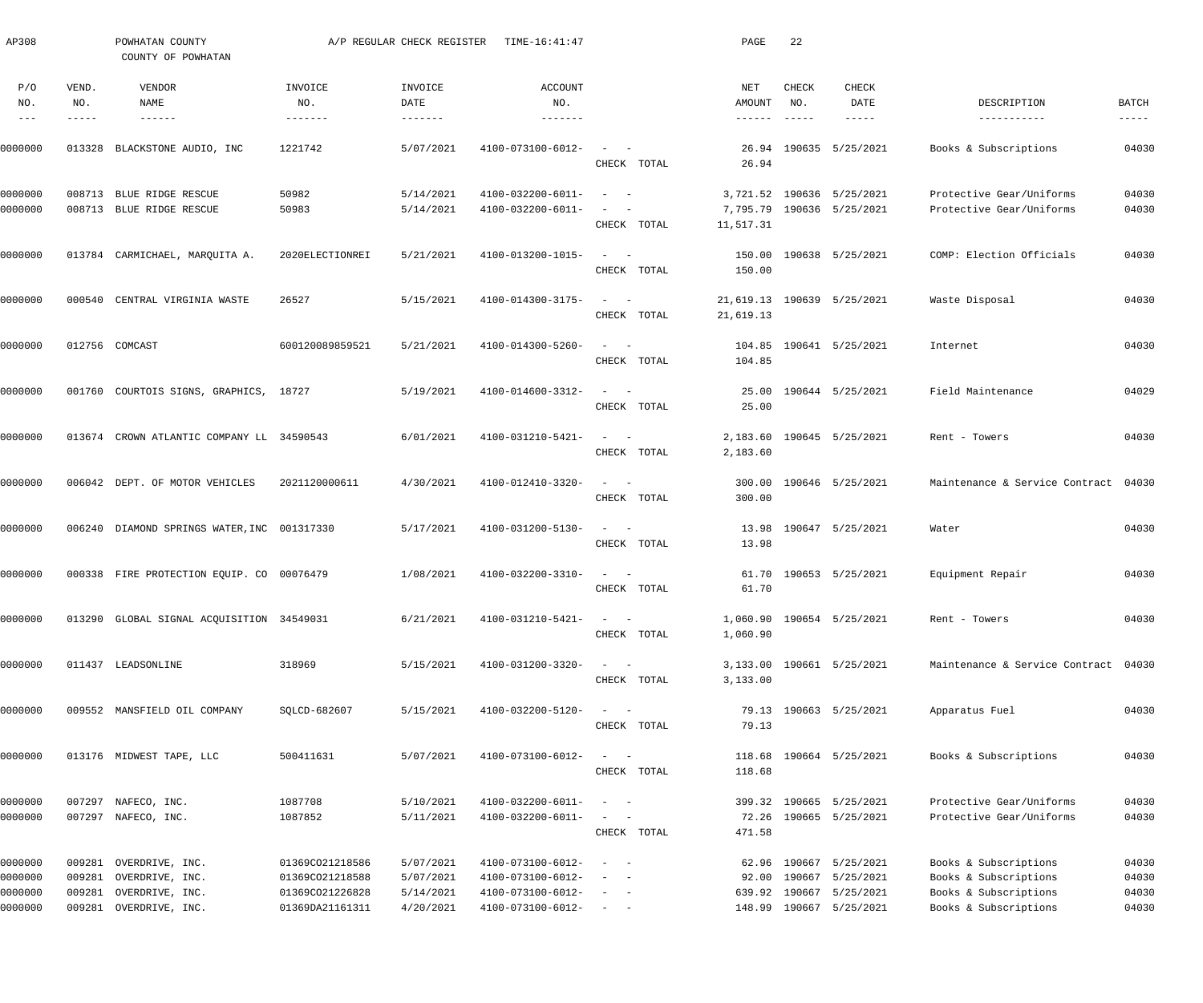AP308 POWHATAN COUNTY A/P REGULAR CHECK REGISTER TIME-16:41:47

COUNTY OF POWHATAN

| P/O NO. | VEND. NO. | VENDOR NAME | INVOICE NO. | INVOICE DATE | ACCOUNT NO. | | NET AMOUNT | CHECK NO. | CHECK DATE | DESCRIPTION | BATCH |
|---|---|---|---|---|---|---|---|---|---|---|---|
| 0000000 | 013328 | BLACKSTONE AUDIO, INC | 1221742 | 5/07/2021 | 4100-073100-6012- | - - | 26.94 | 190635 | 5/25/2021 | Books & Subscriptions | 04030 |
| | | | | | | CHECK TOTAL | 26.94 | | | | |
| 0000000 | 008713 | BLUE RIDGE RESCUE | 50982 | 5/14/2021 | 4100-032200-6011- | - - | 3,721.52 | 190636 | 5/25/2021 | Protective Gear/Uniforms | 04030 |
| 0000000 | 008713 | BLUE RIDGE RESCUE | 50983 | 5/14/2021 | 4100-032200-6011- | - - | 7,795.79 | 190636 | 5/25/2021 | Protective Gear/Uniforms | 04030 |
| | | | | | | CHECK TOTAL | 11,517.31 | | | | |
| 0000000 | 013784 | CARMICHAEL, MARQUITA A. | 2020ELECTIONREI | 5/21/2021 | 4100-013200-1015- | - - | 150.00 | 190638 | 5/25/2021 | COMP: Election Officials | 04030 |
| | | | | | | CHECK TOTAL | 150.00 | | | | |
| 0000000 | 000540 | CENTRAL VIRGINIA WASTE | 26527 | 5/15/2021 | 4100-014300-3175- | - - | 21,619.13 | 190639 | 5/25/2021 | Waste Disposal | 04030 |
| | | | | | | CHECK TOTAL | 21,619.13 | | | | |
| 0000000 | 012756 | COMCAST | 600120089859521 | 5/21/2021 | 4100-014300-5260- | - - | 104.85 | 190641 | 5/25/2021 | Internet | 04030 |
| | | | | | | CHECK TOTAL | 104.85 | | | | |
| 0000000 | 001760 | COURTOIS SIGNS, GRAPHICS, | 18727 | 5/19/2021 | 4100-014600-3312- | - - | 25.00 | 190644 | 5/25/2021 | Field Maintenance | 04029 |
| | | | | | | CHECK TOTAL | 25.00 | | | | |
| 0000000 | 013674 | CROWN ATLANTIC COMPANY LL | 34590543 | 6/01/2021 | 4100-031210-5421- | - - | 2,183.60 | 190645 | 5/25/2021 | Rent - Towers | 04030 |
| | | | | | | CHECK TOTAL | 2,183.60 | | | | |
| 0000000 | 006042 | DEPT. OF MOTOR VEHICLES | 2021120000611 | 4/30/2021 | 4100-012410-3320- | - - | 300.00 | 190646 | 5/25/2021 | Maintenance & Service Contract | 04030 |
| | | | | | | CHECK TOTAL | 300.00 | | | | |
| 0000000 | 006240 | DIAMOND SPRINGS WATER,INC | 001317330 | 5/17/2021 | 4100-031200-5130- | - - | 13.98 | 190647 | 5/25/2021 | Water | 04030 |
| | | | | | | CHECK TOTAL | 13.98 | | | | |
| 0000000 | 000338 | FIRE PROTECTION EQUIP. CO | 00076479 | 1/08/2021 | 4100-032200-3310- | - - | 61.70 | 190653 | 5/25/2021 | Equipment Repair | 04030 |
| | | | | | | CHECK TOTAL | 61.70 | | | | |
| 0000000 | 013290 | GLOBAL SIGNAL ACQUISITION | 34549031 | 6/21/2021 | 4100-031210-5421- | - - | 1,060.90 | 190654 | 5/25/2021 | Rent - Towers | 04030 |
| | | | | | | CHECK TOTAL | 1,060.90 | | | | |
| 0000000 | 011437 | LEADSONLINE | 318969 | 5/15/2021 | 4100-031200-3320- | - - | 3,133.00 | 190661 | 5/25/2021 | Maintenance & Service Contract | 04030 |
| | | | | | | CHECK TOTAL | 3,133.00 | | | | |
| 0000000 | 009552 | MANSFIELD OIL COMPANY | SQLCD-682607 | 5/15/2021 | 4100-032200-5120- | - - | 79.13 | 190663 | 5/25/2021 | Apparatus Fuel | 04030 |
| | | | | | | CHECK TOTAL | 79.13 | | | | |
| 0000000 | 013176 | MIDWEST TAPE, LLC | 500411631 | 5/07/2021 | 4100-073100-6012- | - - | 118.68 | 190664 | 5/25/2021 | Books & Subscriptions | 04030 |
| | | | | | | CHECK TOTAL | 118.68 | | | | |
| 0000000 | 007297 | NAFECO, INC. | 1087708 | 5/10/2021 | 4100-032200-6011- | - - | 399.32 | 190665 | 5/25/2021 | Protective Gear/Uniforms | 04030 |
| 0000000 | 007297 | NAFECO, INC. | 1087852 | 5/11/2021 | 4100-032200-6011- | - - | 72.26 | 190665 | 5/25/2021 | Protective Gear/Uniforms | 04030 |
| | | | | | | CHECK TOTAL | 471.58 | | | | |
| 0000000 | 009281 | OVERDRIVE, INC. | 01369CO21218586 | 5/07/2021 | 4100-073100-6012- | - - | 62.96 | 190667 | 5/25/2021 | Books & Subscriptions | 04030 |
| 0000000 | 009281 | OVERDRIVE, INC. | 01369CO21218588 | 5/07/2021 | 4100-073100-6012- | - - | 92.00 | 190667 | 5/25/2021 | Books & Subscriptions | 04030 |
| 0000000 | 009281 | OVERDRIVE, INC. | 01369CO21226828 | 5/14/2021 | 4100-073100-6012- | - - | 639.92 | 190667 | 5/25/2021 | Books & Subscriptions | 04030 |
| 0000000 | 009281 | OVERDRIVE, INC. | 01369DA21161311 | 4/20/2021 | 4100-073100-6012- | - - | 148.99 | 190667 | 5/25/2021 | Books & Subscriptions | 04030 |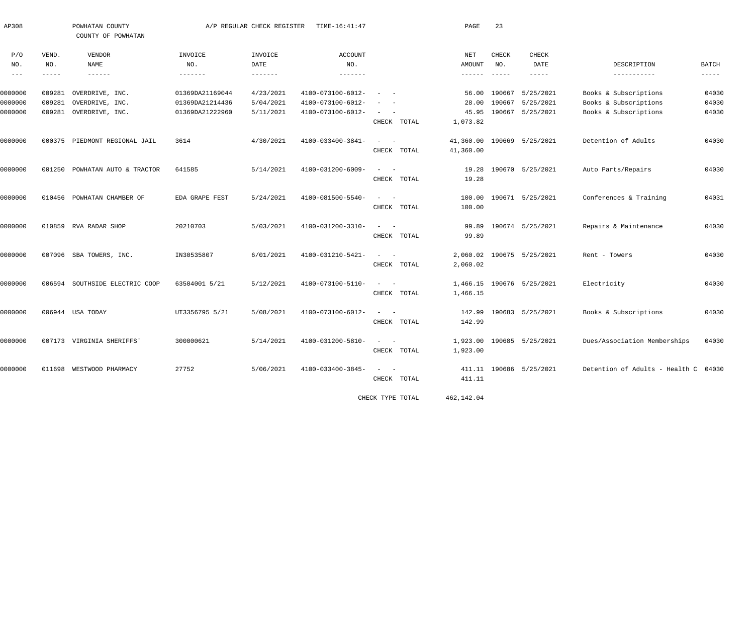AP308 POWHATAN COUNTY A/P REGULAR CHECK REGISTER TIME-16:41:47 PAGE 23

COUNTY OF POWHATAN

| P/O NO. | VEND. NO. | VENDOR NAME | INVOICE NO. | INVOICE DATE | ACCOUNT NO. | | NET AMOUNT | CHECK NO. | CHECK DATE | DESCRIPTION | BATCH |
|---|---|---|---|---|---|---|---|---|---|---|---|
| 0000000 | 009281 | OVERDRIVE, INC. | 01369DA21169044 | 4/23/2021 | 4100-073100-6012- | - - | 56.00 | 190667 | 5/25/2021 | Books & Subscriptions | 04030 |
| 0000000 | 009281 | OVERDRIVE, INC. | 01369DA21214436 | 5/04/2021 | 4100-073100-6012- | - - | 28.00 | 190667 | 5/25/2021 | Books & Subscriptions | 04030 |
| 0000000 | 009281 | OVERDRIVE, INC. | 01369DA21222960 | 5/11/2021 | 4100-073100-6012- | - - | 45.95 | 190667 | 5/25/2021 | Books & Subscriptions | 04030 |
| | | | | | | CHECK TOTAL | 1,073.82 | | | | |
| 0000000 | 000375 | PIEDMONT REGIONAL JAIL | 3614 | 4/30/2021 | 4100-033400-3841- | - - | 41,360.00 | 190669 | 5/25/2021 | Detention of Adults | 04030 |
| | | | | | | CHECK TOTAL | 41,360.00 | | | | |
| 0000000 | 001250 | POWHATAN AUTO & TRACTOR | 641585 | 5/14/2021 | 4100-031200-6009- | - - | 19.28 | 190670 | 5/25/2021 | Auto Parts/Repairs | 04030 |
| | | | | | | CHECK TOTAL | 19.28 | | | | |
| 0000000 | 010456 | POWHATAN CHAMBER OF | EDA GRAPE FEST | 5/24/2021 | 4100-081500-5540- | - - | 100.00 | 190671 | 5/25/2021 | Conferences & Training | 04031 |
| | | | | | | CHECK TOTAL | 100.00 | | | | |
| 0000000 | 010859 | RVA RADAR SHOP | 20210703 | 5/03/2021 | 4100-031200-3310- | - - | 99.89 | 190674 | 5/25/2021 | Repairs & Maintenance | 04030 |
| | | | | | | CHECK TOTAL | 99.89 | | | | |
| 0000000 | 007096 | SBA TOWERS, INC. | IN30535807 | 6/01/2021 | 4100-031210-5421- | - - | 2,060.02 | 190675 | 5/25/2021 | Rent - Towers | 04030 |
| | | | | | | CHECK TOTAL | 2,060.02 | | | | |
| 0000000 | 006594 | SOUTHSIDE ELECTRIC COOP | 63504001 5/21 | 5/12/2021 | 4100-073100-5110- | - - | 1,466.15 | 190676 | 5/25/2021 | Electricity | 04030 |
| | | | | | | CHECK TOTAL | 1,466.15 | | | | |
| 0000000 | 006944 | USA TODAY | UT3356795 5/21 | 5/08/2021 | 4100-073100-6012- | - - | 142.99 | 190683 | 5/25/2021 | Books & Subscriptions | 04030 |
| | | | | | | CHECK TOTAL | 142.99 | | | | |
| 0000000 | 007173 | VIRGINIA SHERIFFS' | 300000621 | 5/14/2021 | 4100-031200-5810- | - - | 1,923.00 | 190685 | 5/25/2021 | Dues/Association Memberships | 04030 |
| | | | | | | CHECK TOTAL | 1,923.00 | | | | |
| 0000000 | 011698 | WESTWOOD PHARMACY | 27752 | 5/06/2021 | 4100-033400-3845- | - - | 411.11 | 190686 | 5/25/2021 | Detention of Adults - Health C | 04030 |
| | | | | | | CHECK TOTAL | 411.11 | | | | |
| | | | | | | CHECK TYPE TOTAL | 462,142.04 | | | | |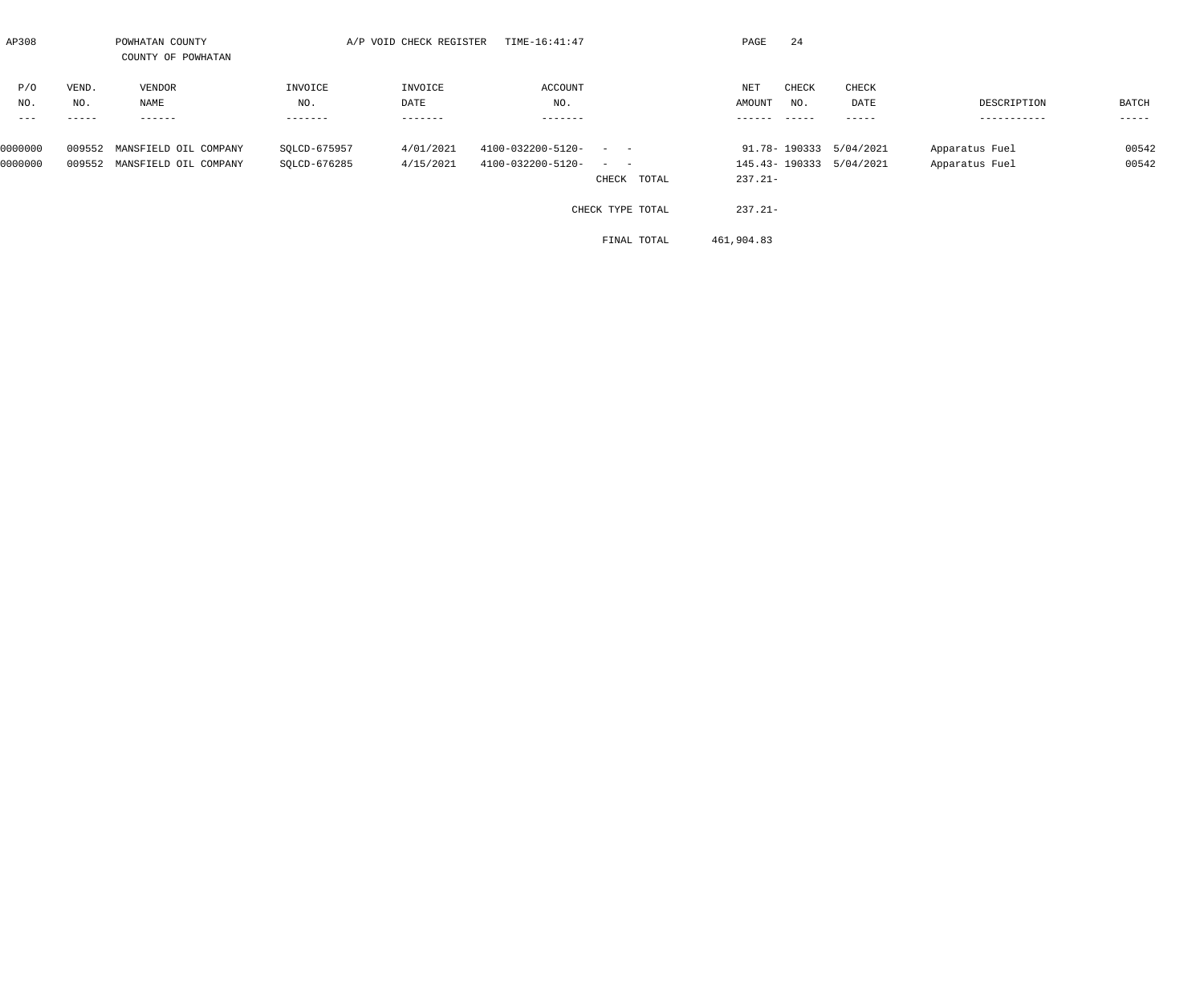AP308 POWHATAN COUNTY A/P VOID CHECK REGISTER TIME-16:41:47

COUNTY OF POWHATAN

| P/O NO. | VEND. NO. | VENDOR NAME | INVOICE NO. | INVOICE DATE | ACCOUNT NO. | | NET AMOUNT | CHECK NO. | CHECK DATE | DESCRIPTION | BATCH |
|---|---|---|---|---|---|---|---|---|---|---|---|
| 0000000 | 009552 | MANSFIELD OIL COMPANY | SQLCD-675957 | 4/01/2021 | 4100-032200-5120- - - | | 91.78- | 190333 | 5/04/2021 | Apparatus Fuel | 00542 |
| 0000000 | 009552 | MANSFIELD OIL COMPANY | SQLCD-676285 | 4/15/2021 | 4100-032200-5120- - - | | 145.43- | 190333 | 5/04/2021 | Apparatus Fuel | 00542 |
| | | | | | | CHECK TOTAL | 237.21- | | | | |
| | | | | | | CHECK TYPE TOTAL | 237.21- | | | | |
| | | | | | | FINAL TOTAL | 461,904.83 | | | | |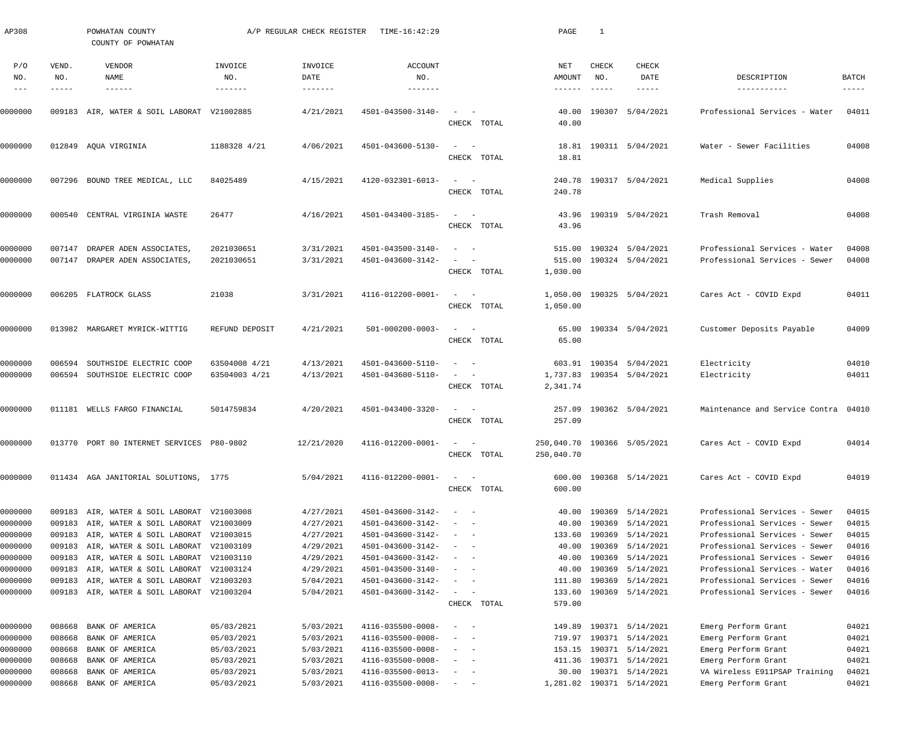AP308 POWHATAN COUNTY A/P REGULAR CHECK REGISTER TIME-16:42:29 PAGE 1

COUNTY OF POWHATAN

| P/O NO. | VEND. NO. | VENDOR NAME | INVOICE NO. | INVOICE DATE | ACCOUNT NO. | | NET AMOUNT | CHECK NO. | CHECK DATE | DESCRIPTION | BATCH |
|---|---|---|---|---|---|---|---|---|---|---|---|
| 0000000 | 009183 | AIR, WATER & SOIL LABORAT | V21002885 | 4/21/2021 | 4501-043500-3140- | - - | 40.00 | 190307 | 5/04/2021 | Professional Services - Water | 04011 |
| | | | | | | CHECK TOTAL | 40.00 | | | | |
| 0000000 | 012849 | AQUA VIRGINIA | 1188328 4/21 | 4/06/2021 | 4501-043600-5130- | - - | 18.81 | 190311 | 5/04/2021 | Water - Sewer Facilities | 04008 |
| | | | | | | CHECK TOTAL | 18.81 | | | | |
| 0000000 | 007296 | BOUND TREE MEDICAL, LLC | 84025489 | 4/15/2021 | 4120-032301-6013- | - - | 240.78 | 190317 | 5/04/2021 | Medical Supplies | 04008 |
| | | | | | | CHECK TOTAL | 240.78 | | | | |
| 0000000 | 000540 | CENTRAL VIRGINIA WASTE | 26477 | 4/16/2021 | 4501-043400-3185- | - - | 43.96 | 190319 | 5/04/2021 | Trash Removal | 04008 |
| | | | | | | CHECK TOTAL | 43.96 | | | | |
| 0000000 | 007147 | DRAPER ADEN ASSOCIATES, | 2021030651 | 3/31/2021 | 4501-043500-3140- | - - | 515.00 | 190324 | 5/04/2021 | Professional Services - Water | 04008 |
| 0000000 | 007147 | DRAPER ADEN ASSOCIATES, | 2021030651 | 3/31/2021 | 4501-043600-3142- | - - | 515.00 | 190324 | 5/04/2021 | Professional Services - Sewer | 04008 |
| | | | | | | CHECK TOTAL | 1,030.00 | | | | |
| 0000000 | 006205 | FLATROCK GLASS | 21038 | 3/31/2021 | 4116-012200-0001- | - - | 1,050.00 | 190325 | 5/04/2021 | Cares Act - COVID Expd | 04011 |
| | | | | | | CHECK TOTAL | 1,050.00 | | | | |
| 0000000 | 013982 | MARGARET MYRICK-WITTIG | REFUND DEPOSIT | 4/21/2021 | 501-000200-0003- | - - | 65.00 | 190334 | 5/04/2021 | Customer Deposits Payable | 04009 |
| | | | | | | CHECK TOTAL | 65.00 | | | | |
| 0000000 | 006594 | SOUTHSIDE ELECTRIC COOP | 63504008 4/21 | 4/13/2021 | 4501-043600-5110- | - - | 603.91 | 190354 | 5/04/2021 | Electricity | 04010 |
| 0000000 | 006594 | SOUTHSIDE ELECTRIC COOP | 63504003 4/21 | 4/13/2021 | 4501-043600-5110- | - - | 1,737.83 | 190354 | 5/04/2021 | Electricity | 04011 |
| | | | | | | CHECK TOTAL | 2,341.74 | | | | |
| 0000000 | 011181 | WELLS FARGO FINANCIAL | 5014759834 | 4/20/2021 | 4501-043400-3320- | - - | 257.09 | 190362 | 5/04/2021 | Maintenance and Service Contra | 04010 |
| | | | | | | CHECK TOTAL | 257.09 | | | | |
| 0000000 | 013770 | PORT 80 INTERNET SERVICES | P80-9802 | 12/21/2020 | 4116-012200-0001- | - - | 250,040.70 | 190366 | 5/05/2021 | Cares Act - COVID Expd | 04014 |
| | | | | | | CHECK TOTAL | 250,040.70 | | | | |
| 0000000 | 011434 | AGA JANITORIAL SOLUTIONS, | 1775 | 5/04/2021 | 4116-012200-0001- | - - | 600.00 | 190368 | 5/14/2021 | Cares Act - COVID Expd | 04019 |
| | | | | | | CHECK TOTAL | 600.00 | | | | |
| 0000000 | 009183 | AIR, WATER & SOIL LABORAT | V21003008 | 4/27/2021 | 4501-043600-3142- | - - | 40.00 | 190369 | 5/14/2021 | Professional Services - Sewer | 04015 |
| 0000000 | 009183 | AIR, WATER & SOIL LABORAT | V21003009 | 4/27/2021 | 4501-043600-3142- | - - | 40.00 | 190369 | 5/14/2021 | Professional Services - Sewer | 04015 |
| 0000000 | 009183 | AIR, WATER & SOIL LABORAT | V21003015 | 4/27/2021 | 4501-043600-3142- | - - | 133.60 | 190369 | 5/14/2021 | Professional Services - Sewer | 04015 |
| 0000000 | 009183 | AIR, WATER & SOIL LABORAT | V21003109 | 4/29/2021 | 4501-043600-3142- | - - | 40.00 | 190369 | 5/14/2021 | Professional Services - Sewer | 04016 |
| 0000000 | 009183 | AIR, WATER & SOIL LABORAT | V21003110 | 4/29/2021 | 4501-043600-3142- | - - | 40.00 | 190369 | 5/14/2021 | Professional Services - Sewer | 04016 |
| 0000000 | 009183 | AIR, WATER & SOIL LABORAT | V21003124 | 4/29/2021 | 4501-043500-3140- | - - | 40.00 | 190369 | 5/14/2021 | Professional Services - Water | 04016 |
| 0000000 | 009183 | AIR, WATER & SOIL LABORAT | V21003203 | 5/04/2021 | 4501-043600-3142- | - - | 111.80 | 190369 | 5/14/2021 | Professional Services - Sewer | 04016 |
| 0000000 | 009183 | AIR, WATER & SOIL LABORAT | V21003204 | 5/04/2021 | 4501-043600-3142- | - - | 133.60 | 190369 | 5/14/2021 | Professional Services - Sewer | 04016 |
| | | | | | | CHECK TOTAL | 579.00 | | | | |
| 0000000 | 008668 | BANK OF AMERICA | 05/03/2021 | 5/03/2021 | 4116-035500-0008- | - - | 149.89 | 190371 | 5/14/2021 | Emerg Perform Grant | 04021 |
| 0000000 | 008668 | BANK OF AMERICA | 05/03/2021 | 5/03/2021 | 4116-035500-0008- | - - | 719.97 | 190371 | 5/14/2021 | Emerg Perform Grant | 04021 |
| 0000000 | 008668 | BANK OF AMERICA | 05/03/2021 | 5/03/2021 | 4116-035500-0008- | - - | 153.15 | 190371 | 5/14/2021 | Emerg Perform Grant | 04021 |
| 0000000 | 008668 | BANK OF AMERICA | 05/03/2021 | 5/03/2021 | 4116-035500-0008- | - - | 411.36 | 190371 | 5/14/2021 | Emerg Perform Grant | 04021 |
| 0000000 | 008668 | BANK OF AMERICA | 05/03/2021 | 5/03/2021 | 4116-035500-0013- | - - | 30.00 | 190371 | 5/14/2021 | VA Wireless E911PSAP Training | 04021 |
| 0000000 | 008668 | BANK OF AMERICA | 05/03/2021 | 5/03/2021 | 4116-035500-0008- | - - | 1,281.02 | 190371 | 5/14/2021 | Emerg Perform Grant | 04021 |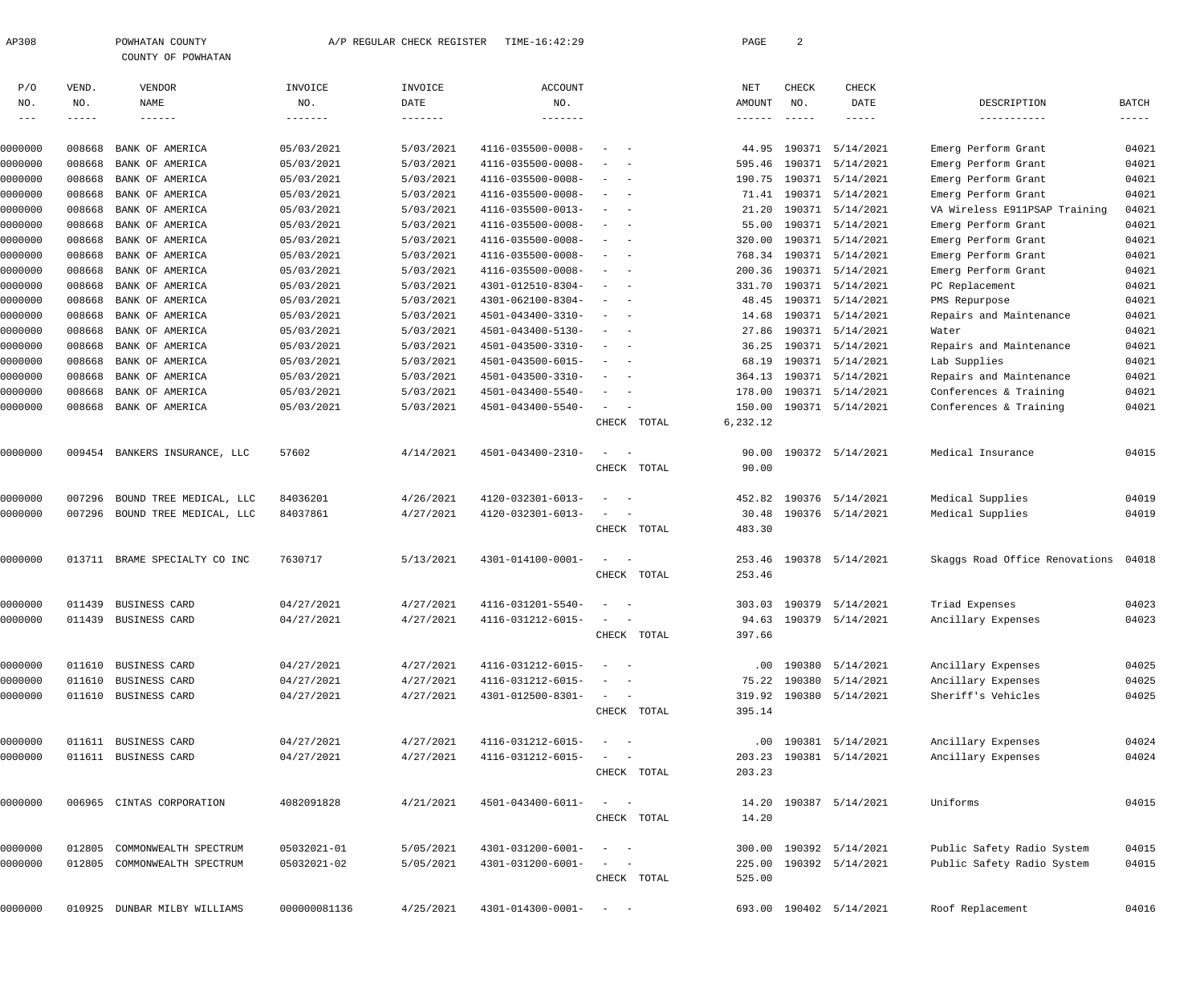AP308 POWHATAN COUNTY A/P REGULAR CHECK REGISTER TIME-16:42:29

COUNTY OF POWHATAN

| P/O NO. | VEND. NO. | VENDOR NAME | INVOICE NO. | INVOICE DATE | ACCOUNT NO. | | NET AMOUNT | CHECK NO. | CHECK DATE | DESCRIPTION | BATCH |
|---|---|---|---|---|---|---|---|---|---|---|---|
| 0000000 | 008668 | BANK OF AMERICA | 05/03/2021 | 5/03/2021 | 4116-035500-0008- | - - | 44.95 | 190371 | 5/14/2021 | Emerg Perform Grant | 04021 |
| 0000000 | 008668 | BANK OF AMERICA | 05/03/2021 | 5/03/2021 | 4116-035500-0008- | - - | 595.46 | 190371 | 5/14/2021 | Emerg Perform Grant | 04021 |
| 0000000 | 008668 | BANK OF AMERICA | 05/03/2021 | 5/03/2021 | 4116-035500-0008- | - - | 190.75 | 190371 | 5/14/2021 | Emerg Perform Grant | 04021 |
| 0000000 | 008668 | BANK OF AMERICA | 05/03/2021 | 5/03/2021 | 4116-035500-0008- | - - | 71.41 | 190371 | 5/14/2021 | Emerg Perform Grant | 04021 |
| 0000000 | 008668 | BANK OF AMERICA | 05/03/2021 | 5/03/2021 | 4116-035500-0013- | - - | 21.20 | 190371 | 5/14/2021 | VA Wireless E911PSAP Training | 04021 |
| 0000000 | 008668 | BANK OF AMERICA | 05/03/2021 | 5/03/2021 | 4116-035500-0008- | - - | 55.00 | 190371 | 5/14/2021 | Emerg Perform Grant | 04021 |
| 0000000 | 008668 | BANK OF AMERICA | 05/03/2021 | 5/03/2021 | 4116-035500-0008- | - - | 320.00 | 190371 | 5/14/2021 | Emerg Perform Grant | 04021 |
| 0000000 | 008668 | BANK OF AMERICA | 05/03/2021 | 5/03/2021 | 4116-035500-0008- | - - | 768.34 | 190371 | 5/14/2021 | Emerg Perform Grant | 04021 |
| 0000000 | 008668 | BANK OF AMERICA | 05/03/2021 | 5/03/2021 | 4116-035500-0008- | - - | 200.36 | 190371 | 5/14/2021 | Emerg Perform Grant | 04021 |
| 0000000 | 008668 | BANK OF AMERICA | 05/03/2021 | 5/03/2021 | 4301-012510-8304- | - - | 331.70 | 190371 | 5/14/2021 | PC Replacement | 04021 |
| 0000000 | 008668 | BANK OF AMERICA | 05/03/2021 | 5/03/2021 | 4301-062100-8304- | - - | 48.45 | 190371 | 5/14/2021 | PMS Repurpose | 04021 |
| 0000000 | 008668 | BANK OF AMERICA | 05/03/2021 | 5/03/2021 | 4501-043400-3310- | - - | 14.68 | 190371 | 5/14/2021 | Repairs and Maintenance | 04021 |
| 0000000 | 008668 | BANK OF AMERICA | 05/03/2021 | 5/03/2021 | 4501-043400-5130- | - - | 27.86 | 190371 | 5/14/2021 | Water | 04021 |
| 0000000 | 008668 | BANK OF AMERICA | 05/03/2021 | 5/03/2021 | 4501-043500-3310- | - - | 36.25 | 190371 | 5/14/2021 | Repairs and Maintenance | 04021 |
| 0000000 | 008668 | BANK OF AMERICA | 05/03/2021 | 5/03/2021 | 4501-043500-6015- | - - | 68.19 | 190371 | 5/14/2021 | Lab Supplies | 04021 |
| 0000000 | 008668 | BANK OF AMERICA | 05/03/2021 | 5/03/2021 | 4501-043500-3310- | - - | 364.13 | 190371 | 5/14/2021 | Repairs and Maintenance | 04021 |
| 0000000 | 008668 | BANK OF AMERICA | 05/03/2021 | 5/03/2021 | 4501-043400-5540- | - - | 178.00 | 190371 | 5/14/2021 | Conferences & Training | 04021 |
| 0000000 | 008668 | BANK OF AMERICA | 05/03/2021 | 5/03/2021 | 4501-043400-5540- | - - | 150.00 | 190371 | 5/14/2021 | Conferences & Training | 04021 |
| | | | | | | CHECK TOTAL | 6,232.12 | | | | |
| 0000000 | 009454 | BANKERS INSURANCE, LLC | 57602 | 4/14/2021 | 4501-043400-2310- | - - | 90.00 | 190372 | 5/14/2021 | Medical Insurance | 04015 |
| | | | | | | CHECK TOTAL | 90.00 | | | | |
| 0000000 | 007296 | BOUND TREE MEDICAL, LLC | 84036201 | 4/26/2021 | 4120-032301-6013- | - - | 452.82 | 190376 | 5/14/2021 | Medical Supplies | 04019 |
| 0000000 | 007296 | BOUND TREE MEDICAL, LLC | 84037861 | 4/27/2021 | 4120-032301-6013- | - - | 30.48 | 190376 | 5/14/2021 | Medical Supplies | 04019 |
| | | | | | | CHECK TOTAL | 483.30 | | | | |
| 0000000 | 013711 | BRAME SPECIALTY CO INC | 7630717 | 5/13/2021 | 4301-014100-0001- | - - | 253.46 | 190378 | 5/14/2021 | Skaggs Road Office Renovations | 04018 |
| | | | | | | CHECK TOTAL | 253.46 | | | | |
| 0000000 | 011439 | BUSINESS CARD | 04/27/2021 | 4/27/2021 | 4116-031201-5540- | - - | 303.03 | 190379 | 5/14/2021 | Triad Expenses | 04023 |
| 0000000 | 011439 | BUSINESS CARD | 04/27/2021 | 4/27/2021 | 4116-031212-6015- | - - | 94.63 | 190379 | 5/14/2021 | Ancillary Expenses | 04023 |
| | | | | | | CHECK TOTAL | 397.66 | | | | |
| 0000000 | 011610 | BUSINESS CARD | 04/27/2021 | 4/27/2021 | 4116-031212-6015- | - - | .00 | 190380 | 5/14/2021 | Ancillary Expenses | 04025 |
| 0000000 | 011610 | BUSINESS CARD | 04/27/2021 | 4/27/2021 | 4116-031212-6015- | - - | 75.22 | 190380 | 5/14/2021 | Ancillary Expenses | 04025 |
| 0000000 | 011610 | BUSINESS CARD | 04/27/2021 | 4/27/2021 | 4301-012500-8301- | - - | 319.92 | 190380 | 5/14/2021 | Sheriff's Vehicles | 04025 |
| | | | | | | CHECK TOTAL | 395.14 | | | | |
| 0000000 | 011611 | BUSINESS CARD | 04/27/2021 | 4/27/2021 | 4116-031212-6015- | - - | .00 | 190381 | 5/14/2021 | Ancillary Expenses | 04024 |
| 0000000 | 011611 | BUSINESS CARD | 04/27/2021 | 4/27/2021 | 4116-031212-6015- | - - | 203.23 | 190381 | 5/14/2021 | Ancillary Expenses | 04024 |
| | | | | | | CHECK TOTAL | 203.23 | | | | |
| 0000000 | 006965 | CINTAS CORPORATION | 4082091828 | 4/21/2021 | 4501-043400-6011- | - - | 14.20 | 190387 | 5/14/2021 | Uniforms | 04015 |
| | | | | | | CHECK TOTAL | 14.20 | | | | |
| 0000000 | 012805 | COMMONWEALTH SPECTRUM | 05032021-01 | 5/05/2021 | 4301-031200-6001- | - - | 300.00 | 190392 | 5/14/2021 | Public Safety Radio System | 04015 |
| 0000000 | 012805 | COMMONWEALTH SPECTRUM | 05032021-02 | 5/05/2021 | 4301-031200-6001- | - - | 225.00 | 190392 | 5/14/2021 | Public Safety Radio System | 04015 |
| | | | | | | CHECK TOTAL | 525.00 | | | | |
| 0000000 | 010925 | DUNBAR MILBY WILLIAMS | 000000081136 | 4/25/2021 | 4301-014300-0001- | - - | 693.00 | 190402 | 5/14/2021 | Roof Replacement | 04016 |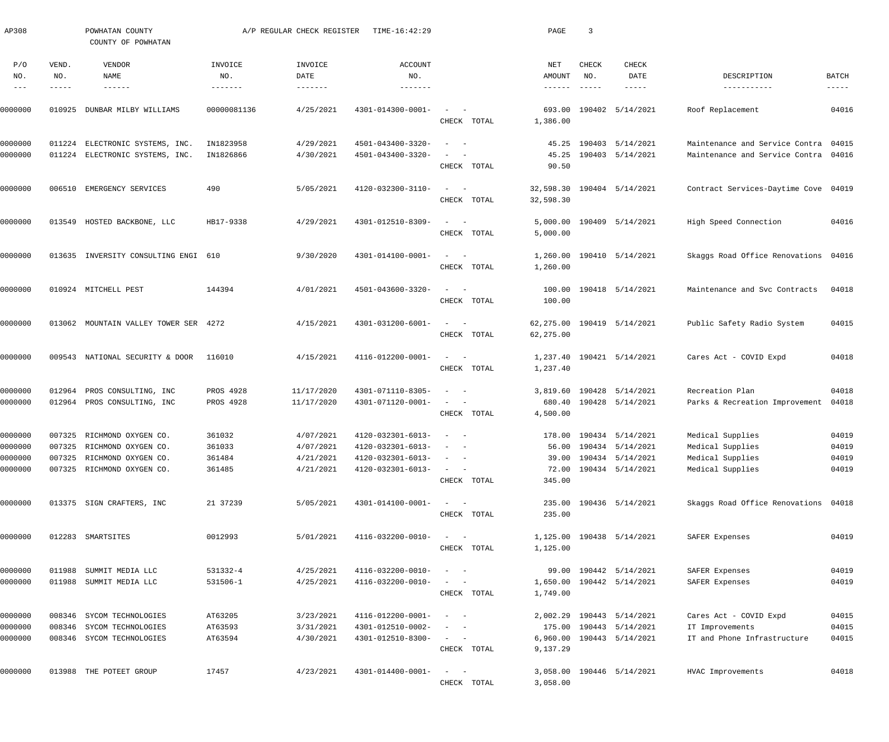AP308 POWHATAN COUNTY A/P REGULAR CHECK REGISTER TIME-16:42:29 PAGE 3

COUNTY OF POWHATAN

| P/O NO. | VEND. NO. | VENDOR NAME | INVOICE NO. | INVOICE DATE | ACCOUNT NO. | | NET AMOUNT | CHECK NO. | CHECK DATE | DESCRIPTION | BATCH |
|---|---|---|---|---|---|---|---|---|---|---|---|
| 0000000 | 010925 | DUNBAR MILBY WILLIAMS | 00000081136 | 4/25/2021 | 4301-014300-0001- | - - | 693.00 | 190402 | 5/14/2021 | Roof Replacement | 04016 |
| | | | | | | CHECK TOTAL | 1,386.00 | | | | |
| 0000000 | 011224 | ELECTRONIC SYSTEMS, INC. | IN1823958 | 4/29/2021 | 4501-043400-3320- | - - | 45.25 | 190403 | 5/14/2021 | Maintenance and Service Contra | 04015 |
| 0000000 | 011224 | ELECTRONIC SYSTEMS, INC. | IN1826866 | 4/30/2021 | 4501-043400-3320- | - - | 45.25 | 190403 | 5/14/2021 | Maintenance and Service Contra | 04016 |
| | | | | | | CHECK TOTAL | 90.50 | | | | |
| 0000000 | 006510 | EMERGENCY SERVICES | 490 | 5/05/2021 | 4120-032300-3110- | - - | 32,598.30 | 190404 | 5/14/2021 | Contract Services-Daytime Cove | 04019 |
| | | | | | | CHECK TOTAL | 32,598.30 | | | | |
| 0000000 | 013549 | HOSTED BACKBONE, LLC | HB17-9338 | 4/29/2021 | 4301-012510-8309- | - - | 5,000.00 | 190409 | 5/14/2021 | High Speed Connection | 04016 |
| | | | | | | CHECK TOTAL | 5,000.00 | | | | |
| 0000000 | 013635 | INVERSITY CONSULTING ENGI | 610 | 9/30/2020 | 4301-014100-0001- | - - | 1,260.00 | 190410 | 5/14/2021 | Skaggs Road Office Renovations | 04016 |
| | | | | | | CHECK TOTAL | 1,260.00 | | | | |
| 0000000 | 010924 | MITCHELL PEST | 144394 | 4/01/2021 | 4501-043600-3320- | - - | 100.00 | 190418 | 5/14/2021 | Maintenance and Svc Contracts | 04018 |
| | | | | | | CHECK TOTAL | 100.00 | | | | |
| 0000000 | 013062 | MOUNTAIN VALLEY TOWER SER | 4272 | 4/15/2021 | 4301-031200-6001- | - - | 62,275.00 | 190419 | 5/14/2021 | Public Safety Radio System | 04015 |
| | | | | | | CHECK TOTAL | 62,275.00 | | | | |
| 0000000 | 009543 | NATIONAL SECURITY & DOOR | 116010 | 4/15/2021 | 4116-012200-0001- | - - | 1,237.40 | 190421 | 5/14/2021 | Cares Act - COVID Expd | 04018 |
| | | | | | | CHECK TOTAL | 1,237.40 | | | | |
| 0000000 | 012964 | PROS CONSULTING, INC | PROS 4928 | 11/17/2020 | 4301-071110-8305- | - - | 3,819.60 | 190428 | 5/14/2021 | Recreation Plan | 04018 |
| 0000000 | 012964 | PROS CONSULTING, INC | PROS 4928 | 11/17/2020 | 4301-071120-0001- | - - | 680.40 | 190428 | 5/14/2021 | Parks & Recreation Improvement | 04018 |
| | | | | | | CHECK TOTAL | 4,500.00 | | | | |
| 0000000 | 007325 | RICHMOND OXYGEN CO. | 361032 | 4/07/2021 | 4120-032301-6013- | - - | 178.00 | 190434 | 5/14/2021 | Medical Supplies | 04019 |
| 0000000 | 007325 | RICHMOND OXYGEN CO. | 361033 | 4/07/2021 | 4120-032301-6013- | - - | 56.00 | 190434 | 5/14/2021 | Medical Supplies | 04019 |
| 0000000 | 007325 | RICHMOND OXYGEN CO. | 361484 | 4/21/2021 | 4120-032301-6013- | - - | 39.00 | 190434 | 5/14/2021 | Medical Supplies | 04019 |
| 0000000 | 007325 | RICHMOND OXYGEN CO. | 361485 | 4/21/2021 | 4120-032301-6013- | - - | 72.00 | 190434 | 5/14/2021 | Medical Supplies | 04019 |
| | | | | | | CHECK TOTAL | 345.00 | | | | |
| 0000000 | 013375 | SIGN CRAFTERS, INC | 21 37239 | 5/05/2021 | 4301-014100-0001- | - - | 235.00 | 190436 | 5/14/2021 | Skaggs Road Office Renovations | 04018 |
| | | | | | | CHECK TOTAL | 235.00 | | | | |
| 0000000 | 012283 | SMARTSITES | 0012993 | 5/01/2021 | 4116-032200-0010- | - - | 1,125.00 | 190438 | 5/14/2021 | SAFER Expenses | 04019 |
| | | | | | | CHECK TOTAL | 1,125.00 | | | | |
| 0000000 | 011988 | SUMMIT MEDIA LLC | 531332-4 | 4/25/2021 | 4116-032200-0010- | - - | 99.00 | 190442 | 5/14/2021 | SAFER Expenses | 04019 |
| 0000000 | 011988 | SUMMIT MEDIA LLC | 531506-1 | 4/25/2021 | 4116-032200-0010- | - - | 1,650.00 | 190442 | 5/14/2021 | SAFER Expenses | 04019 |
| | | | | | | CHECK TOTAL | 1,749.00 | | | | |
| 0000000 | 008346 | SYCOM TECHNOLOGIES | AT63205 | 3/23/2021 | 4116-012200-0001- | - - | 2,002.29 | 190443 | 5/14/2021 | Cares Act - COVID Expd | 04015 |
| 0000000 | 008346 | SYCOM TECHNOLOGIES | AT63593 | 3/31/2021 | 4301-012510-0002- | - - | 175.00 | 190443 | 5/14/2021 | IT Improvements | 04015 |
| 0000000 | 008346 | SYCOM TECHNOLOGIES | AT63594 | 4/30/2021 | 4301-012510-8300- | - - | 6,960.00 | 190443 | 5/14/2021 | IT and Phone Infrastructure | 04015 |
| | | | | | | CHECK TOTAL | 9,137.29 | | | | |
| 0000000 | 013988 | THE POTEET GROUP | 17457 | 4/23/2021 | 4301-014400-0001- | - - | 3,058.00 | 190446 | 5/14/2021 | HVAC Improvements | 04018 |
| | | | | | | CHECK TOTAL | 3,058.00 | | | | |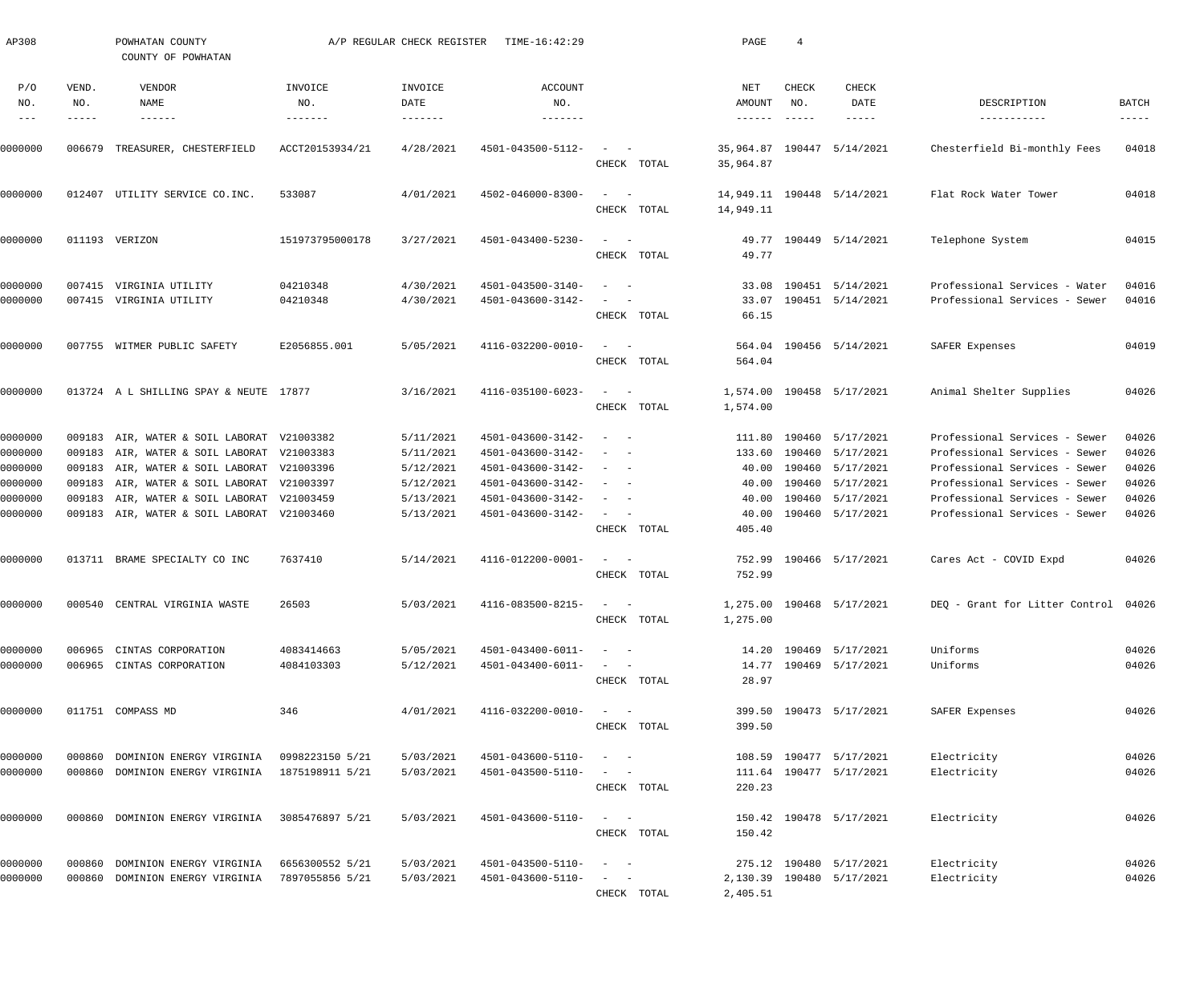AP308 POWHATAN COUNTY A/P REGULAR CHECK REGISTER TIME-16:42:29

COUNTY OF POWHATAN

| P/O NO. | VEND. NO. | VENDOR NAME | INVOICE NO. | INVOICE DATE | ACCOUNT NO. | | NET AMOUNT | CHECK NO. | CHECK DATE | DESCRIPTION | BATCH |
|---|---|---|---|---|---|---|---|---|---|---|---|
| 0000000 | 006679 | TREASURER, CHESTERFIELD | ACCT20153934/21 | 4/28/2021 | 4501-043500-5112- | - - | 35,964.87 | 190447 | 5/14/2021 | Chesterfield Bi-monthly Fees | 04018 |
| | | | | | | CHECK TOTAL | 35,964.87 | | | | |
| 0000000 | 012407 | UTILITY SERVICE CO.INC. | 533087 | 4/01/2021 | 4502-046000-8300- | - - | 14,949.11 | 190448 | 5/14/2021 | Flat Rock Water Tower | 04018 |
| | | | | | | CHECK TOTAL | 14,949.11 | | | | |
| 0000000 | 011193 | VERIZON | 151973795000178 | 3/27/2021 | 4501-043400-5230- | - - | 49.77 | 190449 | 5/14/2021 | Telephone System | 04015 |
| | | | | | | CHECK TOTAL | 49.77 | | | | |
| 0000000 | 007415 | VIRGINIA UTILITY | 04210348 | 4/30/2021 | 4501-043500-3140- | - - | 33.08 | 190451 | 5/14/2021 | Professional Services - Water | 04016 |
| 0000000 | 007415 | VIRGINIA UTILITY | 04210348 | 4/30/2021 | 4501-043600-3142- | - - | 33.07 | 190451 | 5/14/2021 | Professional Services - Sewer | 04016 |
| | | | | | | CHECK TOTAL | 66.15 | | | | |
| 0000000 | 007755 | WITMER PUBLIC SAFETY | E2056855.001 | 5/05/2021 | 4116-032200-0010- | - - | 564.04 | 190456 | 5/14/2021 | SAFER Expenses | 04019 |
| | | | | | | CHECK TOTAL | 564.04 | | | | |
| 0000000 | 013724 | A L SHILLING SPAY & NEUTE | 17877 | 3/16/2021 | 4116-035100-6023- | - - | 1,574.00 | 190458 | 5/17/2021 | Animal Shelter Supplies | 04026 |
| | | | | | | CHECK TOTAL | 1,574.00 | | | | |
| 0000000 | 009183 | AIR, WATER & SOIL LABORAT | V21003382 | 5/11/2021 | 4501-043600-3142- | - - | 111.80 | 190460 | 5/17/2021 | Professional Services - Sewer | 04026 |
| 0000000 | 009183 | AIR, WATER & SOIL LABORAT | V21003383 | 5/11/2021 | 4501-043600-3142- | - - | 133.60 | 190460 | 5/17/2021 | Professional Services - Sewer | 04026 |
| 0000000 | 009183 | AIR, WATER & SOIL LABORAT | V21003396 | 5/12/2021 | 4501-043600-3142- | - - | 40.00 | 190460 | 5/17/2021 | Professional Services - Sewer | 04026 |
| 0000000 | 009183 | AIR, WATER & SOIL LABORAT | V21003397 | 5/12/2021 | 4501-043600-3142- | - - | 40.00 | 190460 | 5/17/2021 | Professional Services - Sewer | 04026 |
| 0000000 | 009183 | AIR, WATER & SOIL LABORAT | V21003459 | 5/13/2021 | 4501-043600-3142- | - - | 40.00 | 190460 | 5/17/2021 | Professional Services - Sewer | 04026 |
| 0000000 | 009183 | AIR, WATER & SOIL LABORAT | V21003460 | 5/13/2021 | 4501-043600-3142- | - - | 40.00 | 190460 | 5/17/2021 | Professional Services - Sewer | 04026 |
| | | | | | | CHECK TOTAL | 405.40 | | | | |
| 0000000 | 013711 | BRAME SPECIALTY CO INC | 7637410 | 5/14/2021 | 4116-012200-0001- | - - | 752.99 | 190466 | 5/17/2021 | Cares Act - COVID Expd | 04026 |
| | | | | | | CHECK TOTAL | 752.99 | | | | |
| 0000000 | 000540 | CENTRAL VIRGINIA WASTE | 26503 | 5/03/2021 | 4116-083500-8215- | - - | 1,275.00 | 190468 | 5/17/2021 | DEQ - Grant for Litter Control | 04026 |
| | | | | | | CHECK TOTAL | 1,275.00 | | | | |
| 0000000 | 006965 | CINTAS CORPORATION | 4083414663 | 5/05/2021 | 4501-043400-6011- | - - | 14.20 | 190469 | 5/17/2021 | Uniforms | 04026 |
| 0000000 | 006965 | CINTAS CORPORATION | 4084103303 | 5/12/2021 | 4501-043400-6011- | - - | 14.77 | 190469 | 5/17/2021 | Uniforms | 04026 |
| | | | | | | CHECK TOTAL | 28.97 | | | | |
| 0000000 | 011751 | COMPASS MD | 346 | 4/01/2021 | 4116-032200-0010- | - - | 399.50 | 190473 | 5/17/2021 | SAFER Expenses | 04026 |
| | | | | | | CHECK TOTAL | 399.50 | | | | |
| 0000000 | 000860 | DOMINION ENERGY VIRGINIA | 0998223150 5/21 | 5/03/2021 | 4501-043600-5110- | - - | 108.59 | 190477 | 5/17/2021 | Electricity | 04026 |
| 0000000 | 000860 | DOMINION ENERGY VIRGINIA | 1875198911 5/21 | 5/03/2021 | 4501-043500-5110- | - - | 111.64 | 190477 | 5/17/2021 | Electricity | 04026 |
| | | | | | | CHECK TOTAL | 220.23 | | | | |
| 0000000 | 000860 | DOMINION ENERGY VIRGINIA | 3085476897 5/21 | 5/03/2021 | 4501-043600-5110- | - - | 150.42 | 190478 | 5/17/2021 | Electricity | 04026 |
| | | | | | | CHECK TOTAL | 150.42 | | | | |
| 0000000 | 000860 | DOMINION ENERGY VIRGINIA | 6656300552 5/21 | 5/03/2021 | 4501-043500-5110- | - - | 275.12 | 190480 | 5/17/2021 | Electricity | 04026 |
| 0000000 | 000860 | DOMINION ENERGY VIRGINIA | 7897055856 5/21 | 5/03/2021 | 4501-043600-5110- | - - | 2,130.39 | 190480 | 5/17/2021 | Electricity | 04026 |
| | | | | | | CHECK TOTAL | 2,405.51 | | | | |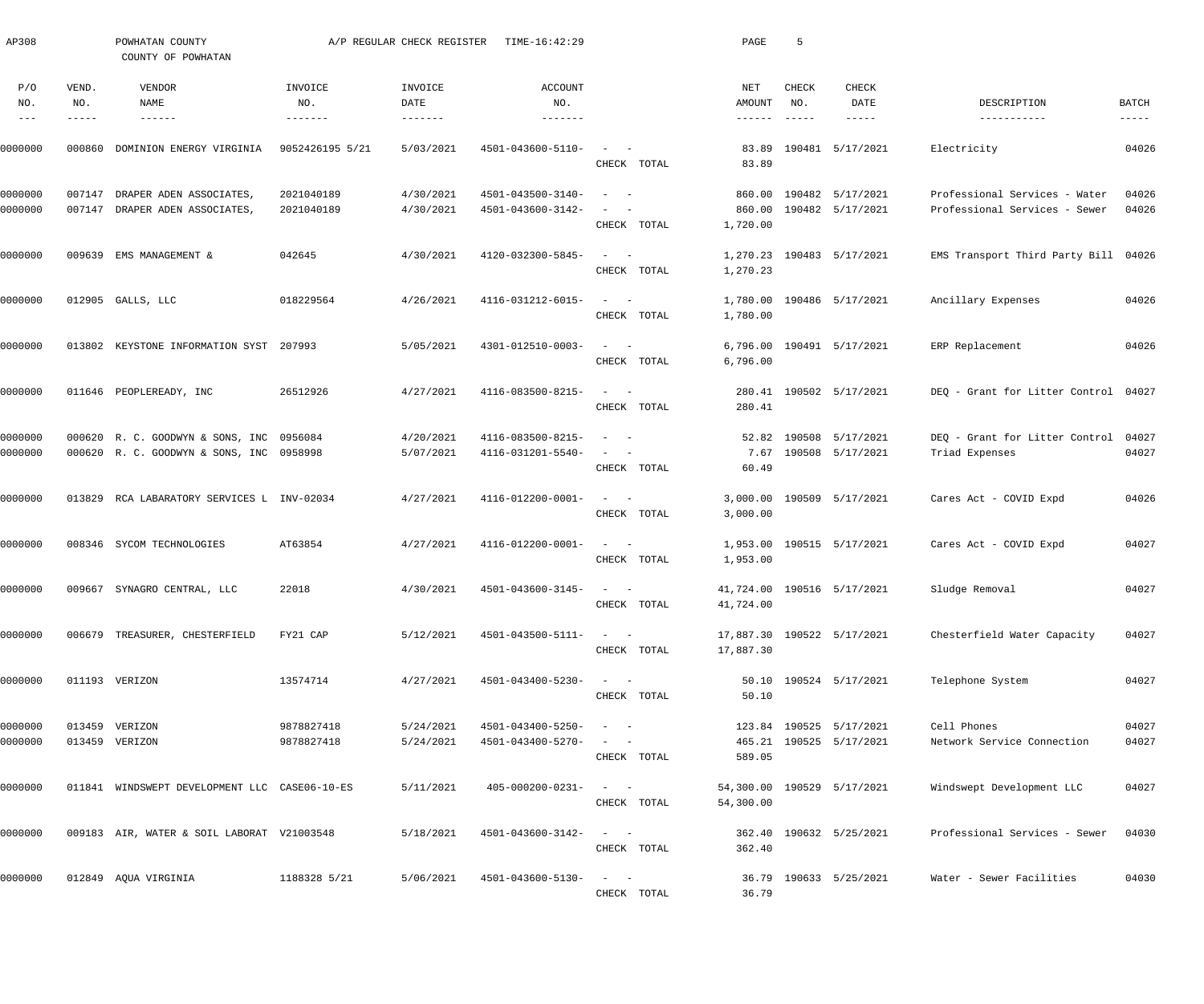AP308 POWHATAN COUNTY A/P REGULAR CHECK REGISTER TIME-16:42:29

COUNTY OF POWHATAN

| P/O NO. | VEND. NO. | VENDOR NAME | INVOICE NO. | INVOICE DATE | ACCOUNT NO. | | NET AMOUNT | CHECK NO. | CHECK DATE | DESCRIPTION | BATCH |
|---|---|---|---|---|---|---|---|---|---|---|---|
| 0000000 | 000860 | DOMINION ENERGY VIRGINIA | 9052426195 5/21 | 5/03/2021 | 4501-043600-5110- | - - | 83.89 | 190481 | 5/17/2021 | Electricity | 04026 |
| | | | | | | CHECK TOTAL | 83.89 | | | | |
| 0000000 | 007147 | DRAPER ADEN ASSOCIATES, | 2021040189 | 4/30/2021 | 4501-043500-3140- | - - | 860.00 | 190482 | 5/17/2021 | Professional Services - Water | 04026 |
| 0000000 | 007147 | DRAPER ADEN ASSOCIATES, | 2021040189 | 4/30/2021 | 4501-043600-3142- | - - | 860.00 | 190482 | 5/17/2021 | Professional Services - Sewer | 04026 |
| | | | | | | CHECK TOTAL | 1,720.00 | | | | |
| 0000000 | 009639 | EMS MANAGEMENT & | 042645 | 4/30/2021 | 4120-032300-5845- | - - | 1,270.23 | 190483 | 5/17/2021 | EMS Transport Third Party Bill | 04026 |
| | | | | | | CHECK TOTAL | 1,270.23 | | | | |
| 0000000 | 012905 | GALLS, LLC | 018229564 | 4/26/2021 | 4116-031212-6015- | - - | 1,780.00 | 190486 | 5/17/2021 | Ancillary Expenses | 04026 |
| | | | | | | CHECK TOTAL | 1,780.00 | | | | |
| 0000000 | 013802 | KEYSTONE INFORMATION SYST | 207993 | 5/05/2021 | 4301-012510-0003- | - - | 6,796.00 | 190491 | 5/17/2021 | ERP Replacement | 04026 |
| | | | | | | CHECK TOTAL | 6,796.00 | | | | |
| 0000000 | 011646 | PEOPLEREADY, INC | 26512926 | 4/27/2021 | 4116-083500-8215- | - - | 280.41 | 190502 | 5/17/2021 | DEQ - Grant for Litter Control | 04027 |
| | | | | | | CHECK TOTAL | 280.41 | | | | |
| 0000000 | 000620 | R. C. GOODWYN & SONS, INC | 0956084 | 4/20/2021 | 4116-083500-8215- | - - | 52.82 | 190508 | 5/17/2021 | DEQ - Grant for Litter Control | 04027 |
| 0000000 | 000620 | R. C. GOODWYN & SONS, INC | 0958998 | 5/07/2021 | 4116-031201-5540- | - - | 7.67 | 190508 | 5/17/2021 | Triad Expenses | 04027 |
| | | | | | | CHECK TOTAL | 60.49 | | | | |
| 0000000 | 013829 | RCA LABARATORY SERVICES L | INV-02034 | 4/27/2021 | 4116-012200-0001- | - - | 3,000.00 | 190509 | 5/17/2021 | Cares Act - COVID Expd | 04026 |
| | | | | | | CHECK TOTAL | 3,000.00 | | | | |
| 0000000 | 008346 | SYCOM TECHNOLOGIES | AT63854 | 4/27/2021 | 4116-012200-0001- | - - | 1,953.00 | 190515 | 5/17/2021 | Cares Act - COVID Expd | 04027 |
| | | | | | | CHECK TOTAL | 1,953.00 | | | | |
| 0000000 | 009667 | SYNAGRO CENTRAL, LLC | 22018 | 4/30/2021 | 4501-043600-3145- | - - | 41,724.00 | 190516 | 5/17/2021 | Sludge Removal | 04027 |
| | | | | | | CHECK TOTAL | 41,724.00 | | | | |
| 0000000 | 006679 | TREASURER, CHESTERFIELD | FY21 CAP | 5/12/2021 | 4501-043500-5111- | - - | 17,887.30 | 190522 | 5/17/2021 | Chesterfield Water Capacity | 04027 |
| | | | | | | CHECK TOTAL | 17,887.30 | | | | |
| 0000000 | 011193 | VERIZON | 13574714 | 4/27/2021 | 4501-043400-5230- | - - | 50.10 | 190524 | 5/17/2021 | Telephone System | 04027 |
| | | | | | | CHECK TOTAL | 50.10 | | | | |
| 0000000 | 013459 | VERIZON | 9878827418 | 5/24/2021 | 4501-043400-5250- | - - | 123.84 | 190525 | 5/17/2021 | Cell Phones | 04027 |
| 0000000 | 013459 | VERIZON | 9878827418 | 5/24/2021 | 4501-043400-5270- | - - | 465.21 | 190525 | 5/17/2021 | Network Service Connection | 04027 |
| | | | | | | CHECK TOTAL | 589.05 | | | | |
| 0000000 | 011841 | WINDSWEPT DEVELOPMENT LLC | CASE06-10-ES | 5/11/2021 | 405-000200-0231- | - - | 54,300.00 | 190529 | 5/17/2021 | Windswept Development LLC | 04027 |
| | | | | | | CHECK TOTAL | 54,300.00 | | | | |
| 0000000 | 009183 | AIR, WATER & SOIL LABORAT | V21003548 | 5/18/2021 | 4501-043600-3142- | - - | 362.40 | 190632 | 5/25/2021 | Professional Services - Sewer | 04030 |
| | | | | | | CHECK TOTAL | 362.40 | | | | |
| 0000000 | 012849 | AQUA VIRGINIA | 1188328 5/21 | 5/06/2021 | 4501-043600-5130- | - - | 36.79 | 190633 | 5/25/2021 | Water - Sewer Facilities | 04030 |
| | | | | | | CHECK TOTAL | 36.79 | | | | |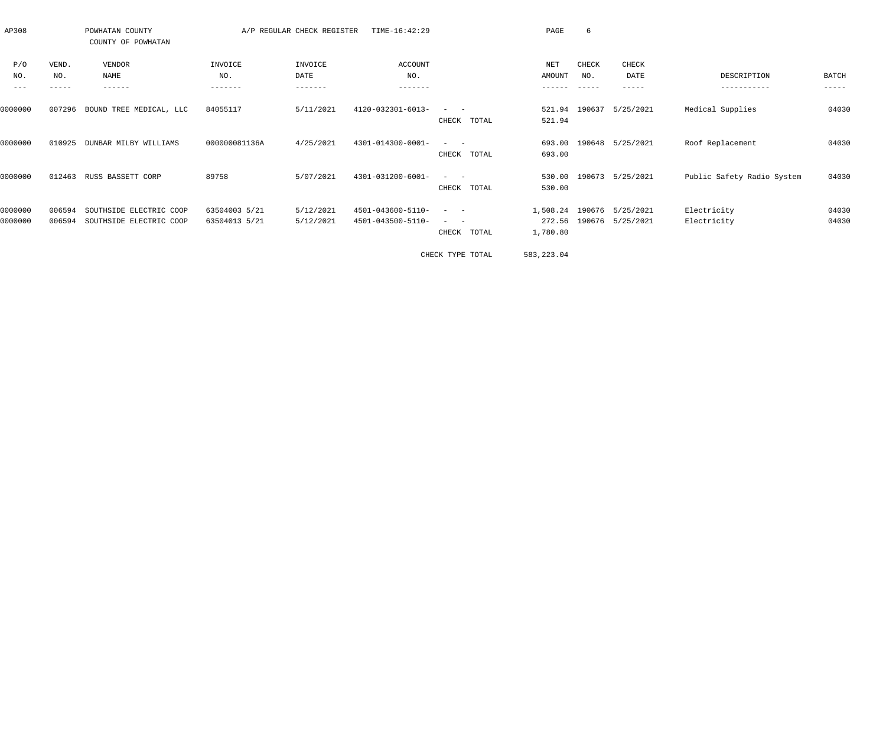AP308 POWHATAN COUNTY A/P REGULAR CHECK REGISTER TIME-16:42:29 PAGE 6

COUNTY OF POWHATAN

| P/O NO. | VEND. NO. | VENDOR NAME | INVOICE NO. | INVOICE DATE | ACCOUNT NO. | | NET AMOUNT | CHECK NO. | CHECK DATE | DESCRIPTION | BATCH |
|---|---|---|---|---|---|---|---|---|---|---|---|
| 0000000 | 007296 | BOUND TREE MEDICAL, LLC | 84055117 | 5/11/2021 | 4120-032301-6013- | - - | 521.94 | 190637 | 5/25/2021 | Medical Supplies | 04030 |
| | | | | | | CHECK TOTAL | 521.94 | | | | |
| 0000000 | 010925 | DUNBAR MILBY WILLIAMS | 000000081136A | 4/25/2021 | 4301-014300-0001- | - - | 693.00 | 190648 | 5/25/2021 | Roof Replacement | 04030 |
| | | | | | | CHECK TOTAL | 693.00 | | | | |
| 0000000 | 012463 | RUSS BASSETT CORP | 89758 | 5/07/2021 | 4301-031200-6001- | - - | 530.00 | 190673 | 5/25/2021 | Public Safety Radio System | 04030 |
| | | | | | | CHECK TOTAL | 530.00 | | | | |
| 0000000 | 006594 | SOUTHSIDE ELECTRIC COOP | 63504003 5/21 | 5/12/2021 | 4501-043600-5110- | - - | 1,508.24 | 190676 | 5/25/2021 | Electricity | 04030 |
| 0000000 | 006594 | SOUTHSIDE ELECTRIC COOP | 63504013 5/21 | 5/12/2021 | 4501-043500-5110- | - - | 272.56 | 190676 | 5/25/2021 | Electricity | 04030 |
| | | | | | | CHECK TOTAL | 1,780.80 | | | | |
| | | | | | | CHECK TYPE TOTAL | 583,223.04 | | | | |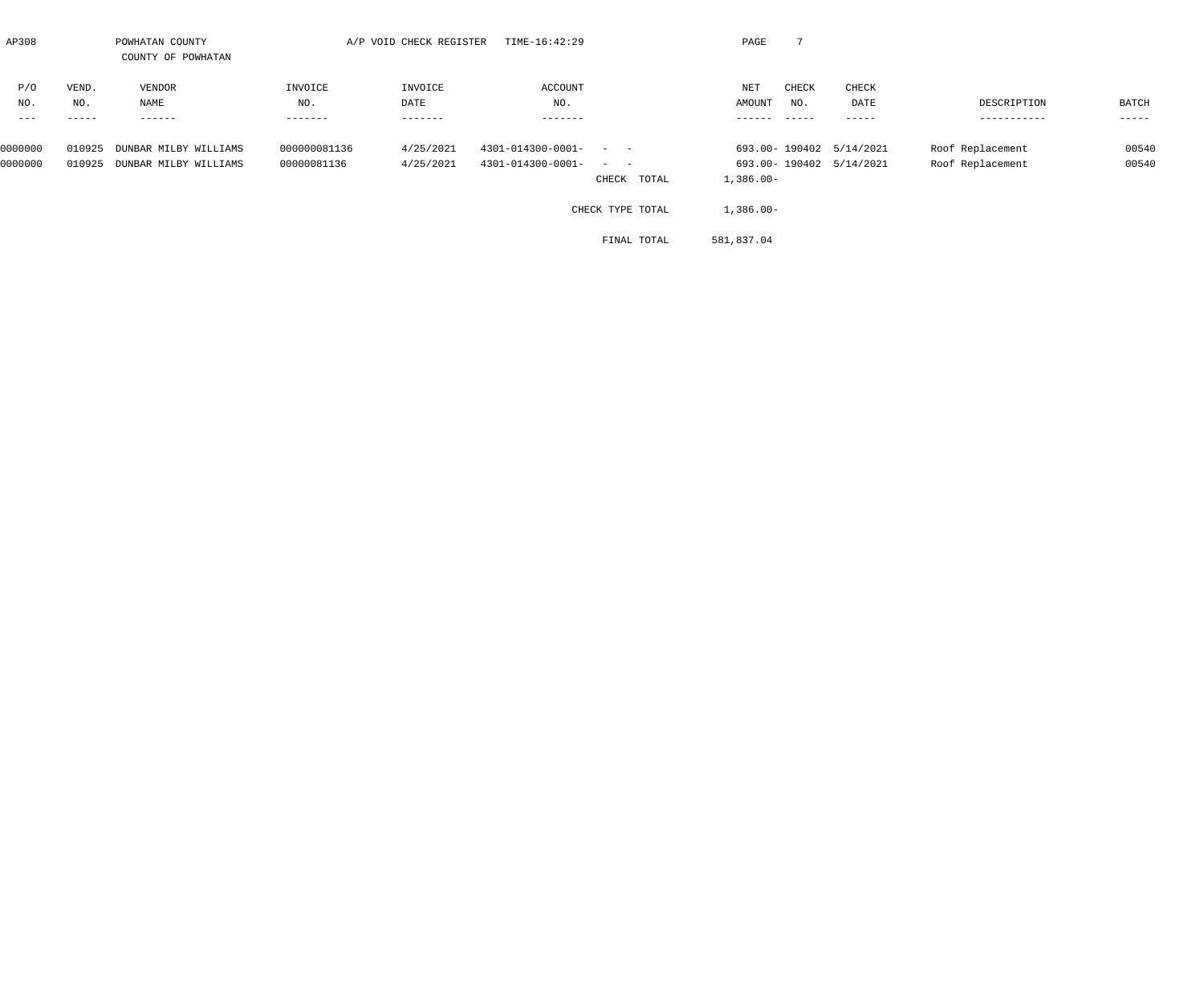AP308 POWHATAN COUNTY A/P VOID CHECK REGISTER TIME-16:42:29

COUNTY OF POWHATAN

| P/O NO. | VEND. NO. | VENDOR NAME | INVOICE NO. | INVOICE DATE | ACCOUNT NO. | | NET AMOUNT | CHECK NO. | CHECK DATE | DESCRIPTION | BATCH |
|---|---|---|---|---|---|---|---|---|---|---|---|
| 0000000 | 010925 | DUNBAR MILBY WILLIAMS | 000000081136 | 4/25/2021 | 4301-014300-0001- - - | | 693.00- | 190402 | 5/14/2021 | Roof Replacement | 00540 |
| 0000000 | 010925 | DUNBAR MILBY WILLIAMS | 00000081136 | 4/25/2021 | 4301-014300-0001- - - | | 693.00- | 190402 | 5/14/2021 | Roof Replacement | 00540 |
| | | | | | | CHECK TOTAL | 1,386.00- | | | | |
| | | | | | | CHECK TYPE TOTAL | 1,386.00- | | | | |
| | | | | | | FINAL TOTAL | 581,837.04 | | | | |